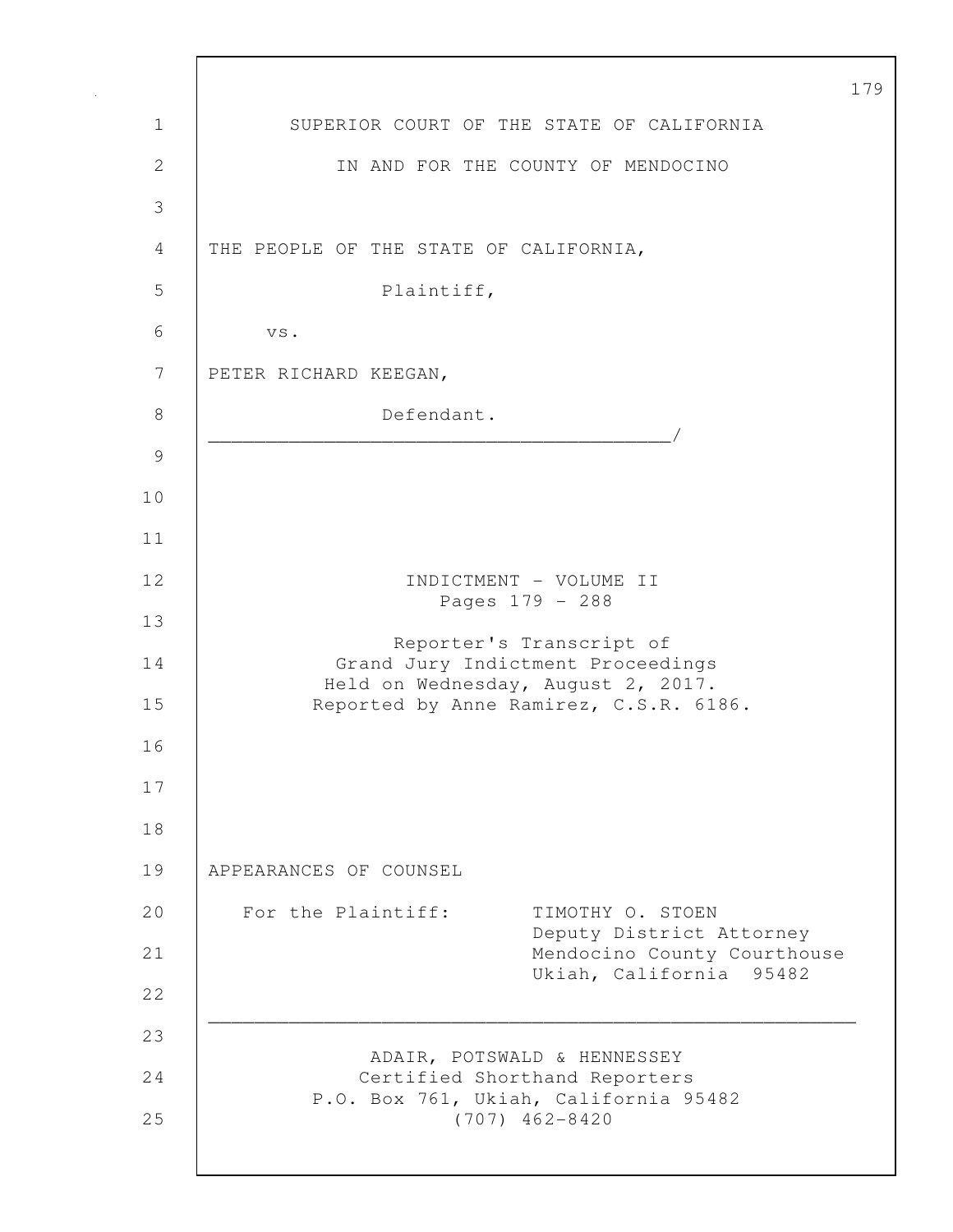SUPERIOR COURT OF THE STATE OF CALIFORNIA

IN AND FOR THE COUNTY OF MENDOCINO

THE PEOPLE OF THE STATE OF CALIFORNIA,

Plaintiff,

vs.

PETER RICHARD KEEGAN,

Defendant.

_______________________________________/

INDICTMENT - VOLUME II
Pages 179 - 288

Reporter's Transcript of
Grand Jury Indictment Proceedings
Held on Wednesday, August 2, 2017.
Reported by Anne Ramirez, C.S.R. 6186.

APPEARANCES OF COUNSEL

For the Plaintiff: TIMOTHY O. STOEN
Deputy District Attorney
Mendocino County Courthouse
Ukiah, California 95482

ADAIR, POTSWALD & HENNESSEY
Certified Shorthand Reporters
P.O. Box 761, Ukiah, California 95482
(707) 462-8420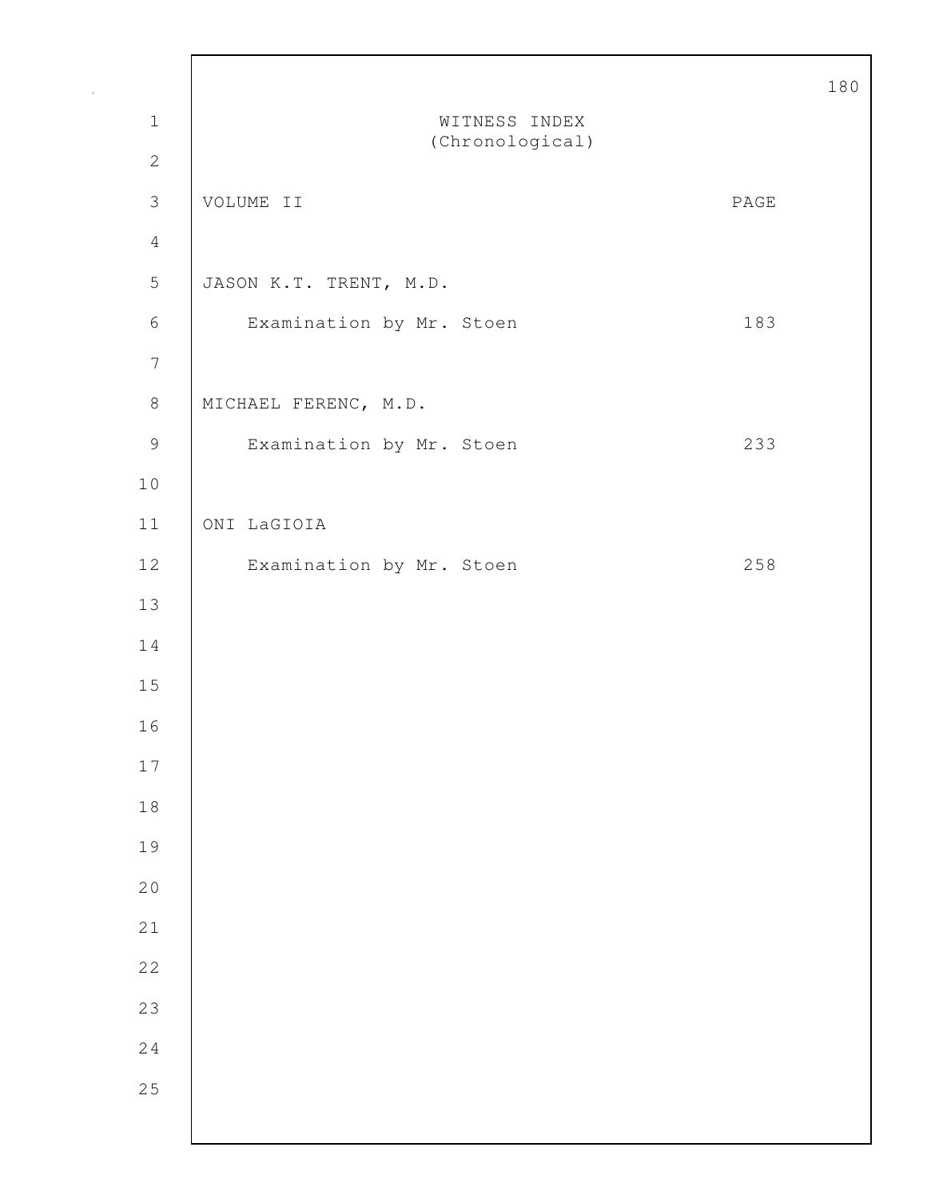# WITNESS INDEX
(Chronological)

| VOLUME II | PAGE |
| --- | --- |
| JASON K.T. TRENT, M.D. | |
| Examination by Mr. Stoen | 183 |
| MICHAEL FERENC, M.D. | |
| Examination by Mr. Stoen | 233 |
| ONI LaGIOIA | |
| Examination by Mr. Stoen | 258 |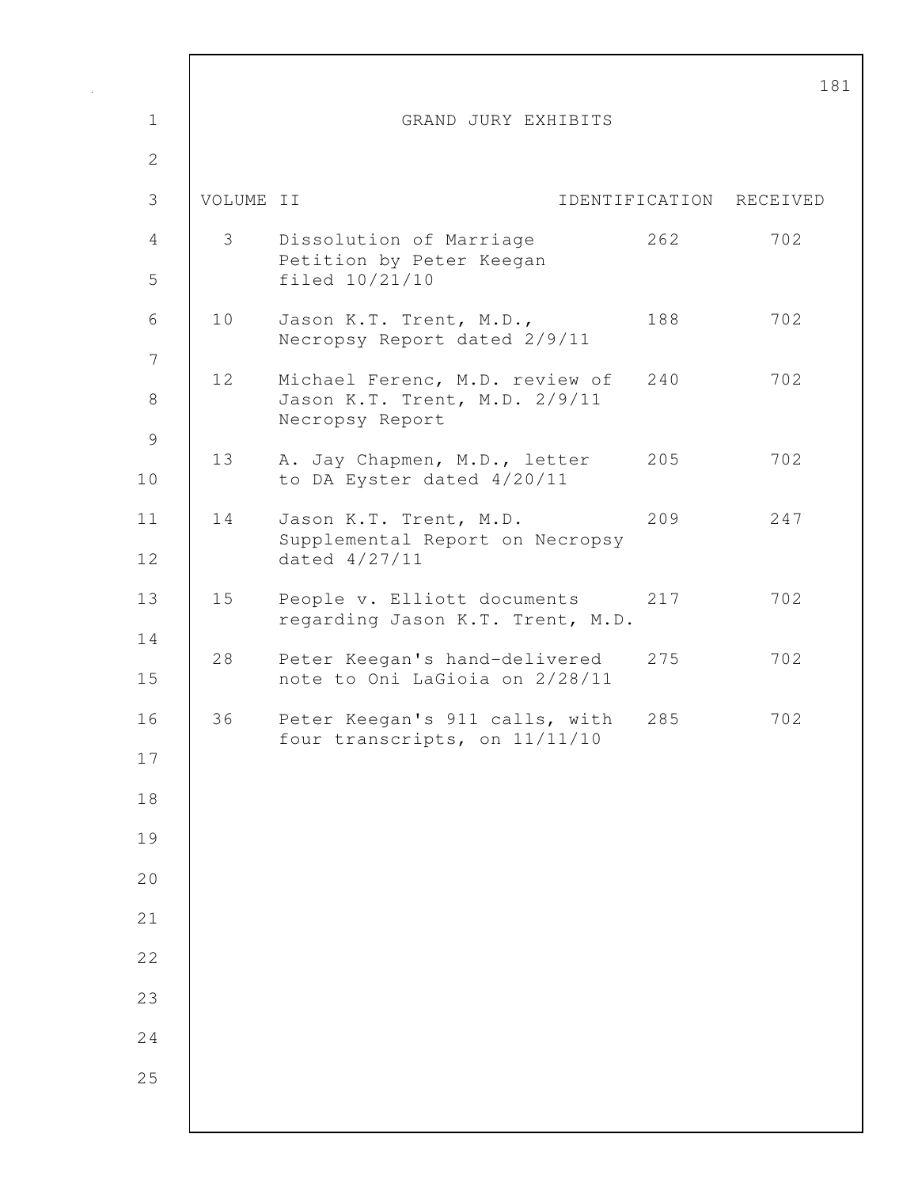# GRAND JURY EXHIBITS

| VOLUME II | | IDENTIFICATION | RECEIVED |
|---|---|---|---|
| 3 | Dissolution of Marriage Petition by Peter Keegan filed 10/21/10 | 262 | 702 |
| 10 | Jason K.T. Trent, M.D., Necropsy Report dated 2/9/11 | 188 | 702 |
| 12 | Michael Ferenc, M.D. review of Jason K.T. Trent, M.D. 2/9/11 Necropsy Report | 240 | 702 |
| 13 | A. Jay Chapmen, M.D., letter to DA Eyster dated 4/20/11 | 205 | 702 |
| 14 | Jason K.T. Trent, M.D. Supplemental Report on Necropsy dated 4/27/11 | 209 | 247 |
| 15 | People v. Elliott documents regarding Jason K.T. Trent, M.D. | 217 | 702 |
| 28 | Peter Keegan's hand-delivered note to Oni LaGioia on 2/28/11 | 275 | 702 |
| 36 | Peter Keegan's 911 calls, with four transcripts, on 11/11/10 | 285 | 702 |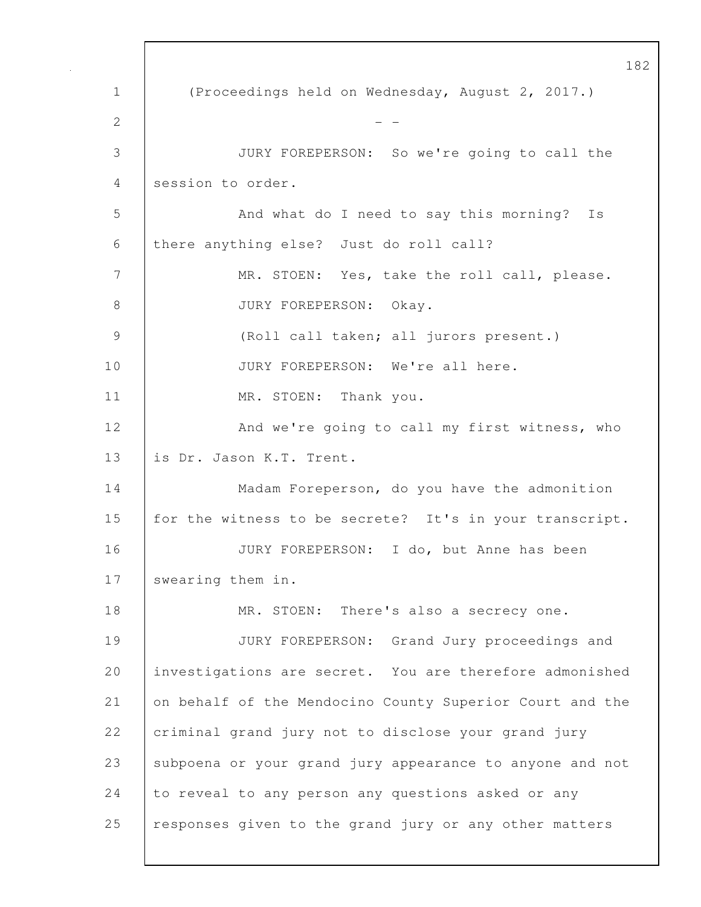(Proceedings held on Wednesday, August 2, 2017.)

- -

JURY FOREPERSON: So we're going to call the session to order.

And what do I need to say this morning? Is there anything else? Just do roll call?

MR. STOEN: Yes, take the roll call, please.

JURY FOREPERSON: Okay.

(Roll call taken; all jurors present.)

JURY FOREPERSON: We're all here.

MR. STOEN: Thank you.

And we're going to call my first witness, who is Dr. Jason K.T. Trent.

Madam Foreperson, do you have the admonition for the witness to be secrete? It's in your transcript.

JURY FOREPERSON: I do, but Anne has been swearing them in.

MR. STOEN: There's also a secrecy one.

JURY FOREPERSON: Grand Jury proceedings and investigations are secret. You are therefore admonished on behalf of the Mendocino County Superior Court and the criminal grand jury not to disclose your grand jury subpoena or your grand jury appearance to anyone and not to reveal to any person any questions asked or any responses given to the grand jury or any other matters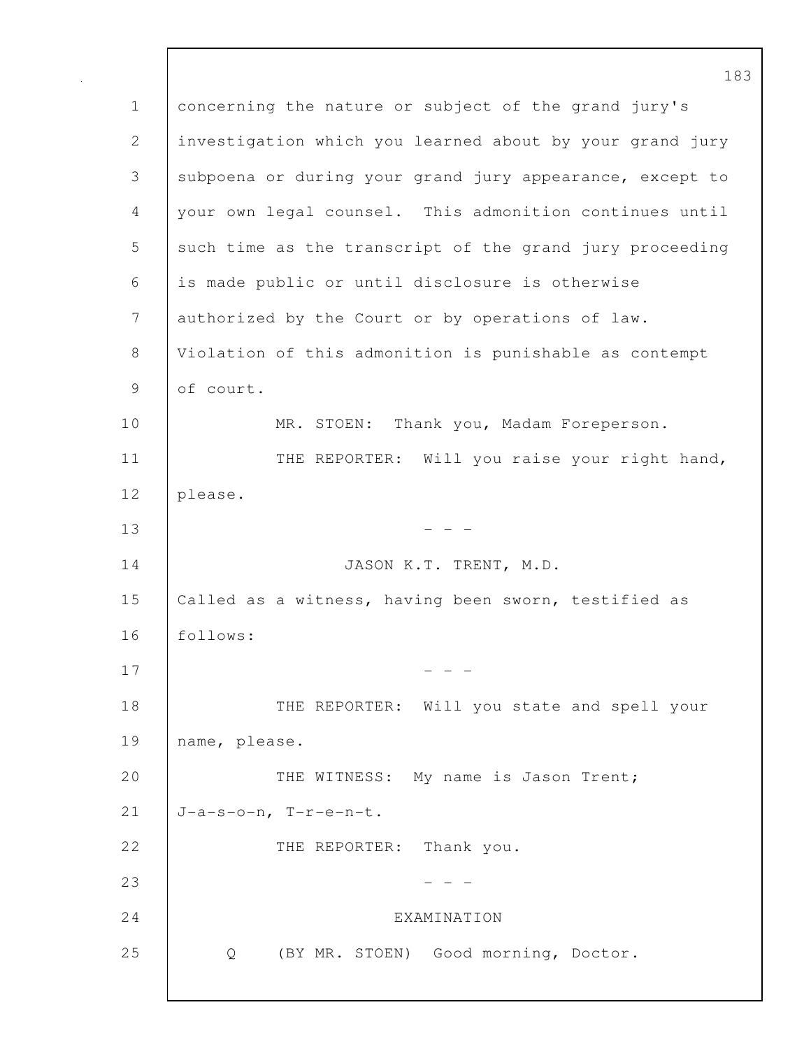concerning the nature or subject of the grand jury's investigation which you learned about by your grand jury subpoena or during your grand jury appearance, except to your own legal counsel. This admonition continues until such time as the transcript of the grand jury proceeding is made public or until disclosure is otherwise authorized by the Court or by operations of law. Violation of this admonition is punishable as contempt of court.

MR. STOEN: Thank you, Madam Foreperson.

THE REPORTER: Will you raise your right hand, please.

\- - -

JASON K.T. TRENT, M.D.

Called as a witness, having been sworn, testified as follows:

\- - -

THE REPORTER: Will you state and spell your name, please.

THE WITNESS: My name is Jason Trent; J-a-s-o-n, T-r-e-n-t.

THE REPORTER: Thank you.

\- - -

EXAMINATION

Q (BY MR. STOEN) Good morning, Doctor.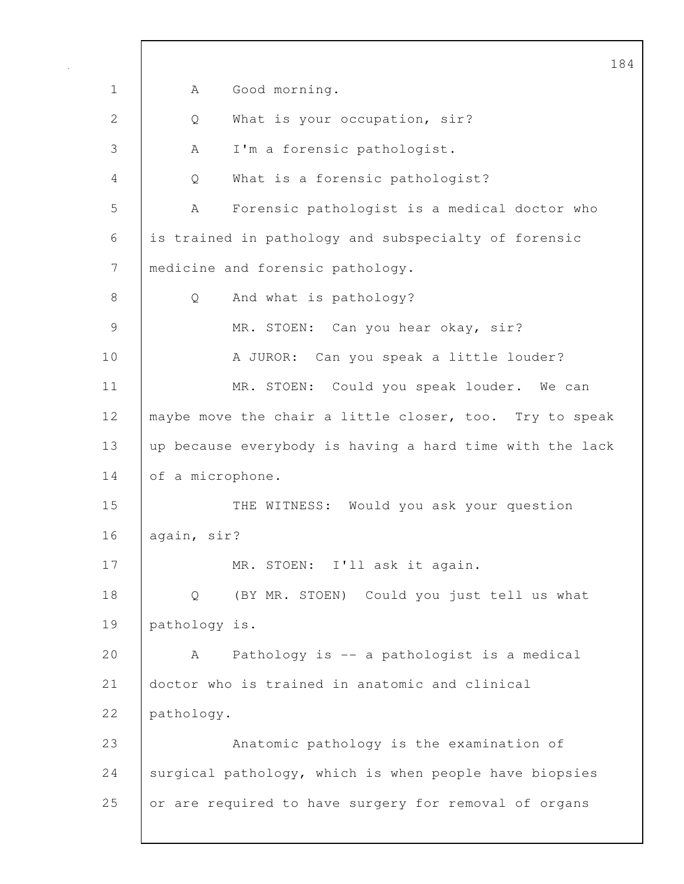A Good morning.

Q What is your occupation, sir?

A I'm a forensic pathologist.

Q What is a forensic pathologist?

A Forensic pathologist is a medical doctor who is trained in pathology and subspecialty of forensic medicine and forensic pathology.

Q And what is pathology?

MR. STOEN: Can you hear okay, sir?

A JUROR: Can you speak a little louder?

MR. STOEN: Could you speak louder. We can maybe move the chair a little closer, too. Try to speak up because everybody is having a hard time with the lack of a microphone.

THE WITNESS: Would you ask your question again, sir?

MR. STOEN: I'll ask it again.

Q (BY MR. STOEN) Could you just tell us what pathology is.

A Pathology is -- a pathologist is a medical doctor who is trained in anatomic and clinical pathology.

Anatomic pathology is the examination of surgical pathology, which is when people have biopsies or are required to have surgery for removal of organs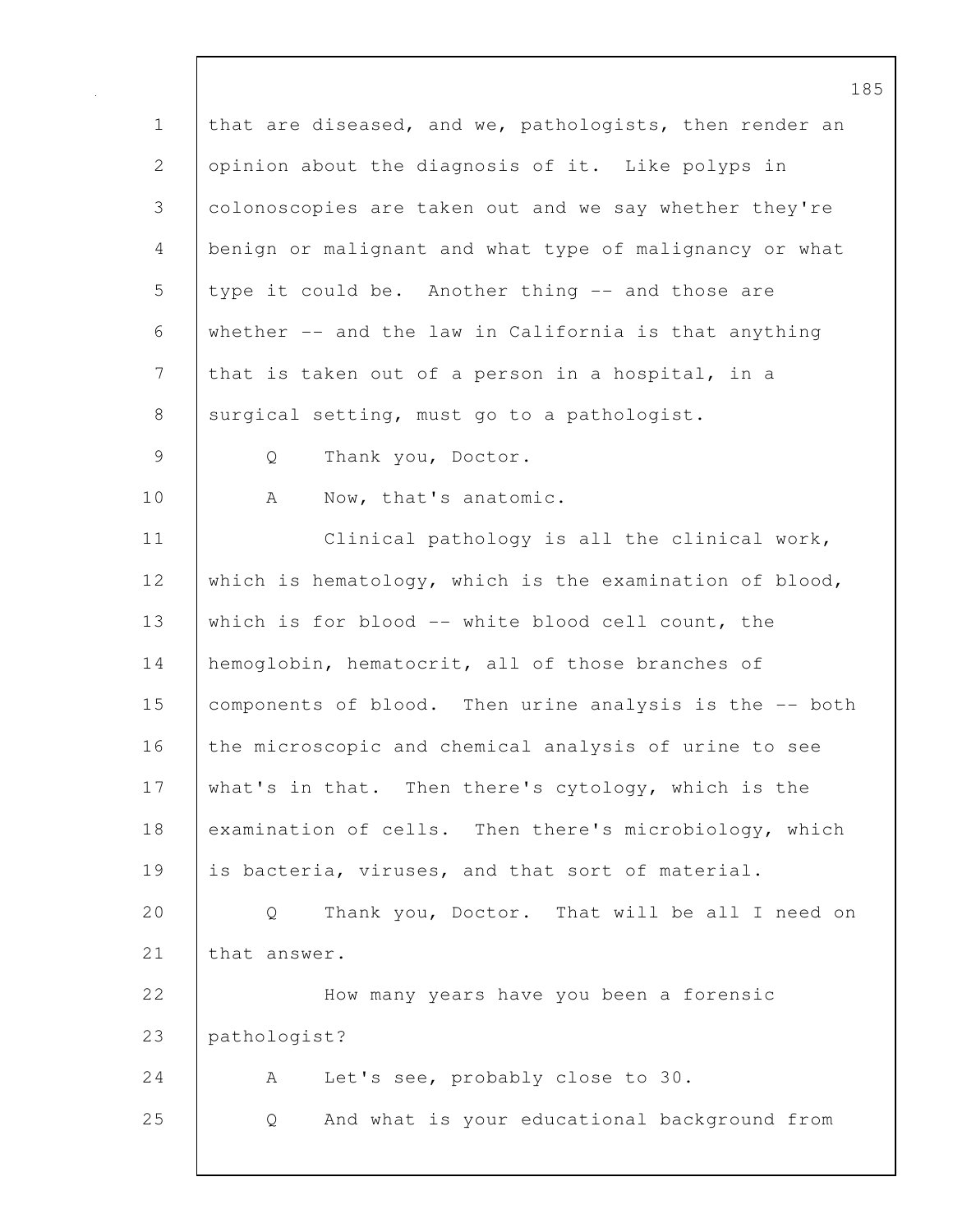that are diseased, and we, pathologists, then render an opinion about the diagnosis of it. Like polyps in colonoscopies are taken out and we say whether they're benign or malignant and what type of malignancy or what type it could be. Another thing -- and those are whether -- and the law in California is that anything that is taken out of a person in a hospital, in a surgical setting, must go to a pathologist.

Q Thank you, Doctor.

A Now, that's anatomic.

Clinical pathology is all the clinical work, which is hematology, which is the examination of blood, which is for blood -- white blood cell count, the hemoglobin, hematocrit, all of those branches of components of blood. Then urine analysis is the -- both the microscopic and chemical analysis of urine to see what's in that. Then there's cytology, which is the examination of cells. Then there's microbiology, which is bacteria, viruses, and that sort of material.

Q Thank you, Doctor. That will be all I need on that answer.

How many years have you been a forensic pathologist?

A Let's see, probably close to 30.

Q And what is your educational background from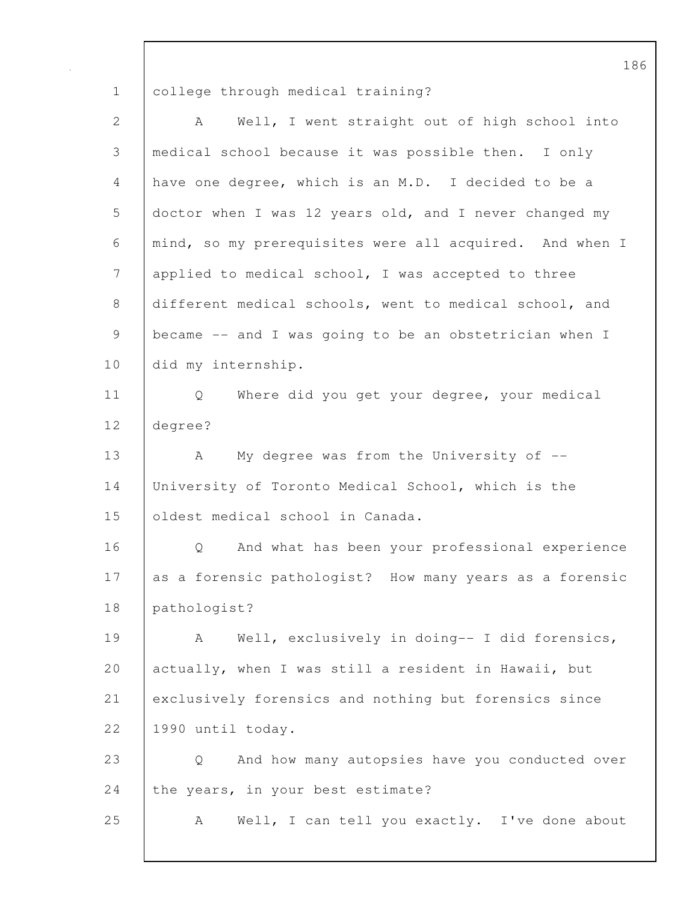college through medical training?

A Well, I went straight out of high school into medical school because it was possible then. I only have one degree, which is an M.D. I decided to be a doctor when I was 12 years old, and I never changed my mind, so my prerequisites were all acquired. And when I applied to medical school, I was accepted to three different medical schools, went to medical school, and became -- and I was going to be an obstetrician when I did my internship.

Q Where did you get your degree, your medical degree?

A My degree was from the University of -- University of Toronto Medical School, which is the oldest medical school in Canada.

Q And what has been your professional experience as a forensic pathologist? How many years as a forensic pathologist?

A Well, exclusively in doing-- I did forensics, actually, when I was still a resident in Hawaii, but exclusively forensics and nothing but forensics since 1990 until today.

Q And how many autopsies have you conducted over the years, in your best estimate?

A Well, I can tell you exactly. I've done about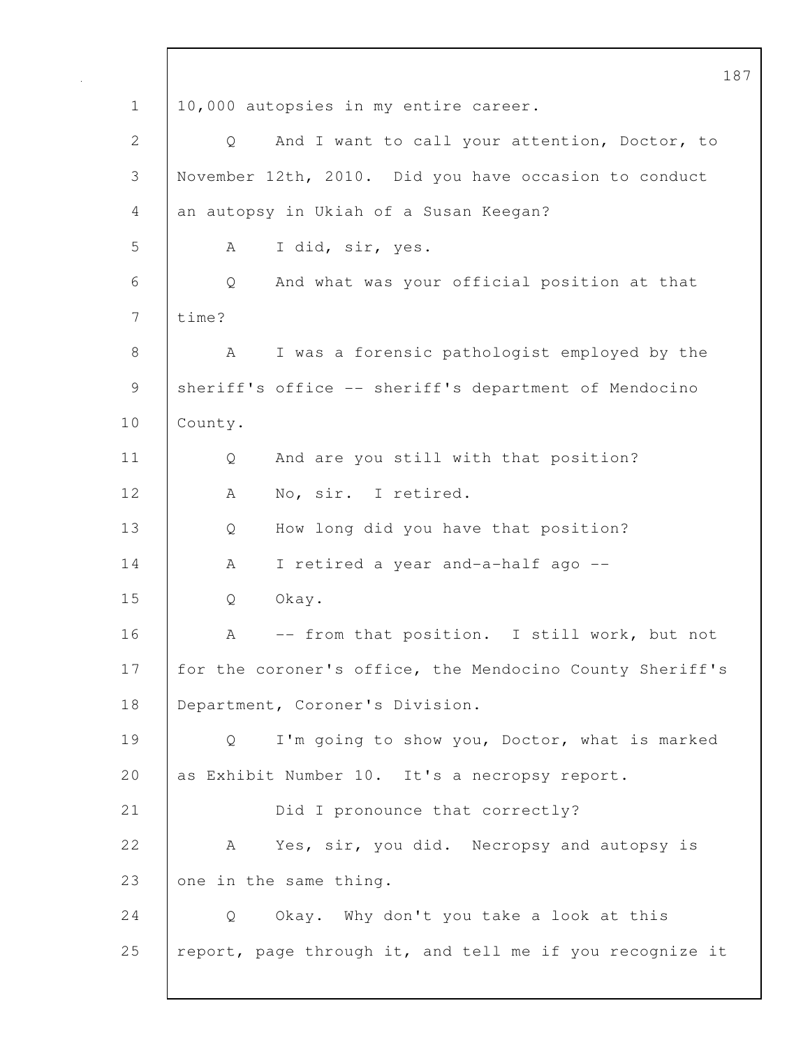10,000 autopsies in my entire career.

Q And I want to call your attention, Doctor, to November 12th, 2010. Did you have occasion to conduct an autopsy in Ukiah of a Susan Keegan?

A I did, sir, yes.

Q And what was your official position at that time?

A I was a forensic pathologist employed by the sheriff's office -- sheriff's department of Mendocino County.

Q And are you still with that position?

A No, sir. I retired.

Q How long did you have that position?

A I retired a year and-a-half ago --

Q Okay.

A -- from that position. I still work, but not for the coroner's office, the Mendocino County Sheriff's Department, Coroner's Division.

Q I'm going to show you, Doctor, what is marked as Exhibit Number 10. It's a necropsy report.

Did I pronounce that correctly?

A Yes, sir, you did. Necropsy and autopsy is one in the same thing.

Q Okay. Why don't you take a look at this report, page through it, and tell me if you recognize it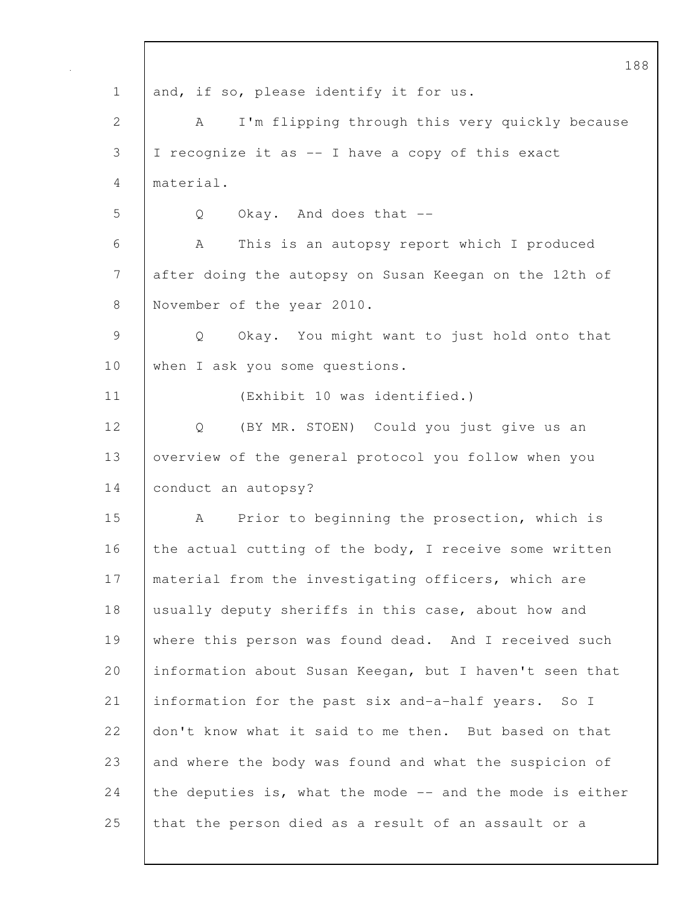and, if so, please identify it for us.

A I'm flipping through this very quickly because I recognize it as -- I have a copy of this exact material.

Q Okay. And does that --

A This is an autopsy report which I produced after doing the autopsy on Susan Keegan on the 12th of November of the year 2010.

Q Okay. You might want to just hold onto that when I ask you some questions.

(Exhibit 10 was identified.)

Q (BY MR. STOEN) Could you just give us an overview of the general protocol you follow when you conduct an autopsy?

A Prior to beginning the prosection, which is the actual cutting of the body, I receive some written material from the investigating officers, which are usually deputy sheriffs in this case, about how and where this person was found dead. And I received such information about Susan Keegan, but I haven't seen that information for the past six and-a-half years. So I don't know what it said to me then. But based on that and where the body was found and what the suspicion of the deputies is, what the mode -- and the mode is either that the person died as a result of an assault or a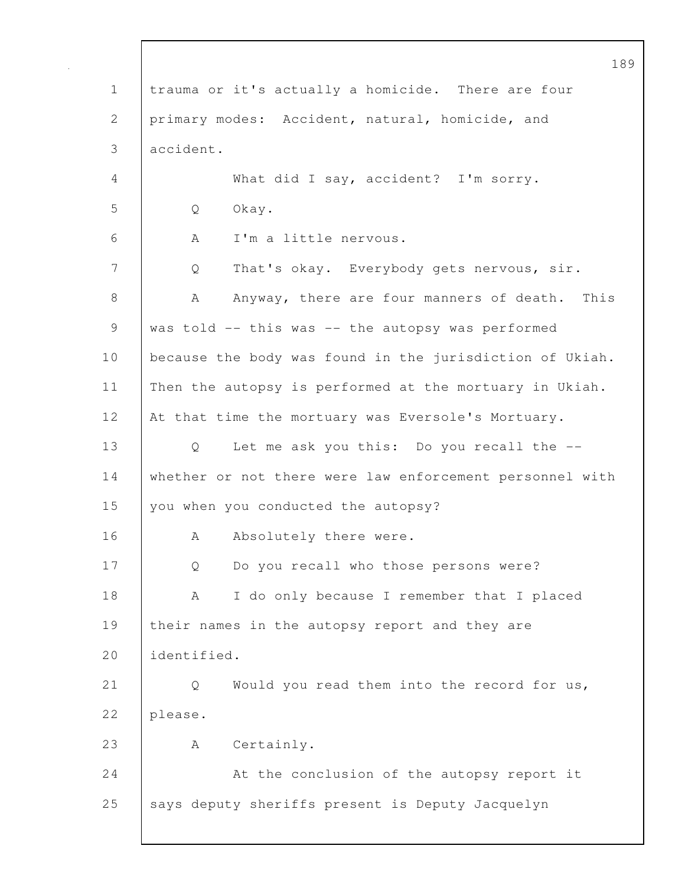trauma or it's actually a homicide. There are four primary modes: Accident, natural, homicide, and accident.

What did I say, accident? I'm sorry.

Q Okay.

A I'm a little nervous.

Q That's okay. Everybody gets nervous, sir.

A Anyway, there are four manners of death. This was told -- this was -- the autopsy was performed because the body was found in the jurisdiction of Ukiah. Then the autopsy is performed at the mortuary in Ukiah. At that time the mortuary was Eversole's Mortuary.

Q Let me ask you this: Do you recall the -- whether or not there were law enforcement personnel with you when you conducted the autopsy?

A Absolutely there were.

Q Do you recall who those persons were?

A I do only because I remember that I placed their names in the autopsy report and they are identified.

Q Would you read them into the record for us, please.

A Certainly.

At the conclusion of the autopsy report it says deputy sheriffs present is Deputy Jacquelyn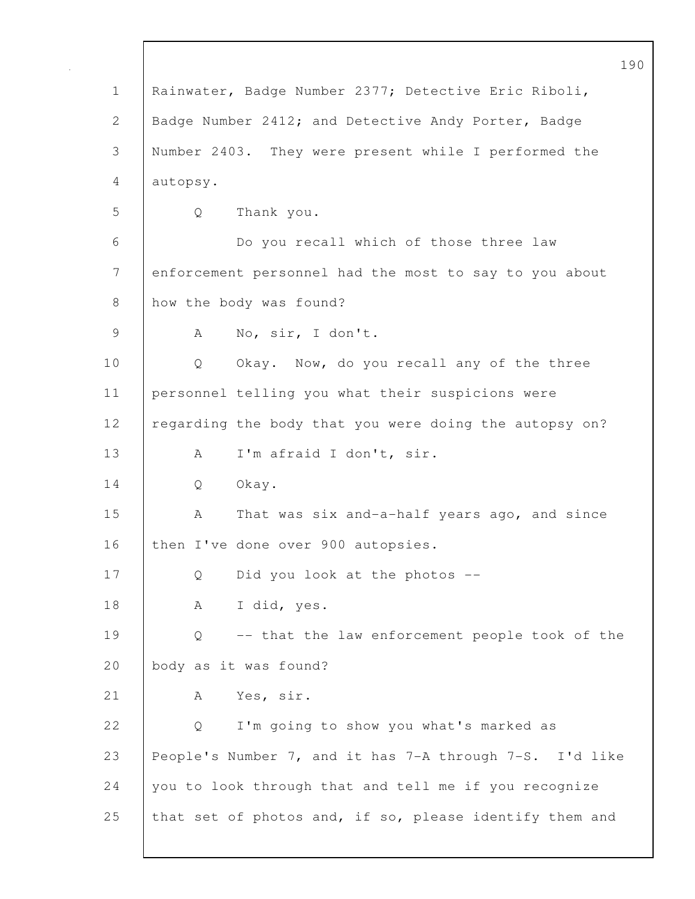Rainwater, Badge Number 2377; Detective Eric Riboli, Badge Number 2412; and Detective Andy Porter, Badge Number 2403. They were present while I performed the autopsy.

Q Thank you.

Do you recall which of those three law enforcement personnel had the most to say to you about how the body was found?

A No, sir, I don't.

Q Okay. Now, do you recall any of the three personnel telling you what their suspicions were regarding the body that you were doing the autopsy on?

A I'm afraid I don't, sir.

Q Okay.

A That was six and-a-half years ago, and since then I've done over 900 autopsies.

Q Did you look at the photos --

A I did, yes.

Q -- that the law enforcement people took of the body as it was found?

A Yes, sir.

Q I'm going to show you what's marked as People's Number 7, and it has 7-A through 7-S. I'd like you to look through that and tell me if you recognize that set of photos and, if so, please identify them and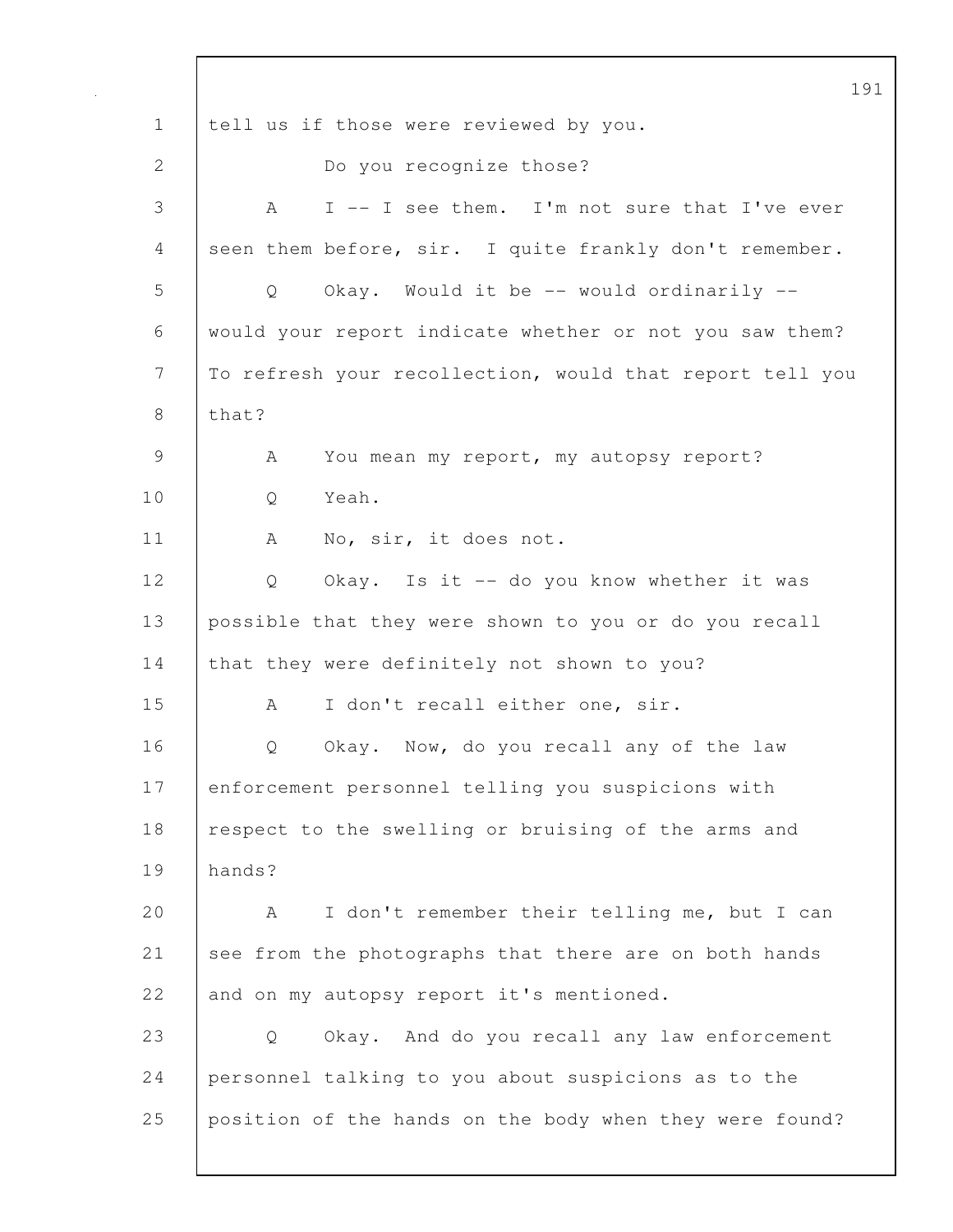tell us if those were reviewed by you.

Do you recognize those?

A I -- I see them. I'm not sure that I've ever seen them before, sir. I quite frankly don't remember.

Q Okay. Would it be -- would ordinarily -- would your report indicate whether or not you saw them? To refresh your recollection, would that report tell you that?

A You mean my report, my autopsy report?

Q Yeah.

A No, sir, it does not.

Q Okay. Is it -- do you know whether it was possible that they were shown to you or do you recall that they were definitely not shown to you?

A I don't recall either one, sir.

Q Okay. Now, do you recall any of the law enforcement personnel telling you suspicions with respect to the swelling or bruising of the arms and hands?

A I don't remember their telling me, but I can see from the photographs that there are on both hands and on my autopsy report it's mentioned.

Q Okay. And do you recall any law enforcement personnel talking to you about suspicions as to the position of the hands on the body when they were found?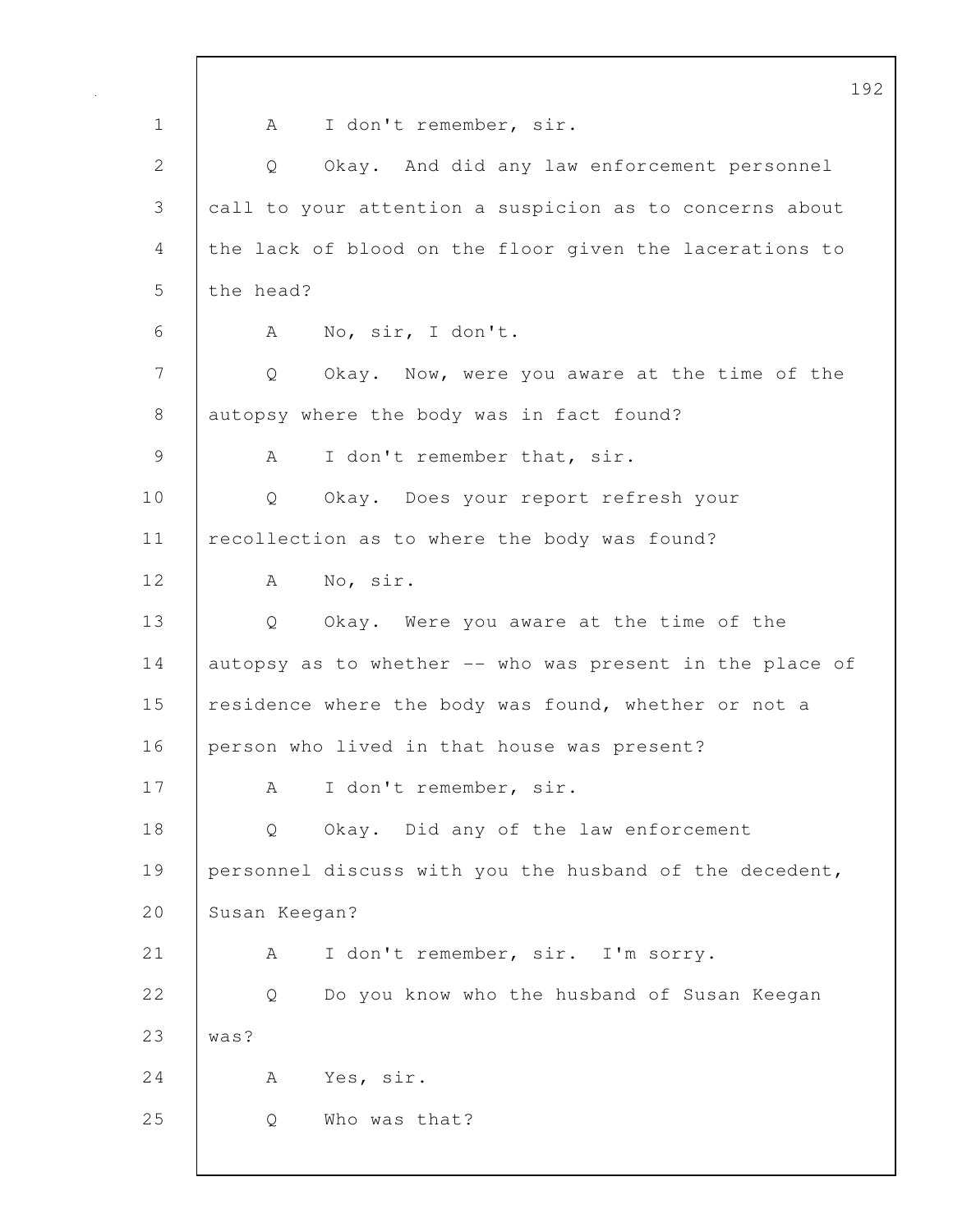1 A I don't remember, sir.

2 Q Okay. And did any law enforcement personnel

3 call to your attention a suspicion as to concerns about

4 the lack of blood on the floor given the lacerations to

5 the head?

6 A No, sir, I don't.

7 Q Okay. Now, were you aware at the time of the

8 autopsy where the body was in fact found?

9 A I don't remember that, sir.

10 Q Okay. Does your report refresh your

11 recollection as to where the body was found?

12 A No, sir.

13 Q Okay. Were you aware at the time of the

14 autopsy as to whether -- who was present in the place of

15 residence where the body was found, whether or not a

16 person who lived in that house was present?

17 A I don't remember, sir.

18 Q Okay. Did any of the law enforcement

19 personnel discuss with you the husband of the decedent,

20 Susan Keegan?

21 A I don't remember, sir. I'm sorry.

22 Q Do you know who the husband of Susan Keegan

23 was?

24 A Yes, sir.

25 Q Who was that?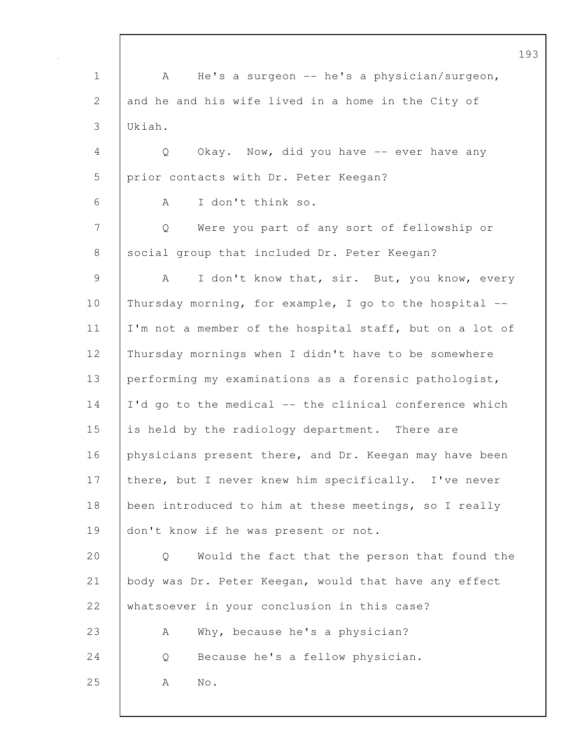A He's a surgeon -- he's a physician/surgeon, and he and his wife lived in a home in the City of Ukiah.

Q Okay. Now, did you have -- ever have any prior contacts with Dr. Peter Keegan?

A I don't think so.

Q Were you part of any sort of fellowship or social group that included Dr. Peter Keegan?

A I don't know that, sir. But, you know, every Thursday morning, for example, I go to the hospital -- I'm not a member of the hospital staff, but on a lot of Thursday mornings when I didn't have to be somewhere performing my examinations as a forensic pathologist, I'd go to the medical -- the clinical conference which is held by the radiology department. There are physicians present there, and Dr. Keegan may have been there, but I never knew him specifically. I've never been introduced to him at these meetings, so I really don't know if he was present or not.

Q Would the fact that the person that found the body was Dr. Peter Keegan, would that have any effect whatsoever in your conclusion in this case?

A Why, because he's a physician?

Q Because he's a fellow physician.

A No.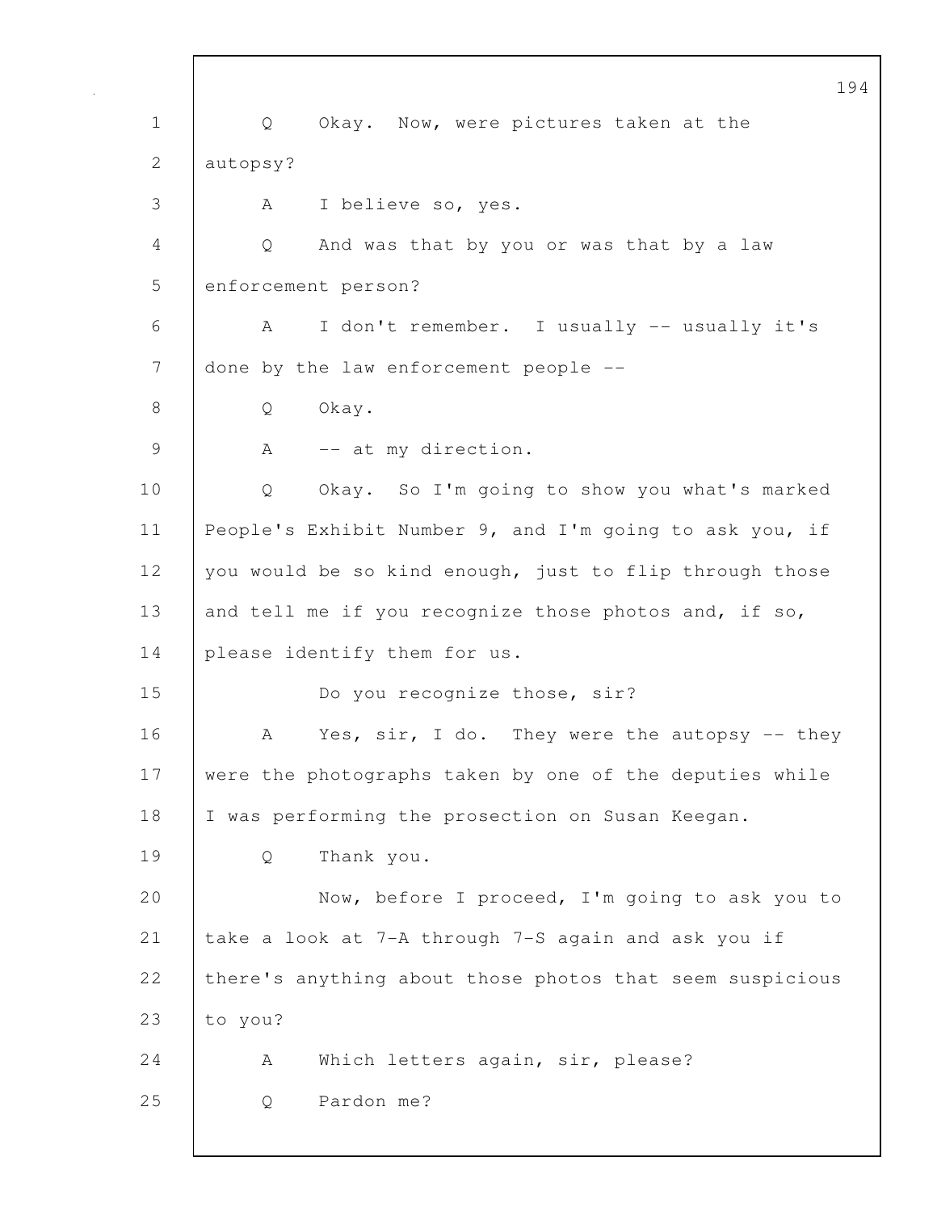Q Okay. Now, were pictures taken at the autopsy?

A I believe so, yes.

Q And was that by you or was that by a law enforcement person?

A I don't remember. I usually -- usually it's done by the law enforcement people --

Q Okay.

A -- at my direction.

Q Okay. So I'm going to show you what's marked People's Exhibit Number 9, and I'm going to ask you, if you would be so kind enough, just to flip through those and tell me if you recognize those photos and, if so, please identify them for us.

Do you recognize those, sir?

A Yes, sir, I do. They were the autopsy -- they were the photographs taken by one of the deputies while I was performing the prosection on Susan Keegan.

Q Thank you.

Now, before I proceed, I'm going to ask you to take a look at 7-A through 7-S again and ask you if there's anything about those photos that seem suspicious to you?

A Which letters again, sir, please?

Q Pardon me?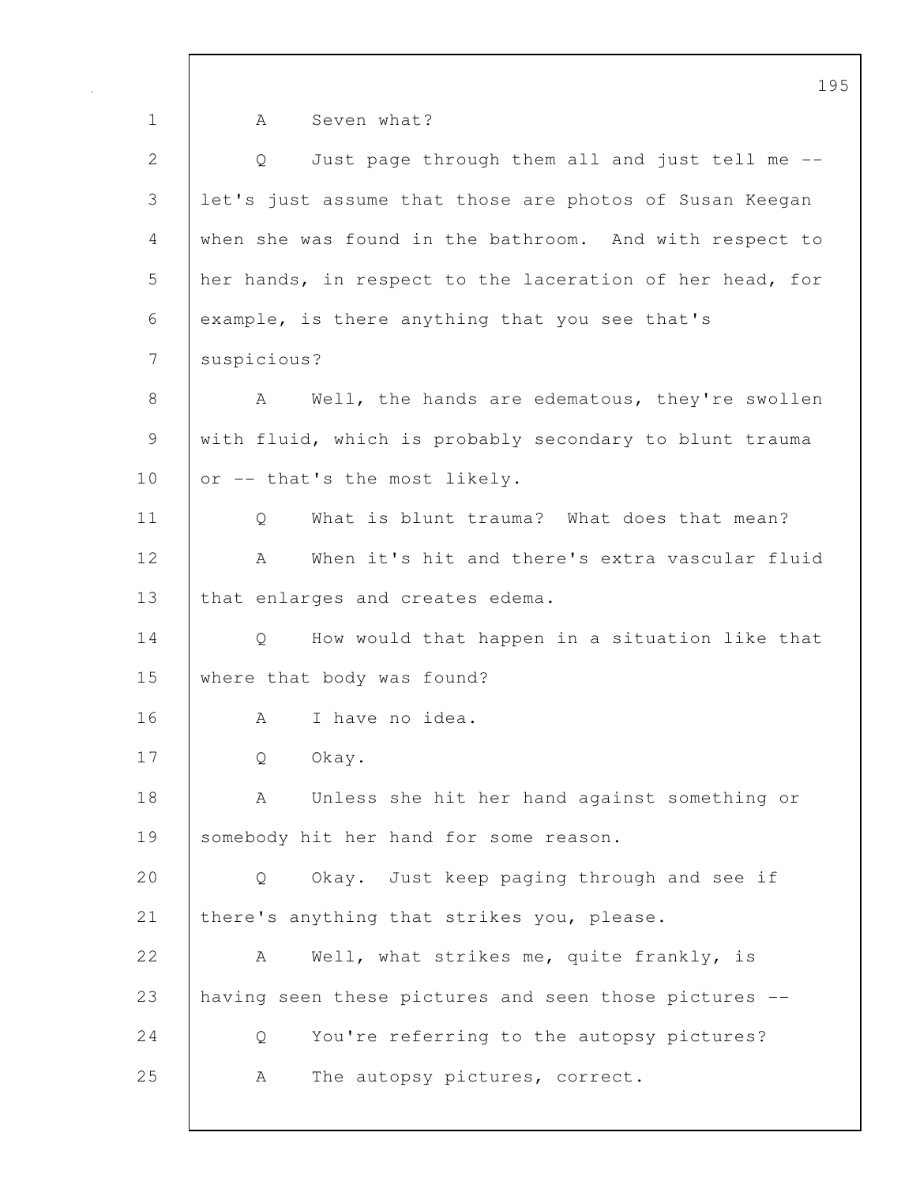A Seven what?

Q Just page through them all and just tell me -- let's just assume that those are photos of Susan Keegan when she was found in the bathroom. And with respect to her hands, in respect to the laceration of her head, for example, is there anything that you see that's suspicious?

A Well, the hands are edematous, they're swollen with fluid, which is probably secondary to blunt trauma or -- that's the most likely.

Q What is blunt trauma? What does that mean?

A When it's hit and there's extra vascular fluid that enlarges and creates edema.

Q How would that happen in a situation like that where that body was found?

A I have no idea.

Q Okay.

A Unless she hit her hand against something or somebody hit her hand for some reason.

Q Okay. Just keep paging through and see if there's anything that strikes you, please.

A Well, what strikes me, quite frankly, is having seen these pictures and seen those pictures --

Q You're referring to the autopsy pictures?

A The autopsy pictures, correct.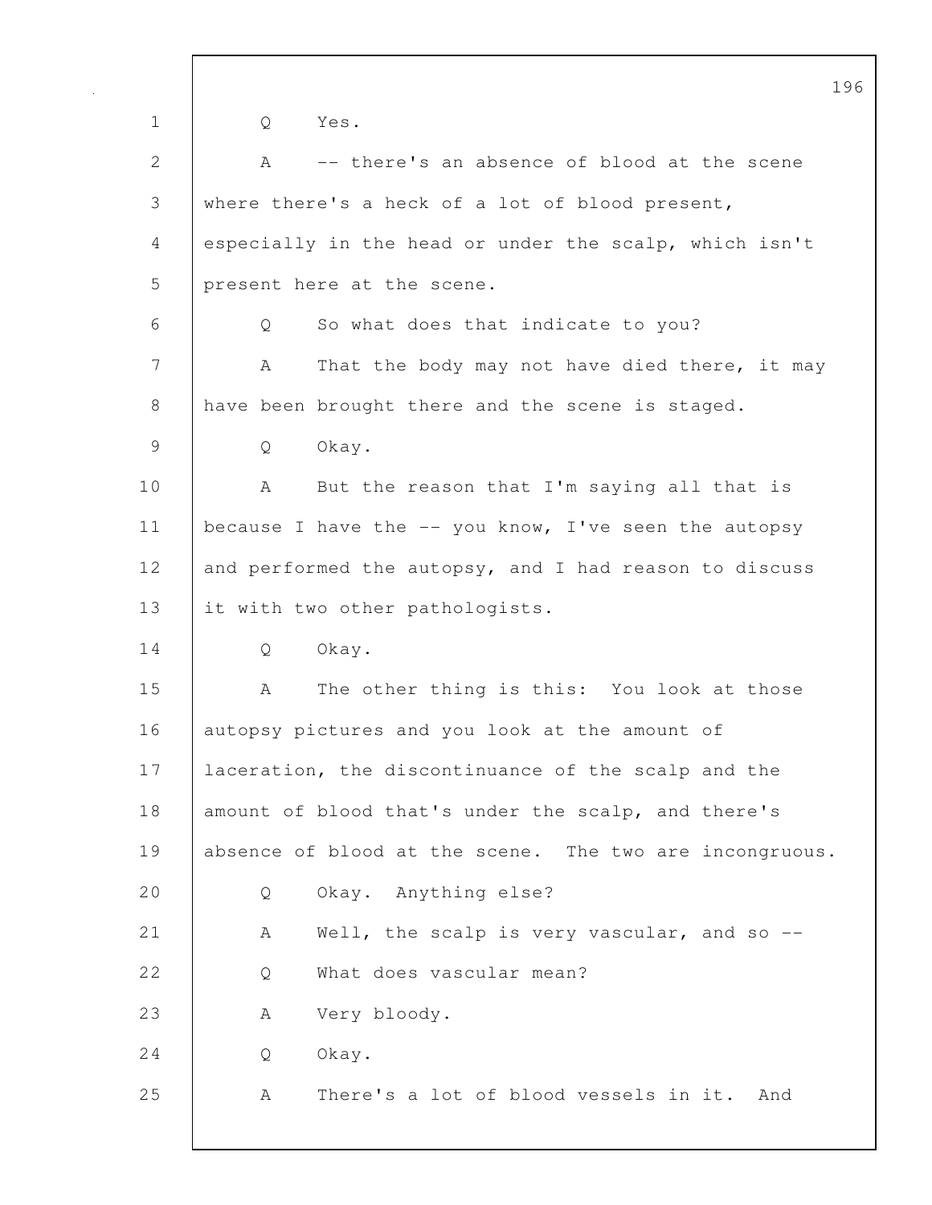Q Yes.

A -- there's an absence of blood at the scene where there's a heck of a lot of blood present, especially in the head or under the scalp, which isn't present here at the scene.

Q So what does that indicate to you?

A That the body may not have died there, it may have been brought there and the scene is staged.

Q Okay.

A But the reason that I'm saying all that is because I have the -- you know, I've seen the autopsy and performed the autopsy, and I had reason to discuss it with two other pathologists.

Q Okay.

A The other thing is this: You look at those autopsy pictures and you look at the amount of laceration, the discontinuance of the scalp and the amount of blood that's under the scalp, and there's absence of blood at the scene. The two are incongruous.

Q Okay. Anything else?

A Well, the scalp is very vascular, and so --

Q What does vascular mean?

A Very bloody.

Q Okay.

A There's a lot of blood vessels in it. And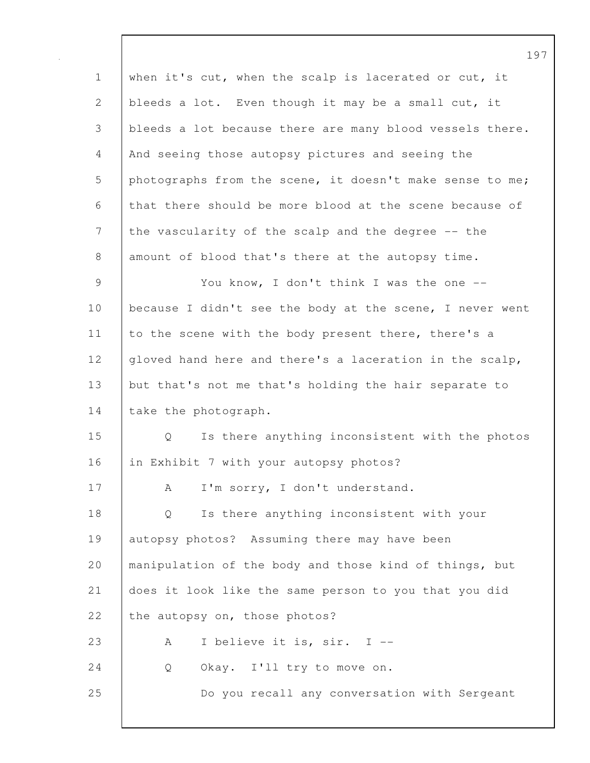when it's cut, when the scalp is lacerated or cut, it bleeds a lot. Even though it may be a small cut, it bleeds a lot because there are many blood vessels there. And seeing those autopsy pictures and seeing the photographs from the scene, it doesn't make sense to me; that there should be more blood at the scene because of the vascularity of the scalp and the degree -- the amount of blood that's there at the autopsy time.

You know, I don't think I was the one -- because I didn't see the body at the scene, I never went to the scene with the body present there, there's a gloved hand here and there's a laceration in the scalp, but that's not me that's holding the hair separate to take the photograph.

Q Is there anything inconsistent with the photos in Exhibit 7 with your autopsy photos?

A I'm sorry, I don't understand.

Q Is there anything inconsistent with your autopsy photos? Assuming there may have been manipulation of the body and those kind of things, but does it look like the same person to you that you did the autopsy on, those photos?

A I believe it is, sir. I --

Q Okay. I'll try to move on.

Do you recall any conversation with Sergeant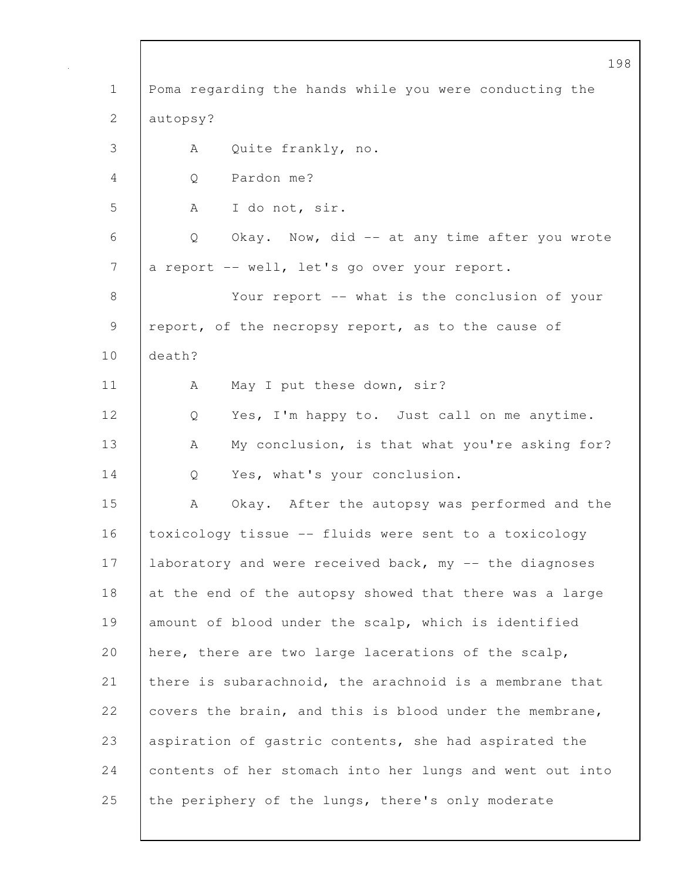Poma regarding the hands while you were conducting the autopsy?

A Quite frankly, no.

Q Pardon me?

A I do not, sir.

Q Okay. Now, did -- at any time after you wrote a report -- well, let's go over your report.

Your report -- what is the conclusion of your report, of the necropsy report, as to the cause of death?

A May I put these down, sir?

Q Yes, I'm happy to. Just call on me anytime.

A My conclusion, is that what you're asking for?

Q Yes, what's your conclusion.

A Okay. After the autopsy was performed and the toxicology tissue -- fluids were sent to a toxicology laboratory and were received back, my -- the diagnoses at the end of the autopsy showed that there was a large amount of blood under the scalp, which is identified here, there are two large lacerations of the scalp, there is subarachnoid, the arachnoid is a membrane that covers the brain, and this is blood under the membrane, aspiration of gastric contents, she had aspirated the contents of her stomach into her lungs and went out into the periphery of the lungs, there's only moderate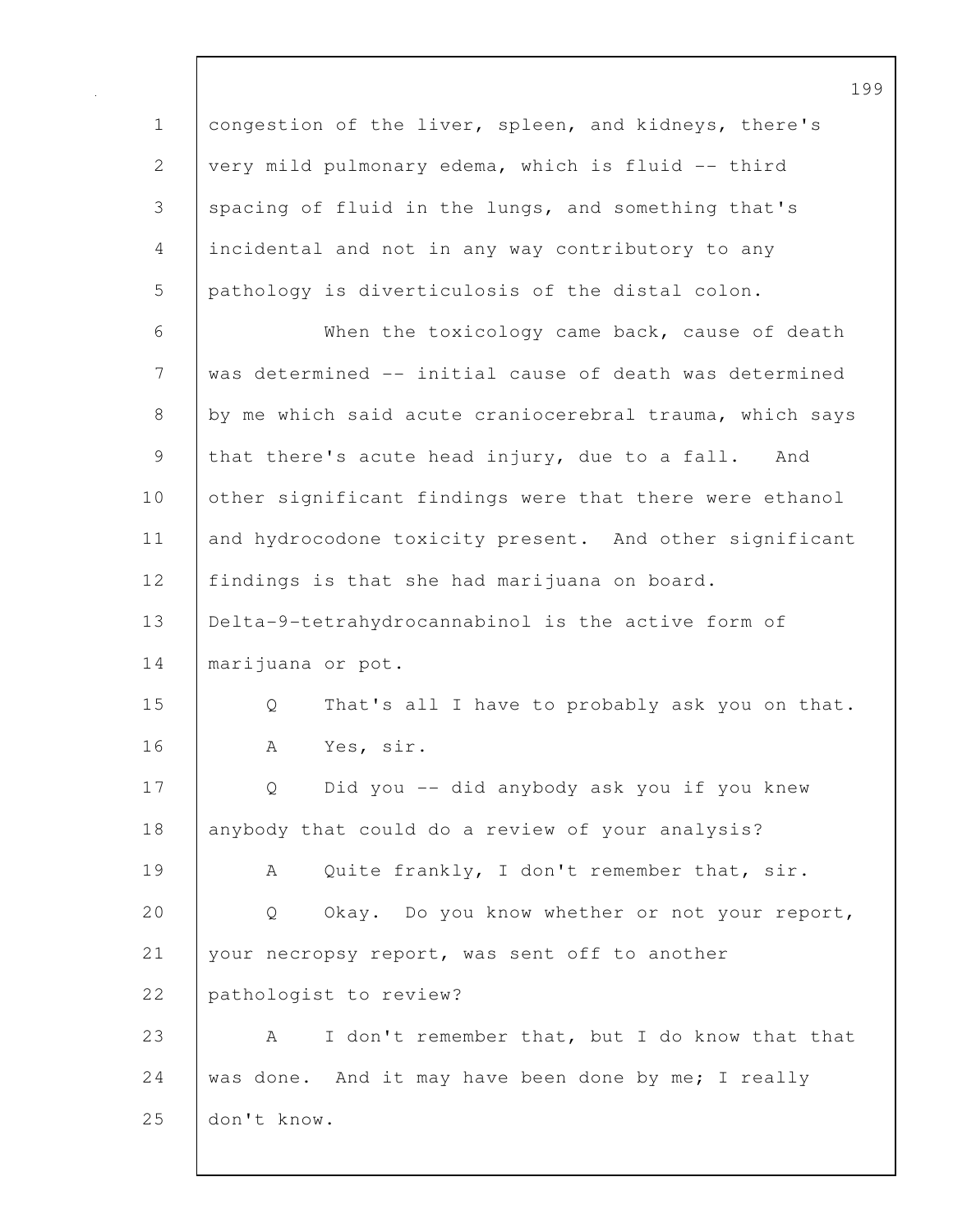congestion of the liver, spleen, and kidneys, there's very mild pulmonary edema, which is fluid -- third spacing of fluid in the lungs, and something that's incidental and not in any way contributory to any pathology is diverticulosis of the distal colon.

When the toxicology came back, cause of death was determined -- initial cause of death was determined by me which said acute craniocerebral trauma, which says that there's acute head injury, due to a fall. And other significant findings were that there were ethanol and hydrocodone toxicity present. And other significant findings is that she had marijuana on board. Delta-9-tetrahydrocannabinol is the active form of marijuana or pot.

Q That's all I have to probably ask you on that.

A Yes, sir.

Q Did you -- did anybody ask you if you knew anybody that could do a review of your analysis?

A Quite frankly, I don't remember that, sir.

Q Okay. Do you know whether or not your report, your necropsy report, was sent off to another pathologist to review?

A I don't remember that, but I do know that that was done. And it may have been done by me; I really don't know.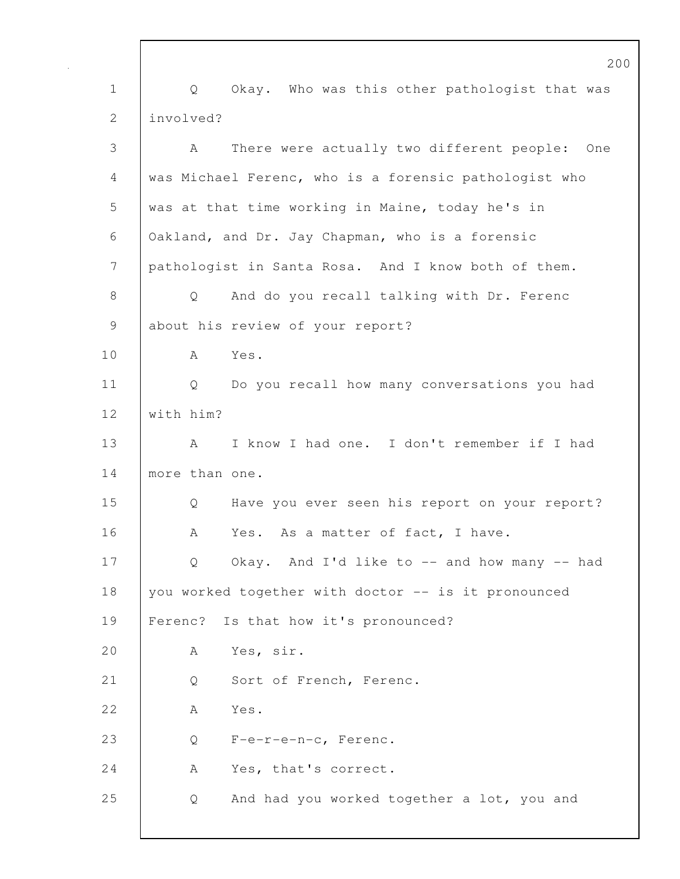Q Okay. Who was this other pathologist that was involved?

A There were actually two different people: One was Michael Ferenc, who is a forensic pathologist who was at that time working in Maine, today he's in Oakland, and Dr. Jay Chapman, who is a forensic pathologist in Santa Rosa. And I know both of them.

Q And do you recall talking with Dr. Ferenc about his review of your report?

A Yes.

Q Do you recall how many conversations you had with him?

A I know I had one. I don't remember if I had more than one.

Q Have you ever seen his report on your report?

A Yes. As a matter of fact, I have.

Q Okay. And I'd like to -- and how many -- had you worked together with doctor -- is it pronounced Ferenc? Is that how it's pronounced?

A Yes, sir.

Q Sort of French, Ferenc.

A Yes.

Q F-e-r-e-n-c, Ferenc.

A Yes, that's correct.

Q And had you worked together a lot, you and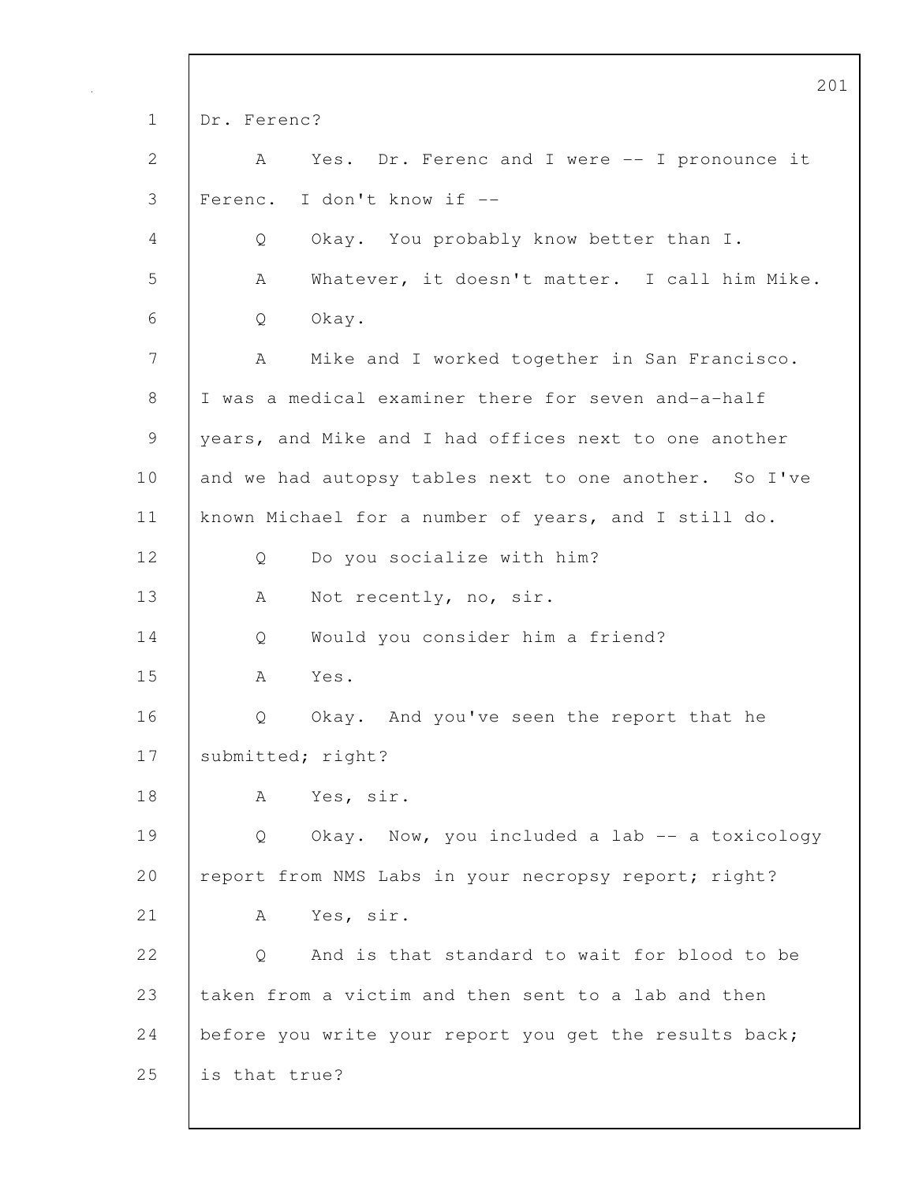Dr. Ferenc?

A Yes. Dr. Ferenc and I were -- I pronounce it Ferenc. I don't know if --

Q Okay. You probably know better than I.

A Whatever, it doesn't matter. I call him Mike.

Q Okay.

A Mike and I worked together in San Francisco. I was a medical examiner there for seven and-a-half years, and Mike and I had offices next to one another and we had autopsy tables next to one another. So I've known Michael for a number of years, and I still do.

Q Do you socialize with him?

A Not recently, no, sir.

Q Would you consider him a friend?

A Yes.

Q Okay. And you've seen the report that he submitted; right?

A Yes, sir.

Q Okay. Now, you included a lab -- a toxicology report from NMS Labs in your necropsy report; right?

A Yes, sir.

Q And is that standard to wait for blood to be taken from a victim and then sent to a lab and then before you write your report you get the results back; is that true?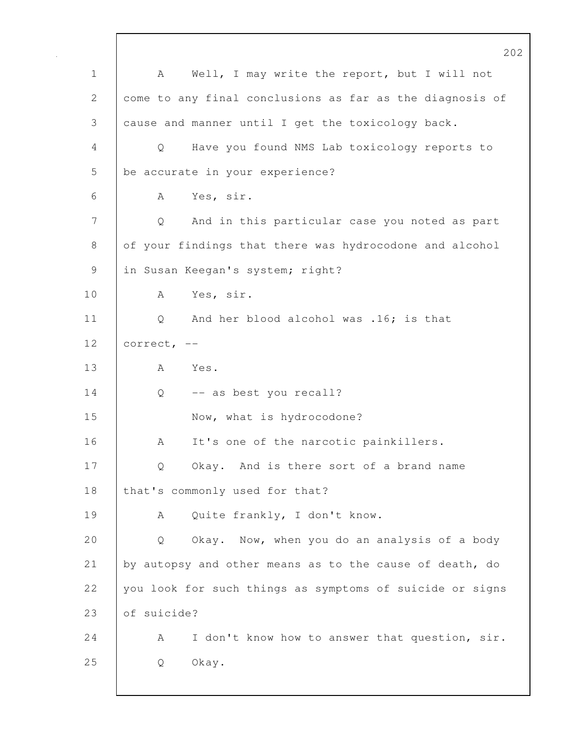A Well, I may write the report, but I will not come to any final conclusions as far as the diagnosis of cause and manner until I get the toxicology back.

Q Have you found NMS Lab toxicology reports to be accurate in your experience?

A Yes, sir.

Q And in this particular case you noted as part of your findings that there was hydrocodone and alcohol in Susan Keegan's system; right?

A Yes, sir.

Q And her blood alcohol was .16; is that correct, --

A Yes.

Q -- as best you recall?

Now, what is hydrocodone?

A It's one of the narcotic painkillers.

Q Okay. And is there sort of a brand name that's commonly used for that?

A Quite frankly, I don't know.

Q Okay. Now, when you do an analysis of a body by autopsy and other means as to the cause of death, do you look for such things as symptoms of suicide or signs of suicide?

A I don't know how to answer that question, sir.

Q Okay.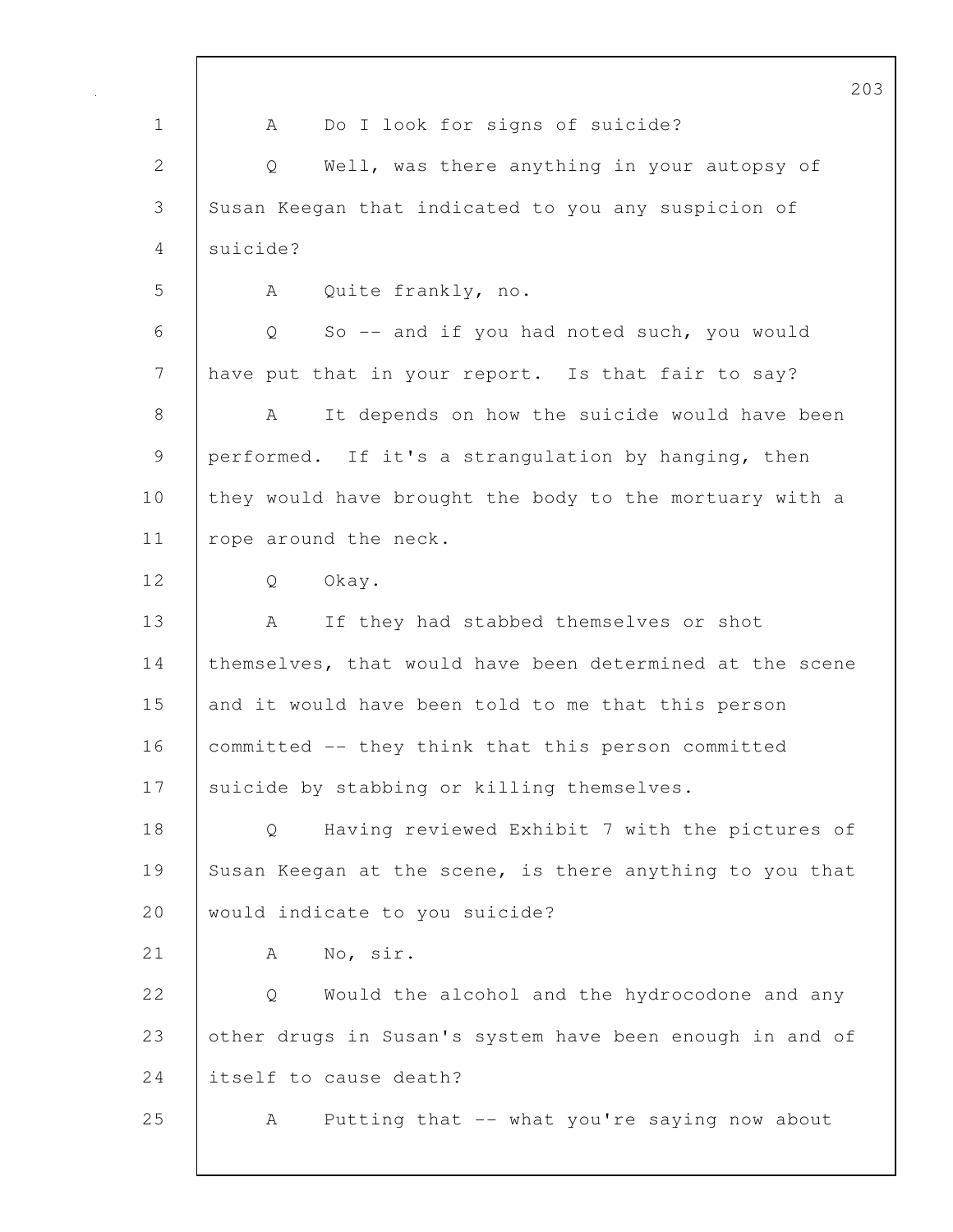A Do I look for signs of suicide?

Q Well, was there anything in your autopsy of Susan Keegan that indicated to you any suspicion of suicide?

A Quite frankly, no.

Q So -- and if you had noted such, you would have put that in your report. Is that fair to say?

A It depends on how the suicide would have been performed. If it's a strangulation by hanging, then they would have brought the body to the mortuary with a rope around the neck.

Q Okay.

A If they had stabbed themselves or shot themselves, that would have been determined at the scene and it would have been told to me that this person committed -- they think that this person committed suicide by stabbing or killing themselves.

Q Having reviewed Exhibit 7 with the pictures of Susan Keegan at the scene, is there anything to you that would indicate to you suicide?

A No, sir.

Q Would the alcohol and the hydrocodone and any other drugs in Susan's system have been enough in and of itself to cause death?

A Putting that -- what you're saying now about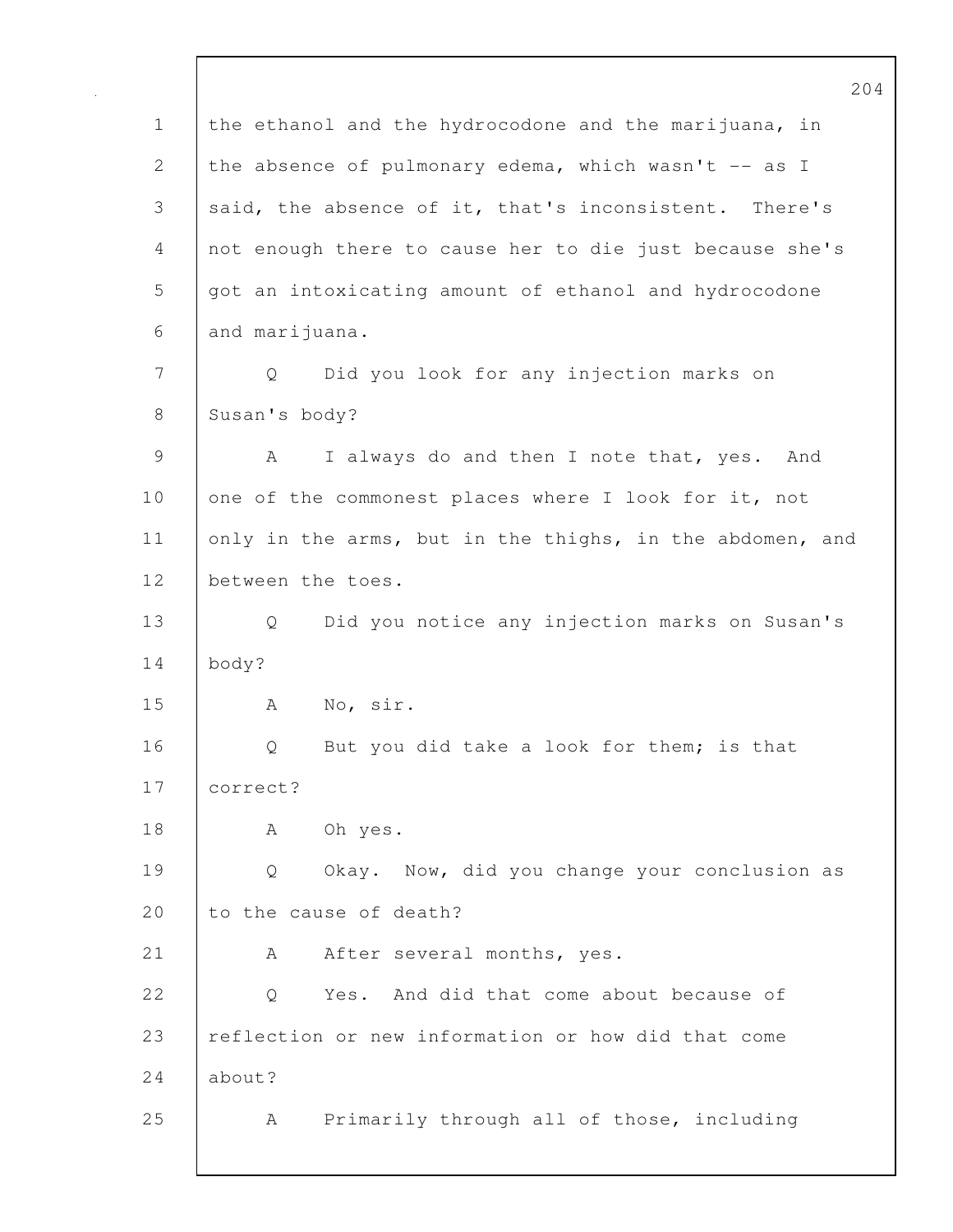the ethanol and the hydrocodone and the marijuana, in the absence of pulmonary edema, which wasn't -- as I said, the absence of it, that's inconsistent. There's not enough there to cause her to die just because she's got an intoxicating amount of ethanol and hydrocodone and marijuana.

Q Did you look for any injection marks on Susan's body?

A I always do and then I note that, yes. And one of the commonest places where I look for it, not only in the arms, but in the thighs, in the abdomen, and between the toes.

Q Did you notice any injection marks on Susan's body?

A No, sir.

Q But you did take a look for them; is that correct?

A Oh yes.

Q Okay. Now, did you change your conclusion as to the cause of death?

A After several months, yes.

Q Yes. And did that come about because of reflection or new information or how did that come about?

A Primarily through all of those, including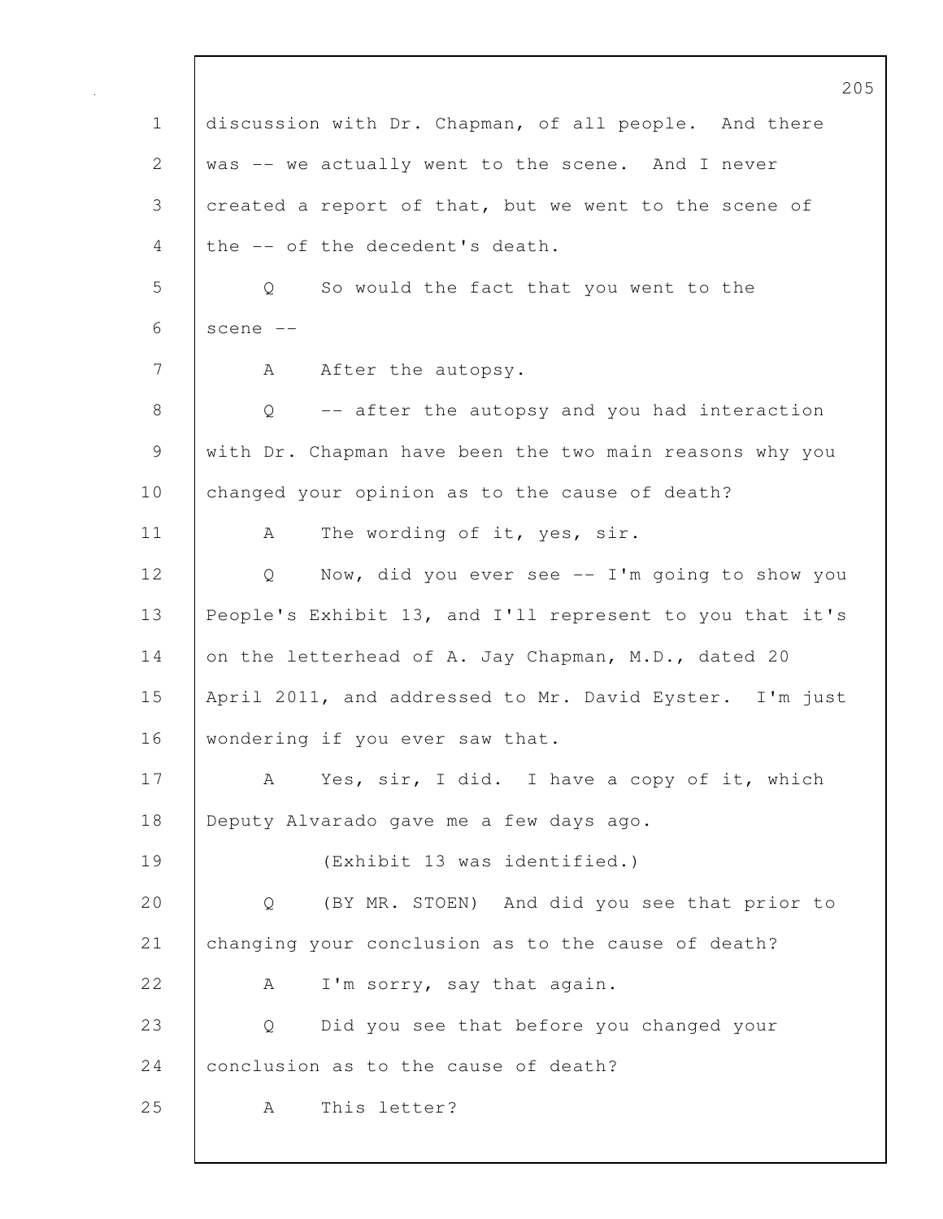discussion with Dr. Chapman, of all people. And there was -- we actually went to the scene. And I never created a report of that, but we went to the scene of the -- of the decedent's death.

Q So would the fact that you went to the scene --

A After the autopsy.

Q -- after the autopsy and you had interaction with Dr. Chapman have been the two main reasons why you changed your opinion as to the cause of death?

A The wording of it, yes, sir.

Q Now, did you ever see -- I'm going to show you People's Exhibit 13, and I'll represent to you that it's on the letterhead of A. Jay Chapman, M.D., dated 20 April 2011, and addressed to Mr. David Eyster. I'm just wondering if you ever saw that.

A Yes, sir, I did. I have a copy of it, which Deputy Alvarado gave me a few days ago.

(Exhibit 13 was identified.)

Q (BY MR. STOEN) And did you see that prior to changing your conclusion as to the cause of death?

A I'm sorry, say that again.

Q Did you see that before you changed your conclusion as to the cause of death?

A This letter?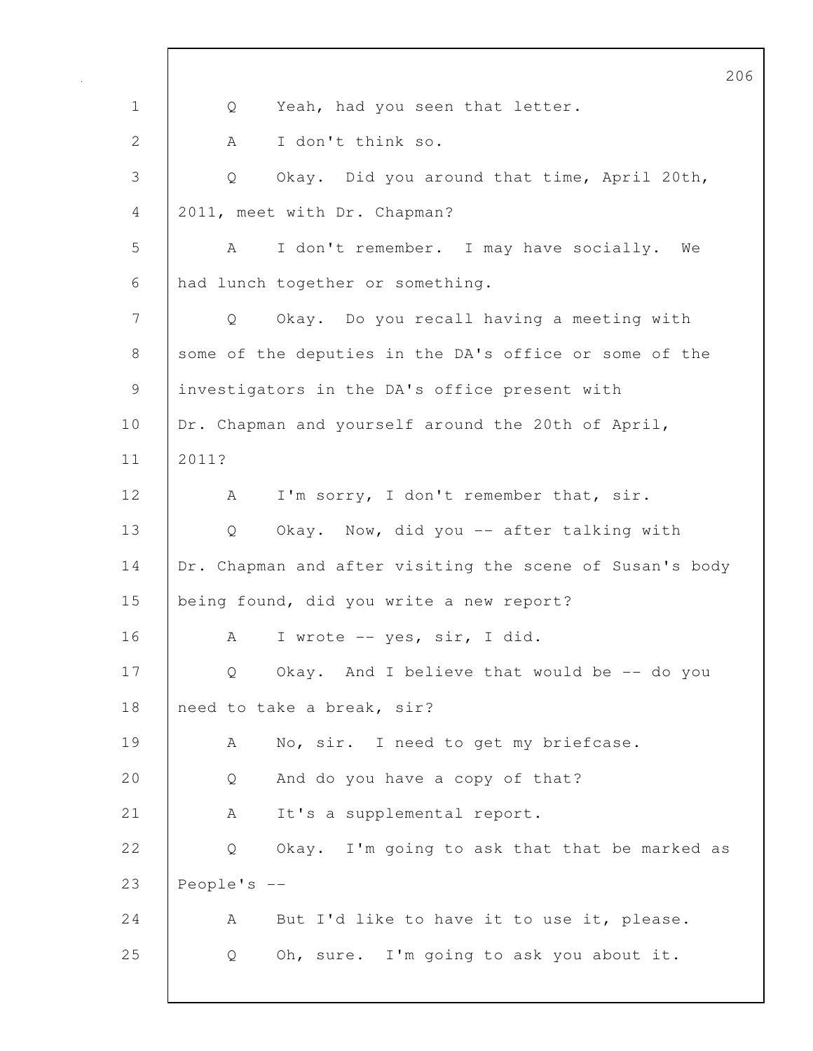Q Yeah, had you seen that letter.

A I don't think so.

Q Okay. Did you around that time, April 20th, 2011, meet with Dr. Chapman?

A I don't remember. I may have socially. We had lunch together or something.

Q Okay. Do you recall having a meeting with some of the deputies in the DA's office or some of the investigators in the DA's office present with Dr. Chapman and yourself around the 20th of April, 2011?

A I'm sorry, I don't remember that, sir.

Q Okay. Now, did you -- after talking with Dr. Chapman and after visiting the scene of Susan's body being found, did you write a new report?

A I wrote -- yes, sir, I did.

Q Okay. And I believe that would be -- do you need to take a break, sir?

A No, sir. I need to get my briefcase.

Q And do you have a copy of that?

A It's a supplemental report.

Q Okay. I'm going to ask that that be marked as People's --

A But I'd like to have it to use it, please.

Q Oh, sure. I'm going to ask you about it.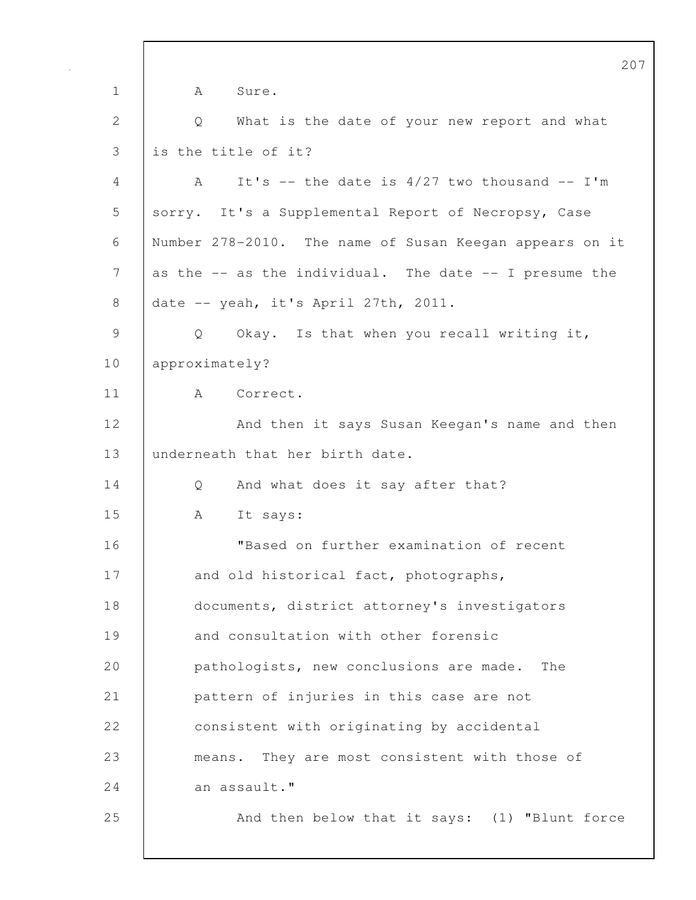A Sure.

Q What is the date of your new report and what is the title of it?

A It's -- the date is 4/27 two thousand -- I'm sorry. It's a Supplemental Report of Necropsy, Case Number 278-2010. The name of Susan Keegan appears on it as the -- as the individual. The date -- I presume the date -- yeah, it's April 27th, 2011.

Q Okay. Is that when you recall writing it, approximately?

A Correct.

And then it says Susan Keegan's name and then underneath that her birth date.

Q And what does it say after that?

A It says:

> "Based on further examination of recent and old historical fact, photographs, documents, district attorney's investigators and consultation with other forensic pathologists, new conclusions are made. The pattern of injuries in this case are not consistent with originating by accidental means. They are most consistent with those of an assault."

And then below that it says: (1) "Blunt force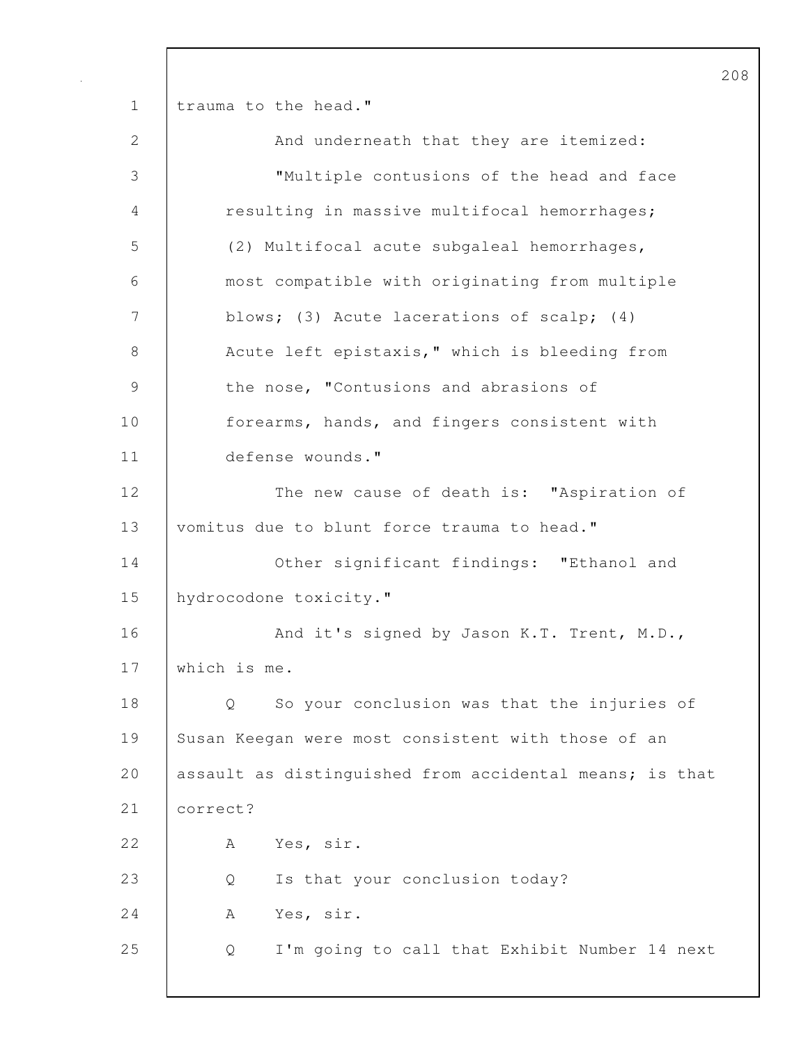trauma to the head."

And underneath that they are itemized:

"Multiple contusions of the head and face resulting in massive multifocal hemorrhages; (2) Multifocal acute subgaleal hemorrhages, most compatible with originating from multiple blows; (3) Acute lacerations of scalp; (4) Acute left epistaxis," which is bleeding from the nose, "Contusions and abrasions of forearms, hands, and fingers consistent with defense wounds."

The new cause of death is: "Aspiration of vomitus due to blunt force trauma to head."

Other significant findings: "Ethanol and hydrocodone toxicity."

And it's signed by Jason K.T. Trent, M.D., which is me.

Q So your conclusion was that the injuries of Susan Keegan were most consistent with those of an assault as distinguished from accidental means; is that correct?

A Yes, sir.

Q Is that your conclusion today?

A Yes, sir.

Q I'm going to call that Exhibit Number 14 next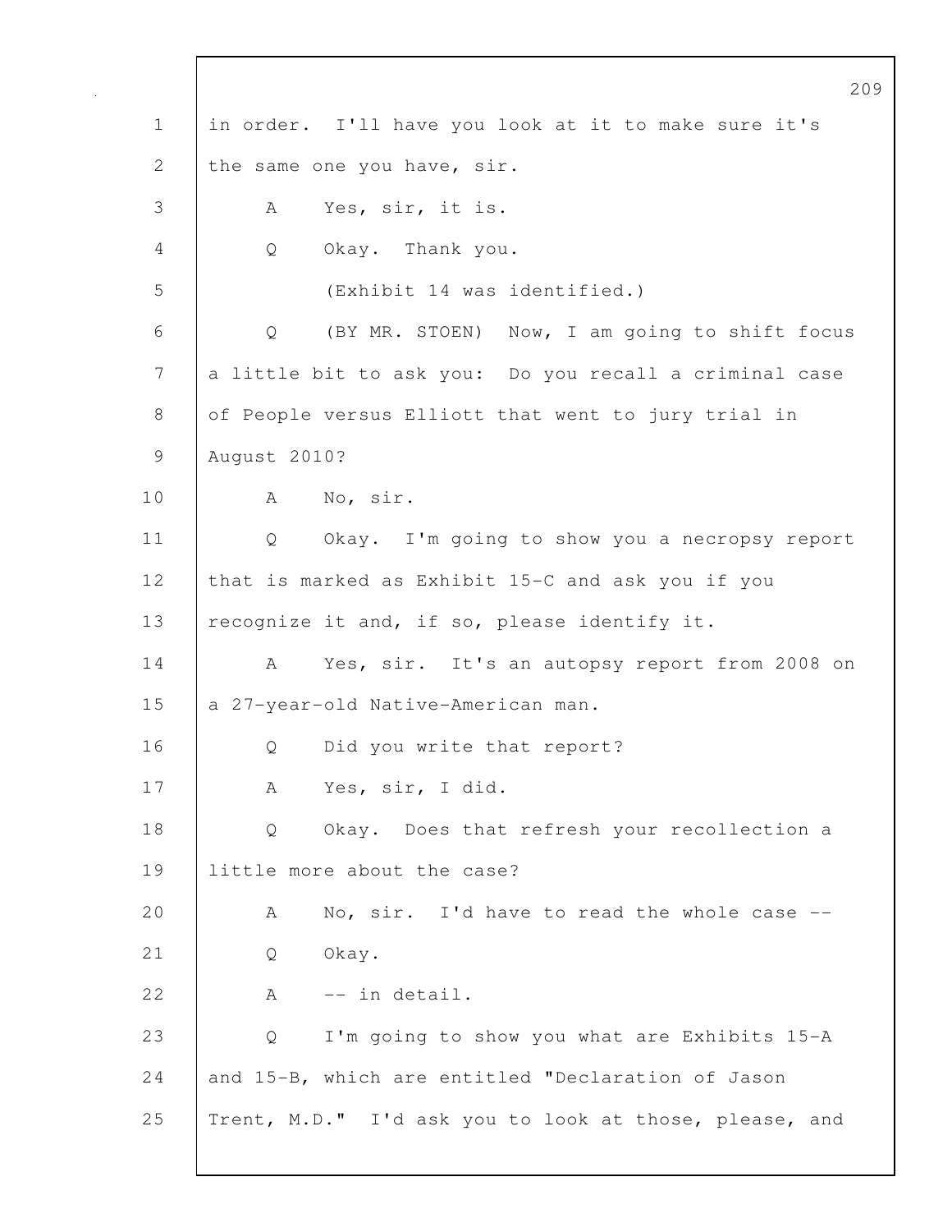in order. I'll have you look at it to make sure it's the same one you have, sir.

A Yes, sir, it is.

Q Okay. Thank you.

(Exhibit 14 was identified.)

Q (BY MR. STOEN) Now, I am going to shift focus a little bit to ask you: Do you recall a criminal case of People versus Elliott that went to jury trial in August 2010?

A No, sir.

Q Okay. I'm going to show you a necropsy report that is marked as Exhibit 15-C and ask you if you recognize it and, if so, please identify it.

A Yes, sir. It's an autopsy report from 2008 on a 27-year-old Native-American man.

Q Did you write that report?

A Yes, sir, I did.

Q Okay. Does that refresh your recollection a little more about the case?

A No, sir. I'd have to read the whole case --

Q Okay.

A -- in detail.

Q I'm going to show you what are Exhibits 15-A and 15-B, which are entitled "Declaration of Jason Trent, M.D." I'd ask you to look at those, please, and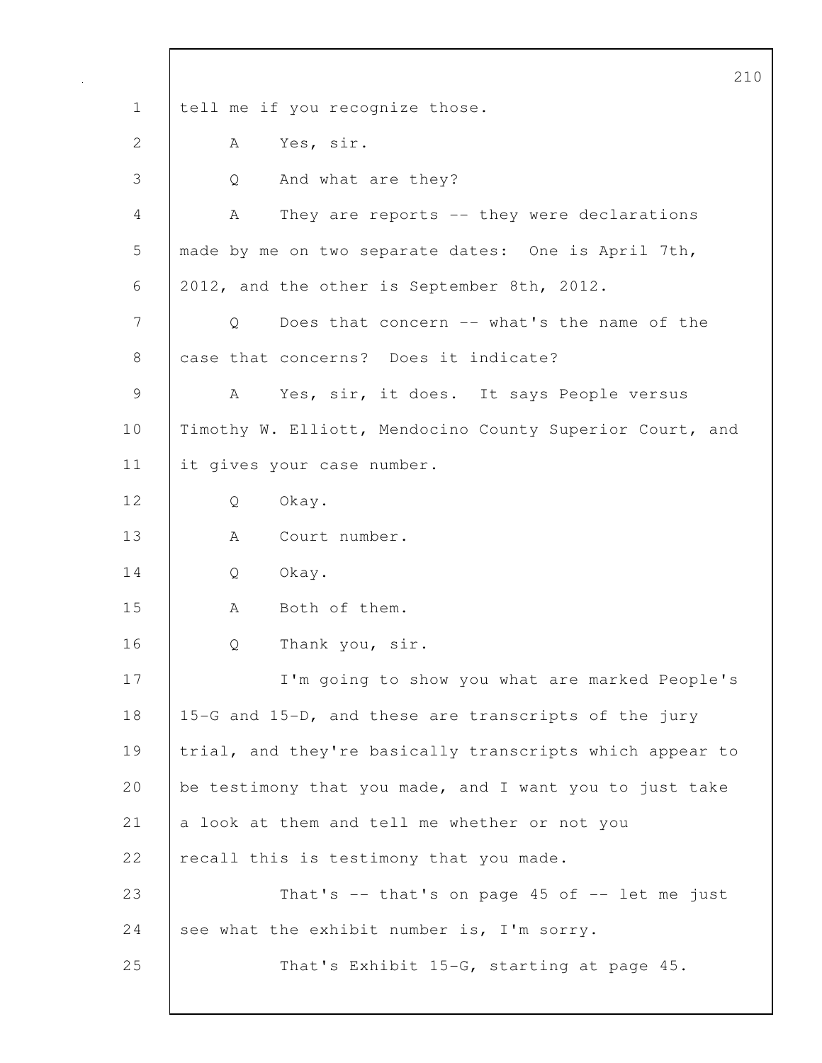tell me if you recognize those.

A Yes, sir.

Q And what are they?

A They are reports -- they were declarations made by me on two separate dates: One is April 7th, 2012, and the other is September 8th, 2012.

Q Does that concern -- what's the name of the case that concerns? Does it indicate?

A Yes, sir, it does. It says People versus Timothy W. Elliott, Mendocino County Superior Court, and it gives your case number.

Q Okay.

A Court number.

Q Okay.

A Both of them.

Q Thank you, sir.

I'm going to show you what are marked People's 15-G and 15-D, and these are transcripts of the jury trial, and they're basically transcripts which appear to be testimony that you made, and I want you to just take a look at them and tell me whether or not you recall this is testimony that you made.

That's -- that's on page 45 of -- let me just see what the exhibit number is, I'm sorry.

That's Exhibit 15-G, starting at page 45.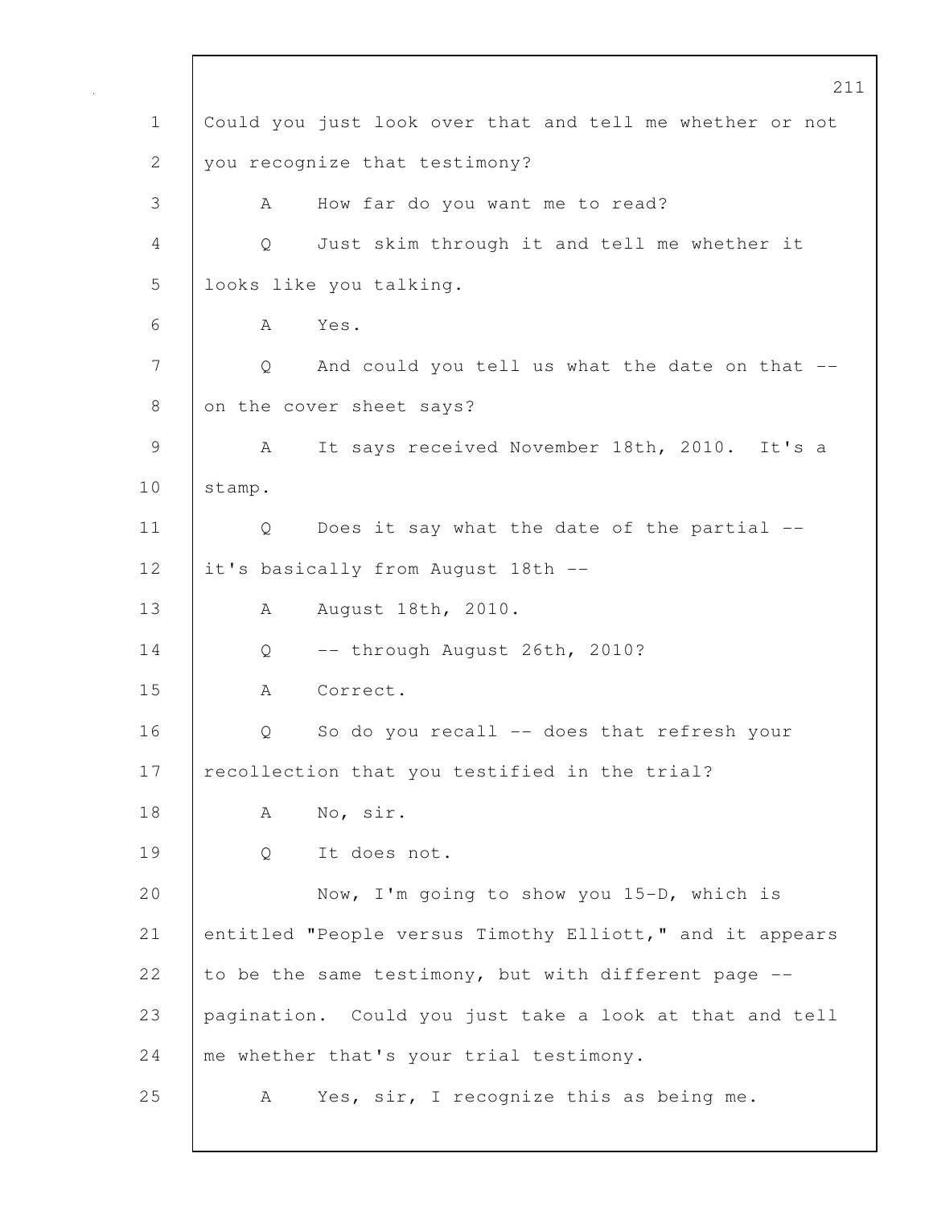1 Could you just look over that and tell me whether or not
2 you recognize that testimony?
3 A How far do you want me to read?
4 Q Just skim through it and tell me whether it
5 looks like you talking.
6 A Yes.
7 Q And could you tell us what the date on that --
8 on the cover sheet says?
9 A It says received November 18th, 2010. It's a
10 stamp.
11 Q Does it say what the date of the partial --
12 it's basically from August 18th --
13 A August 18th, 2010.
14 Q -- through August 26th, 2010?
15 A Correct.
16 Q So do you recall -- does that refresh your
17 recollection that you testified in the trial?
18 A No, sir.
19 Q It does not.
20 Now, I'm going to show you 15-D, which is
21 entitled "People versus Timothy Elliott," and it appears
22 to be the same testimony, but with different page --
23 pagination. Could you just take a look at that and tell
24 me whether that's your trial testimony.
25 A Yes, sir, I recognize this as being me.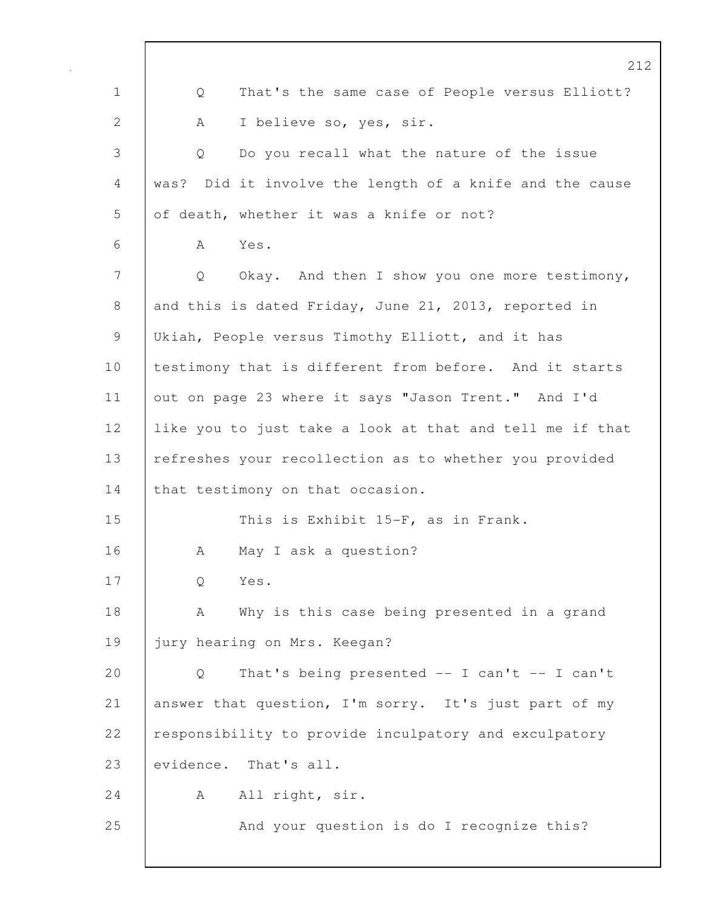Q That's the same case of People versus Elliott?

A I believe so, yes, sir.

Q Do you recall what the nature of the issue was? Did it involve the length of a knife and the cause of death, whether it was a knife or not?

A Yes.

Q Okay. And then I show you one more testimony, and this is dated Friday, June 21, 2013, reported in Ukiah, People versus Timothy Elliott, and it has testimony that is different from before. And it starts out on page 23 where it says "Jason Trent." And I'd like you to just take a look at that and tell me if that refreshes your recollection as to whether you provided that testimony on that occasion.

This is Exhibit 15-F, as in Frank.

A May I ask a question?

Q Yes.

A Why is this case being presented in a grand jury hearing on Mrs. Keegan?

Q That's being presented -- I can't -- I can't answer that question, I'm sorry. It's just part of my responsibility to provide inculpatory and exculpatory evidence. That's all.

A All right, sir.

And your question is do I recognize this?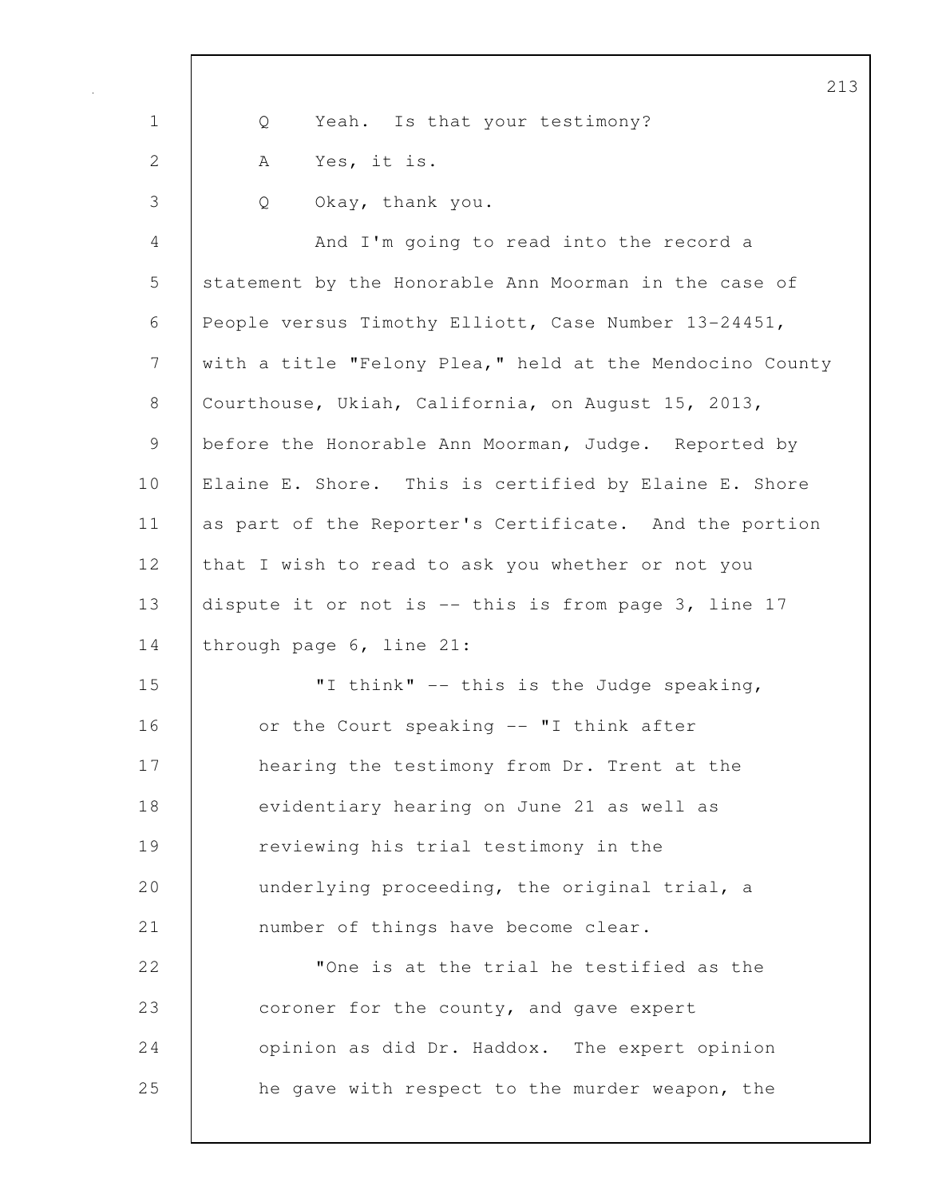Q Yeah. Is that your testimony?

A Yes, it is.

Q Okay, thank you.

And I'm going to read into the record a statement by the Honorable Ann Moorman in the case of People versus Timothy Elliott, Case Number 13-24451, with a title "Felony Plea," held at the Mendocino County Courthouse, Ukiah, California, on August 15, 2013, before the Honorable Ann Moorman, Judge. Reported by Elaine E. Shore. This is certified by Elaine E. Shore as part of the Reporter's Certificate. And the portion that I wish to read to ask you whether or not you dispute it or not is -- this is from page 3, line 17 through page 6, line 21:

> "I think" -- this is the Judge speaking, or the Court speaking -- "I think after hearing the testimony from Dr. Trent at the evidentiary hearing on June 21 as well as reviewing his trial testimony in the underlying proceeding, the original trial, a number of things have become clear.
>
> "One is at the trial he testified as the coroner for the county, and gave expert opinion as did Dr. Haddox. The expert opinion he gave with respect to the murder weapon, the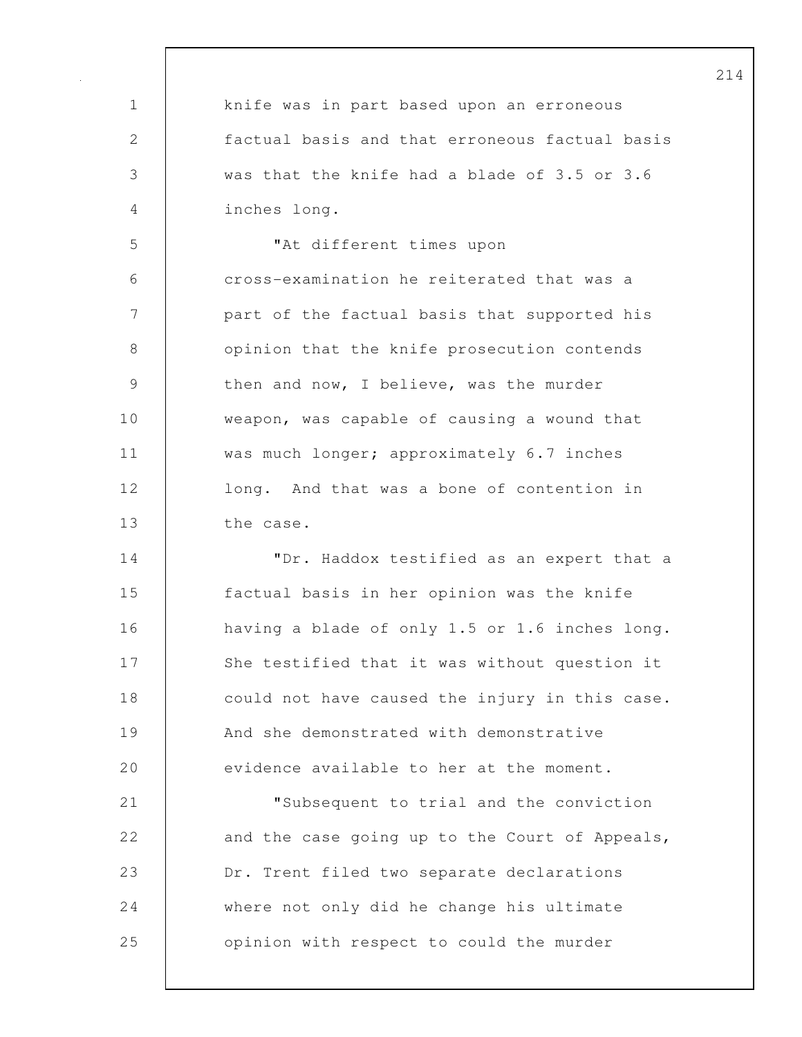knife was in part based upon an erroneous factual basis and that erroneous factual basis was that the knife had a blade of 3.5 or 3.6 inches long.

"At different times upon cross-examination he reiterated that was a part of the factual basis that supported his opinion that the knife prosecution contends then and now, I believe, was the murder weapon, was capable of causing a wound that was much longer; approximately 6.7 inches long. And that was a bone of contention in the case.

"Dr. Haddox testified as an expert that a factual basis in her opinion was the knife having a blade of only 1.5 or 1.6 inches long. She testified that it was without question it could not have caused the injury in this case. And she demonstrated with demonstrative evidence available to her at the moment.

"Subsequent to trial and the conviction and the case going up to the Court of Appeals, Dr. Trent filed two separate declarations where not only did he change his ultimate opinion with respect to could the murder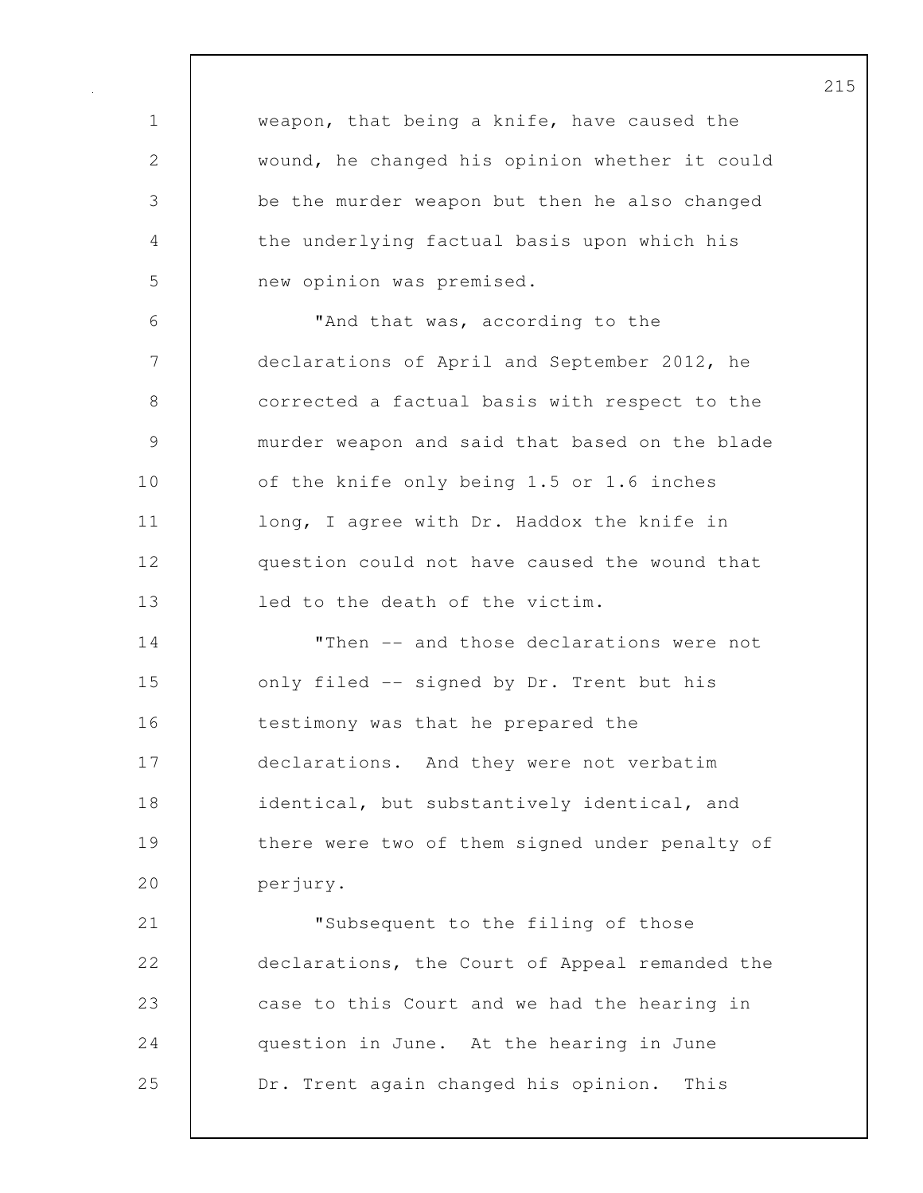weapon, that being a knife, have caused the wound, he changed his opinion whether it could be the murder weapon but then he also changed the underlying factual basis upon which his new opinion was premised.

"And that was, according to the declarations of April and September 2012, he corrected a factual basis with respect to the murder weapon and said that based on the blade of the knife only being 1.5 or 1.6 inches long, I agree with Dr. Haddox the knife in question could not have caused the wound that led to the death of the victim.

"Then -- and those declarations were not only filed -- signed by Dr. Trent but his testimony was that he prepared the declarations. And they were not verbatim identical, but substantively identical, and there were two of them signed under penalty of perjury.

"Subsequent to the filing of those declarations, the Court of Appeal remanded the case to this Court and we had the hearing in question in June. At the hearing in June Dr. Trent again changed his opinion. This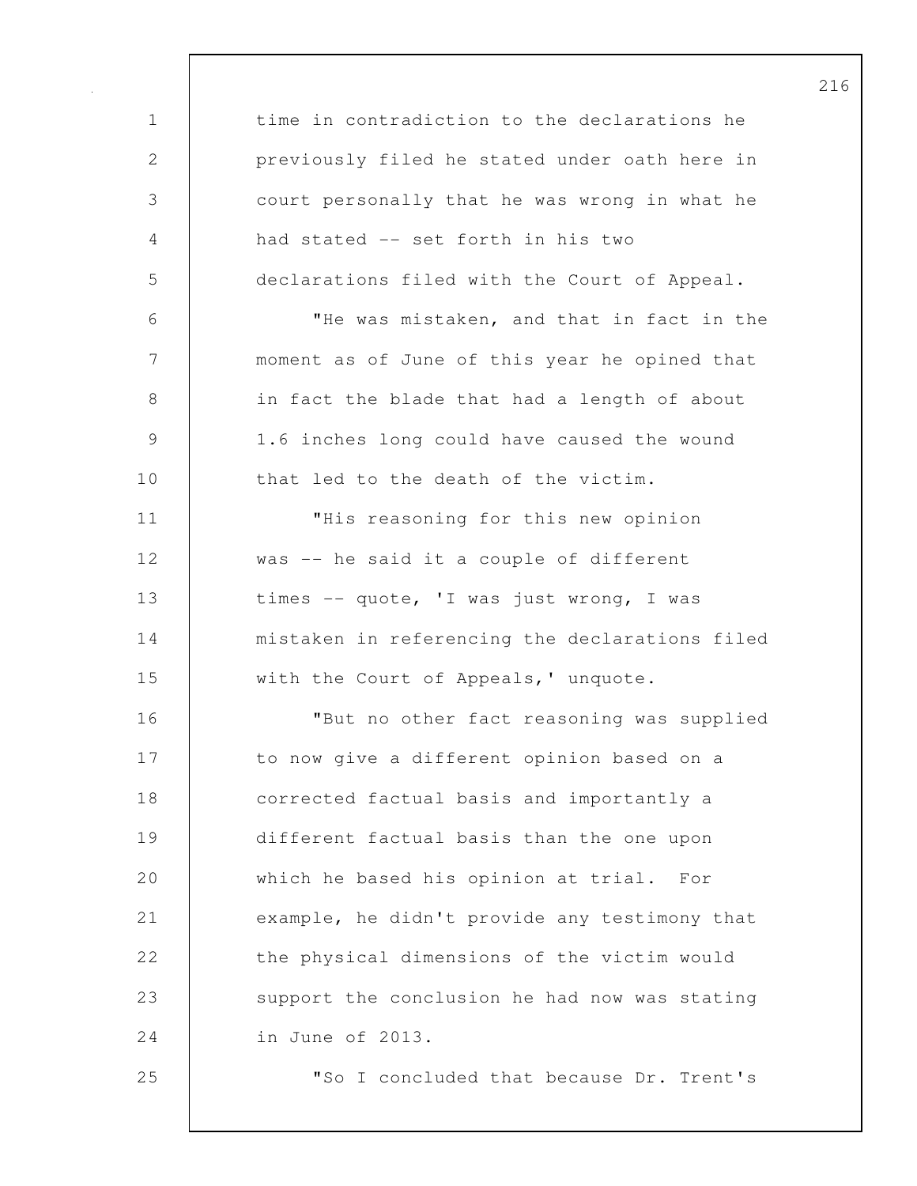time in contradiction to the declarations he previously filed he stated under oath here in court personally that he was wrong in what he had stated -- set forth in his two declarations filed with the Court of Appeal.

"He was mistaken, and that in fact in the moment as of June of this year he opined that in fact the blade that had a length of about 1.6 inches long could have caused the wound that led to the death of the victim.

"His reasoning for this new opinion was -- he said it a couple of different times -- quote, 'I was just wrong, I was mistaken in referencing the declarations filed with the Court of Appeals,' unquote.

"But no other fact reasoning was supplied to now give a different opinion based on a corrected factual basis and importantly a different factual basis than the one upon which he based his opinion at trial. For example, he didn't provide any testimony that the physical dimensions of the victim would support the conclusion he had now was stating in June of 2013.

"So I concluded that because Dr. Trent's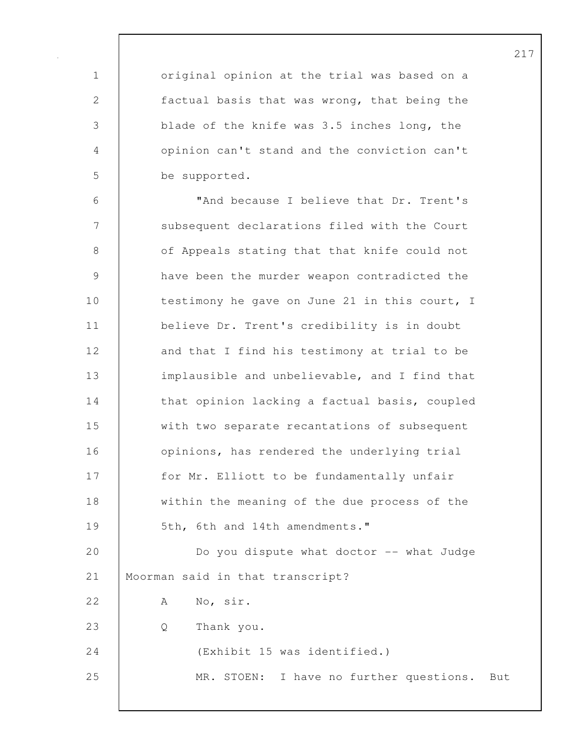original opinion at the trial was based on a factual basis that was wrong, that being the blade of the knife was 3.5 inches long, the opinion can't stand and the conviction can't be supported.

"And because I believe that Dr. Trent's subsequent declarations filed with the Court of Appeals stating that that knife could not have been the murder weapon contradicted the testimony he gave on June 21 in this court, I believe Dr. Trent's credibility is in doubt and that I find his testimony at trial to be implausible and unbelievable, and I find that that opinion lacking a factual basis, coupled with two separate recantations of subsequent opinions, has rendered the underlying trial for Mr. Elliott to be fundamentally unfair within the meaning of the due process of the 5th, 6th and 14th amendments."

Do you dispute what doctor -- what Judge Moorman said in that transcript?

A No, sir.

Q Thank you.

(Exhibit 15 was identified.)

MR. STOEN: I have no further questions. But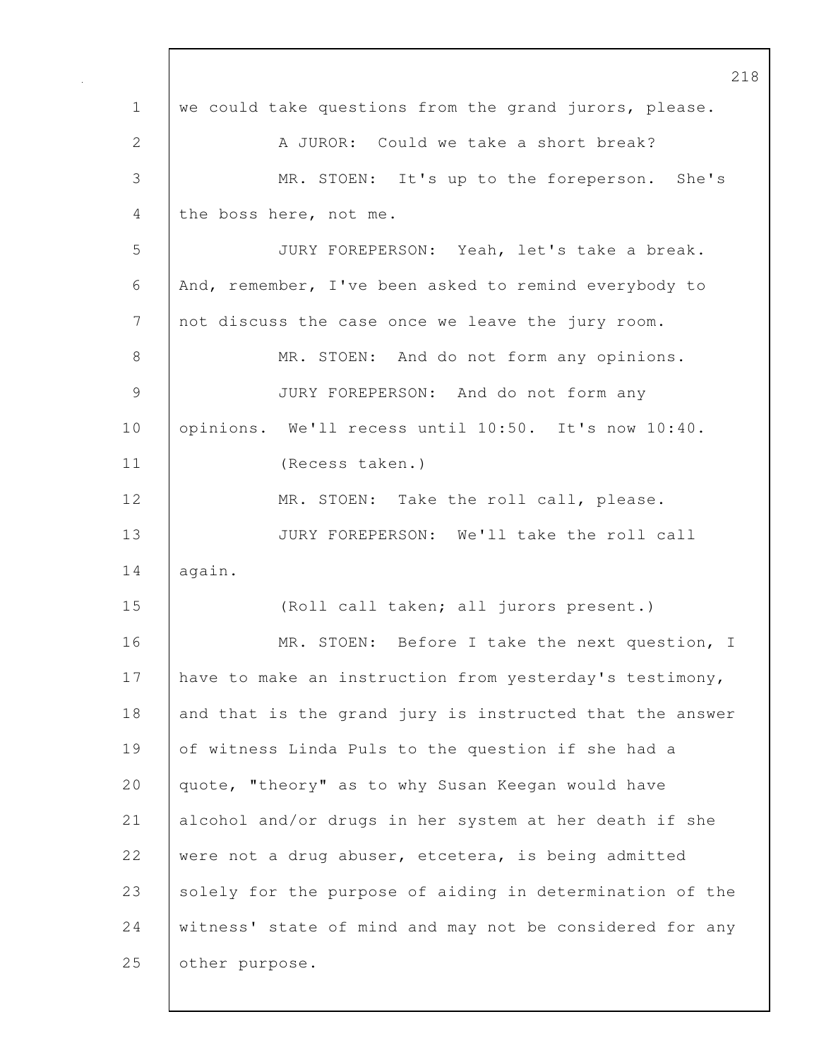we could take questions from the grand jurors, please.

A JUROR: Could we take a short break?

MR. STOEN: It's up to the foreperson. She's the boss here, not me.

JURY FOREPERSON: Yeah, let's take a break. And, remember, I've been asked to remind everybody to not discuss the case once we leave the jury room.

MR. STOEN: And do not form any opinions.

JURY FOREPERSON: And do not form any opinions. We'll recess until 10:50. It's now 10:40.

(Recess taken.)

MR. STOEN: Take the roll call, please.

JURY FOREPERSON: We'll take the roll call again.

(Roll call taken; all jurors present.)

MR. STOEN: Before I take the next question, I have to make an instruction from yesterday's testimony, and that is the grand jury is instructed that the answer of witness Linda Puls to the question if she had a quote, "theory" as to why Susan Keegan would have alcohol and/or drugs in her system at her death if she were not a drug abuser, etcetera, is being admitted solely for the purpose of aiding in determination of the witness' state of mind and may not be considered for any other purpose.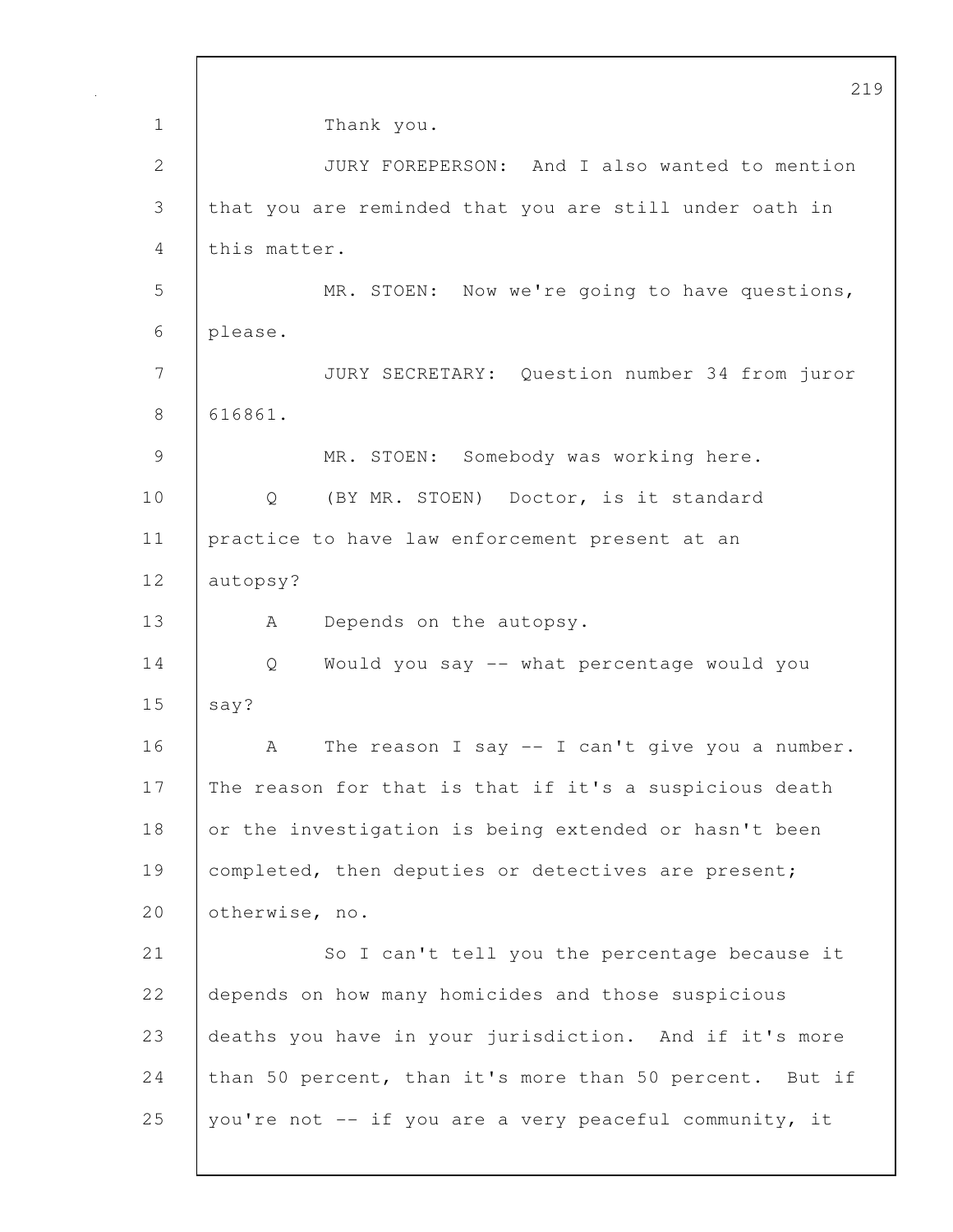Thank you.

JURY FOREPERSON: And I also wanted to mention that you are reminded that you are still under oath in this matter.

MR. STOEN: Now we're going to have questions, please.

JURY SECRETARY: Question number 34 from juror 616861.

MR. STOEN: Somebody was working here.

Q (BY MR. STOEN) Doctor, is it standard practice to have law enforcement present at an autopsy?

A Depends on the autopsy.

Q Would you say -- what percentage would you say?

A The reason I say -- I can't give you a number. The reason for that is that if it's a suspicious death or the investigation is being extended or hasn't been completed, then deputies or detectives are present; otherwise, no.

So I can't tell you the percentage because it depends on how many homicides and those suspicious deaths you have in your jurisdiction. And if it's more than 50 percent, than it's more than 50 percent. But if you're not -- if you are a very peaceful community, it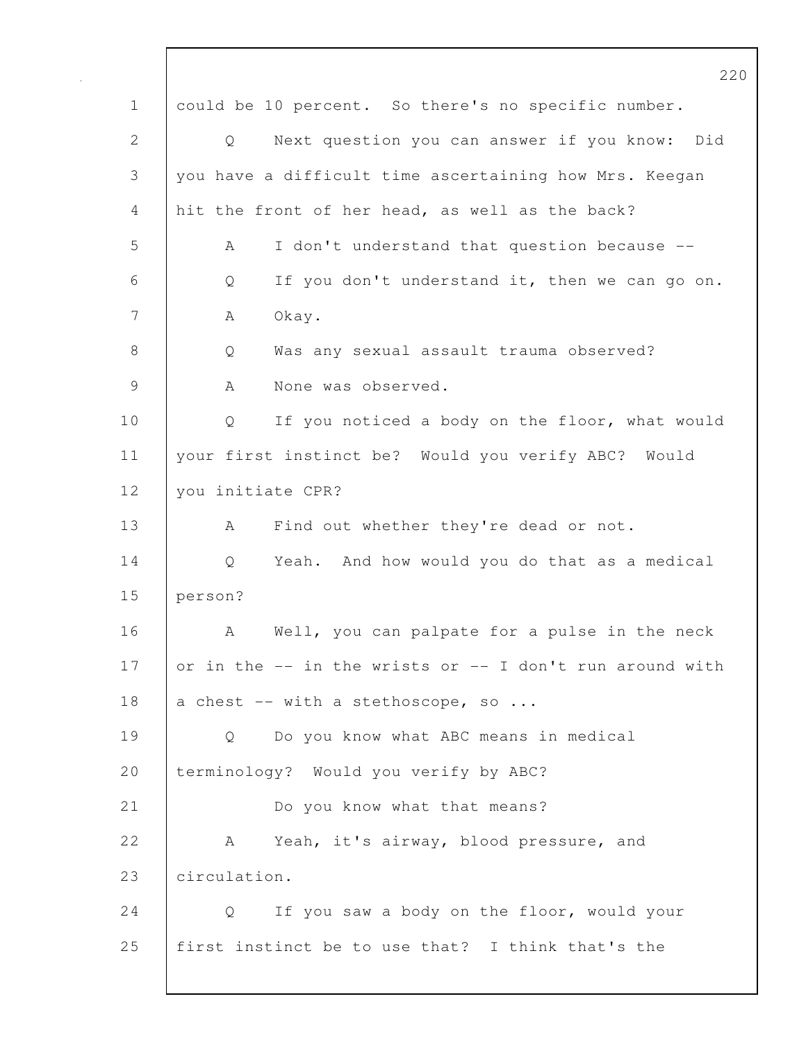could be 10 percent. So there's no specific number.

Q Next question you can answer if you know: Did you have a difficult time ascertaining how Mrs. Keegan hit the front of her head, as well as the back?

A I don't understand that question because --

Q If you don't understand it, then we can go on.

A Okay.

Q Was any sexual assault trauma observed?

A None was observed.

Q If you noticed a body on the floor, what would your first instinct be? Would you verify ABC? Would you initiate CPR?

A Find out whether they're dead or not.

Q Yeah. And how would you do that as a medical person?

A Well, you can palpate for a pulse in the neck or in the -- in the wrists or -- I don't run around with a chest -- with a stethoscope, so ...

Q Do you know what ABC means in medical terminology? Would you verify by ABC?

Do you know what that means?

A Yeah, it's airway, blood pressure, and circulation.

Q If you saw a body on the floor, would your first instinct be to use that? I think that's the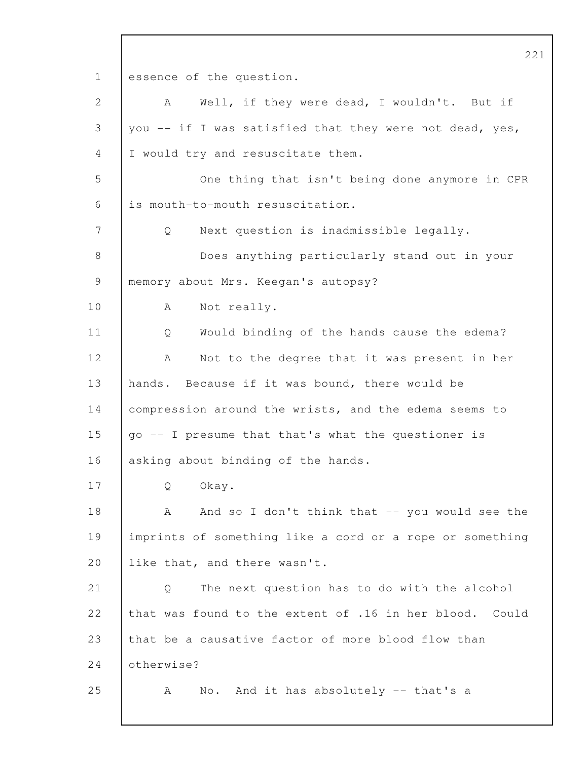essence of the question.

A Well, if they were dead, I wouldn't. But if you -- if I was satisfied that they were not dead, yes, I would try and resuscitate them.

One thing that isn't being done anymore in CPR is mouth-to-mouth resuscitation.

Q Next question is inadmissible legally.

Does anything particularly stand out in your memory about Mrs. Keegan's autopsy?

A Not really.

Q Would binding of the hands cause the edema?

A Not to the degree that it was present in her hands. Because if it was bound, there would be compression around the wrists, and the edema seems to go -- I presume that that's what the questioner is asking about binding of the hands.

Q Okay.

A And so I don't think that -- you would see the imprints of something like a cord or a rope or something like that, and there wasn't.

Q The next question has to do with the alcohol that was found to the extent of .16 in her blood. Could that be a causative factor of more blood flow than otherwise?

A No. And it has absolutely -- that's a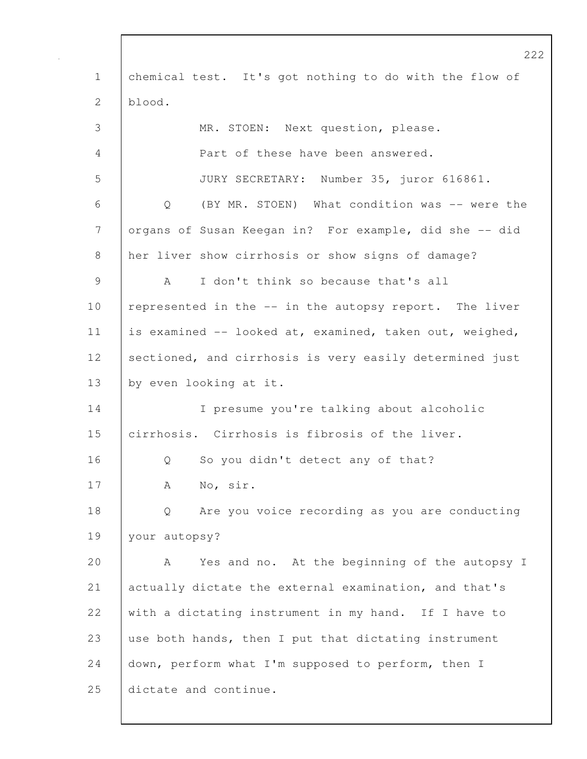chemical test. It's got nothing to do with the flow of blood.

MR. STOEN: Next question, please.

Part of these have been answered.

JURY SECRETARY: Number 35, juror 616861.

Q (BY MR. STOEN) What condition was -- were the organs of Susan Keegan in? For example, did she -- did her liver show cirrhosis or show signs of damage?

A I don't think so because that's all represented in the -- in the autopsy report. The liver is examined -- looked at, examined, taken out, weighed, sectioned, and cirrhosis is very easily determined just by even looking at it.

I presume you're talking about alcoholic cirrhosis. Cirrhosis is fibrosis of the liver.

Q So you didn't detect any of that?

A No, sir.

Q Are you voice recording as you are conducting your autopsy?

A Yes and no. At the beginning of the autopsy I actually dictate the external examination, and that's with a dictating instrument in my hand. If I have to use both hands, then I put that dictating instrument down, perform what I'm supposed to perform, then I dictate and continue.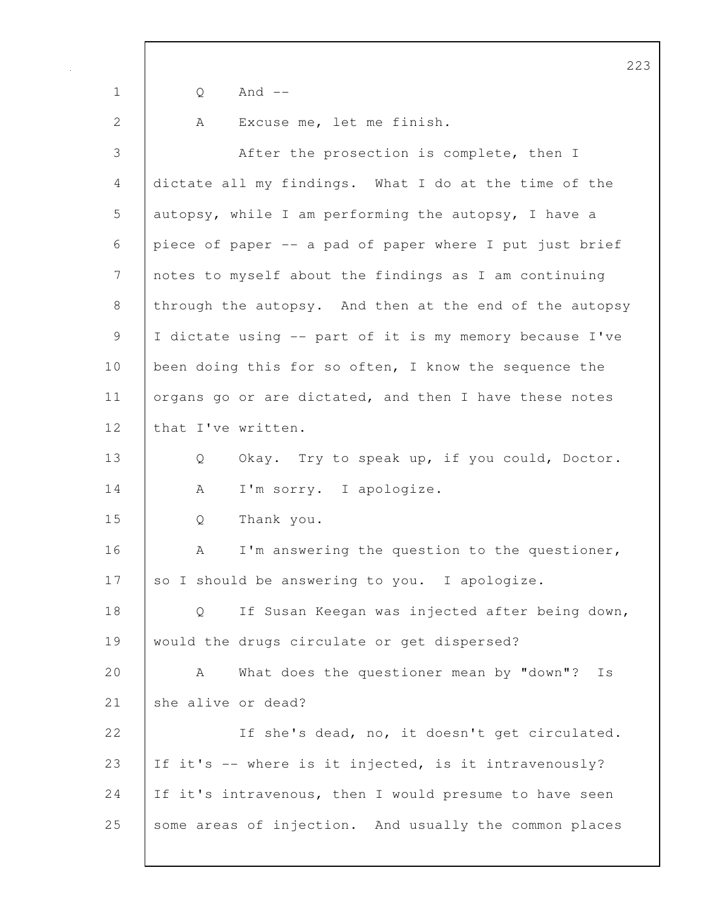Q And --

A Excuse me, let me finish.

After the prosection is complete, then I dictate all my findings. What I do at the time of the autopsy, while I am performing the autopsy, I have a piece of paper -- a pad of paper where I put just brief notes to myself about the findings as I am continuing through the autopsy. And then at the end of the autopsy I dictate using -- part of it is my memory because I've been doing this for so often, I know the sequence the organs go or are dictated, and then I have these notes that I've written.

Q Okay. Try to speak up, if you could, Doctor.

A I'm sorry. I apologize.

Q Thank you.

A I'm answering the question to the questioner, so I should be answering to you. I apologize.

Q If Susan Keegan was injected after being down, would the drugs circulate or get dispersed?

A What does the questioner mean by "down"? Is she alive or dead?

If she's dead, no, it doesn't get circulated. If it's -- where is it injected, is it intravenously? If it's intravenous, then I would presume to have seen some areas of injection. And usually the common places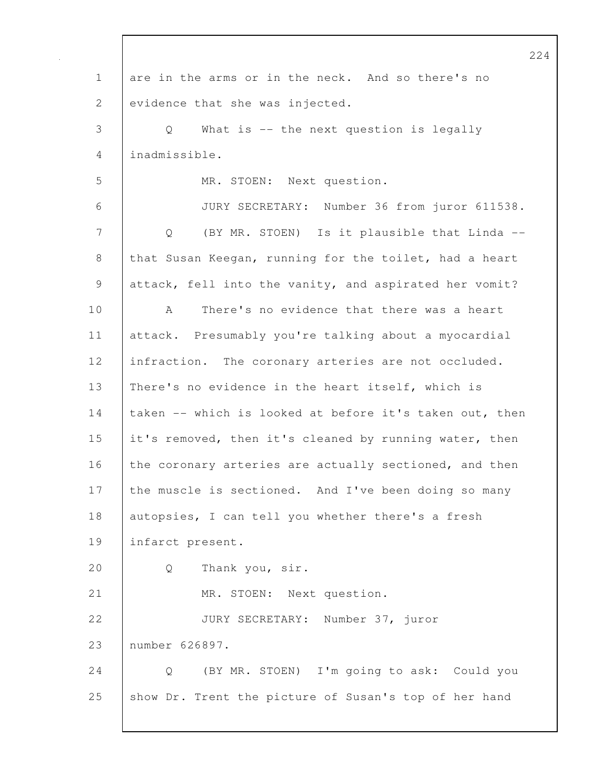1 are in the arms or in the neck. And so there's no
2 evidence that she was injected.
3 Q What is -- the next question is legally
4 inadmissible.
5 MR. STOEN: Next question.
6 JURY SECRETARY: Number 36 from juror 611538.
7 Q (BY MR. STOEN) Is it plausible that Linda --
8 that Susan Keegan, running for the toilet, had a heart
9 attack, fell into the vanity, and aspirated her vomit?
10 A There's no evidence that there was a heart
11 attack. Presumably you're talking about a myocardial
12 infraction. The coronary arteries are not occluded.
13 There's no evidence in the heart itself, which is
14 taken -- which is looked at before it's taken out, then
15 it's removed, then it's cleaned by running water, then
16 the coronary arteries are actually sectioned, and then
17 the muscle is sectioned. And I've been doing so many
18 autopsies, I can tell you whether there's a fresh
19 infarct present.
20 Q Thank you, sir.
21 MR. STOEN: Next question.
22 JURY SECRETARY: Number 37, juror
23 number 626897.
24 Q (BY MR. STOEN) I'm going to ask: Could you
25 show Dr. Trent the picture of Susan's top of her hand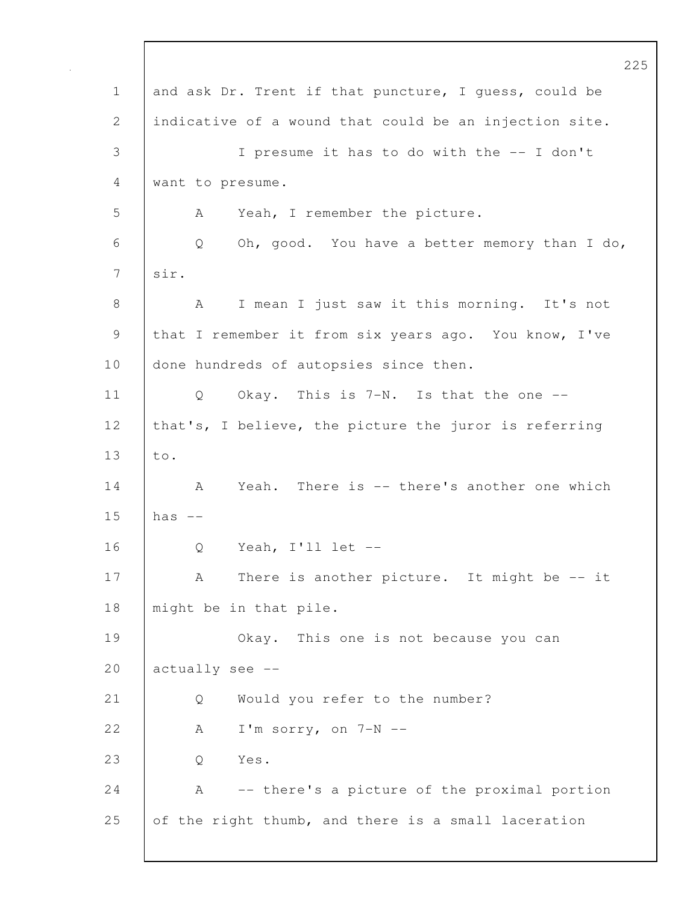and ask Dr. Trent if that puncture, I guess, could be indicative of a wound that could be an injection site.

I presume it has to do with the -- I don't want to presume.

A Yeah, I remember the picture.

Q Oh, good. You have a better memory than I do, sir.

A I mean I just saw it this morning. It's not that I remember it from six years ago. You know, I've done hundreds of autopsies since then.

Q Okay. This is 7-N. Is that the one -- that's, I believe, the picture the juror is referring to.

A Yeah. There is -- there's another one which has --

Q Yeah, I'll let --

A There is another picture. It might be -- it might be in that pile.

Okay. This one is not because you can actually see --

Q Would you refer to the number?

A I'm sorry, on 7-N --

Q Yes.

A -- there's a picture of the proximal portion of the right thumb, and there is a small laceration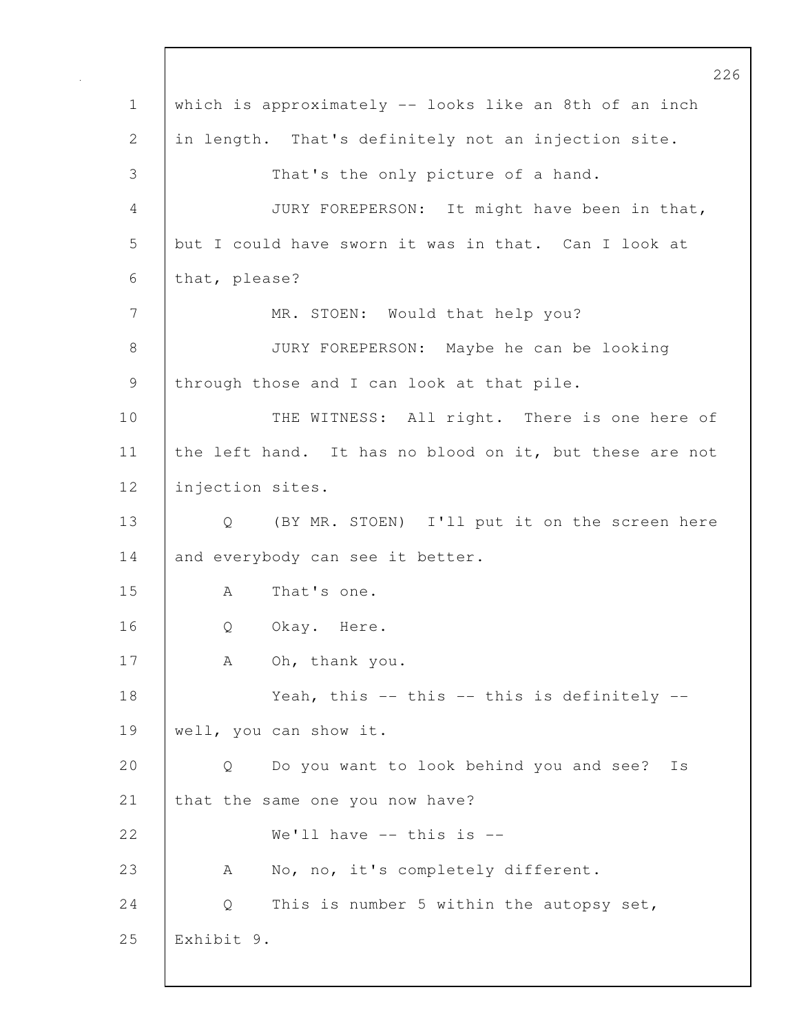which is approximately -- looks like an 8th of an inch in length. That's definitely not an injection site.

That's the only picture of a hand.

JURY FOREPERSON: It might have been in that, but I could have sworn it was in that. Can I look at that, please?

MR. STOEN: Would that help you?

JURY FOREPERSON: Maybe he can be looking through those and I can look at that pile.

THE WITNESS: All right. There is one here of the left hand. It has no blood on it, but these are not injection sites.

Q (BY MR. STOEN) I'll put it on the screen here and everybody can see it better.

A That's one.

Q Okay. Here.

A Oh, thank you.

Yeah, this -- this -- this is definitely -- well, you can show it.

Q Do you want to look behind you and see? Is that the same one you now have?

We'll have -- this is --

A No, no, it's completely different.

Q This is number 5 within the autopsy set, Exhibit 9.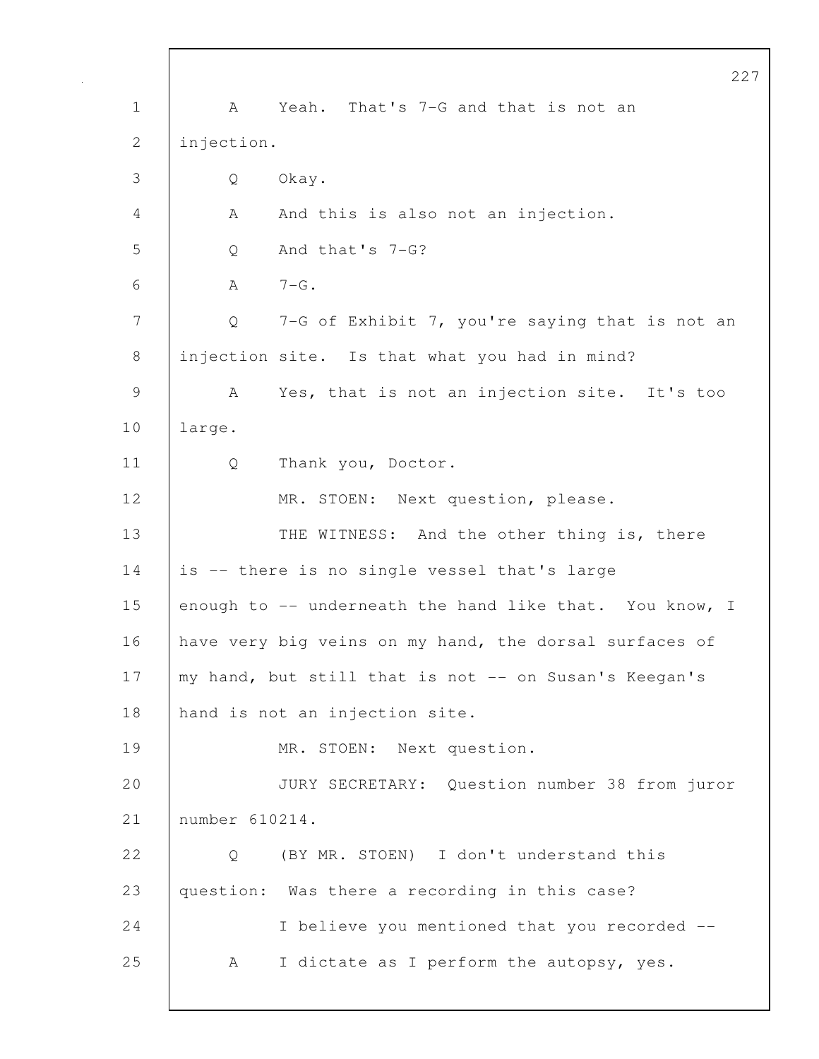A Yeah. That's 7-G and that is not an injection.

Q Okay.

A And this is also not an injection.

Q And that's 7-G?

A 7-G.

Q 7-G of Exhibit 7, you're saying that is not an injection site. Is that what you had in mind?

A Yes, that is not an injection site. It's too large.

Q Thank you, Doctor.

MR. STOEN: Next question, please.

THE WITNESS: And the other thing is, there is -- there is no single vessel that's large enough to -- underneath the hand like that. You know, I have very big veins on my hand, the dorsal surfaces of my hand, but still that is not -- on Susan's Keegan's hand is not an injection site.

MR. STOEN: Next question.

JURY SECRETARY: Question number 38 from juror number 610214.

Q (BY MR. STOEN) I don't understand this question: Was there a recording in this case?

I believe you mentioned that you recorded --

A I dictate as I perform the autopsy, yes.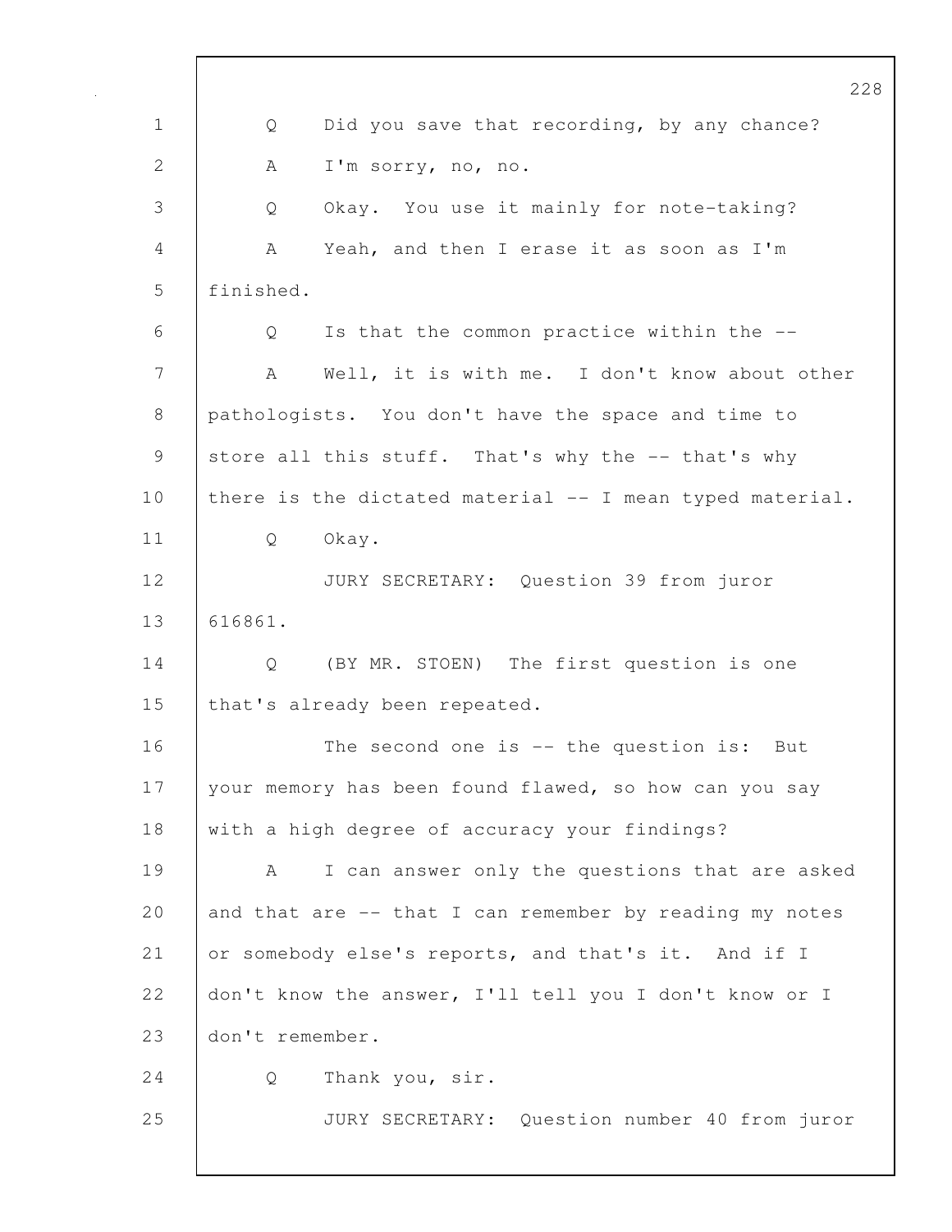Q Did you save that recording, by any chance?

A I'm sorry, no, no.

Q Okay. You use it mainly for note-taking?

A Yeah, and then I erase it as soon as I'm finished.

Q Is that the common practice within the --

A Well, it is with me. I don't know about other pathologists. You don't have the space and time to store all this stuff. That's why the -- that's why there is the dictated material -- I mean typed material.

Q Okay.

JURY SECRETARY: Question 39 from juror 616861.

Q (BY MR. STOEN) The first question is one that's already been repeated.

The second one is -- the question is: But your memory has been found flawed, so how can you say with a high degree of accuracy your findings?

A I can answer only the questions that are asked and that are -- that I can remember by reading my notes or somebody else's reports, and that's it. And if I don't know the answer, I'll tell you I don't know or I don't remember.

Q Thank you, sir.

JURY SECRETARY: Question number 40 from juror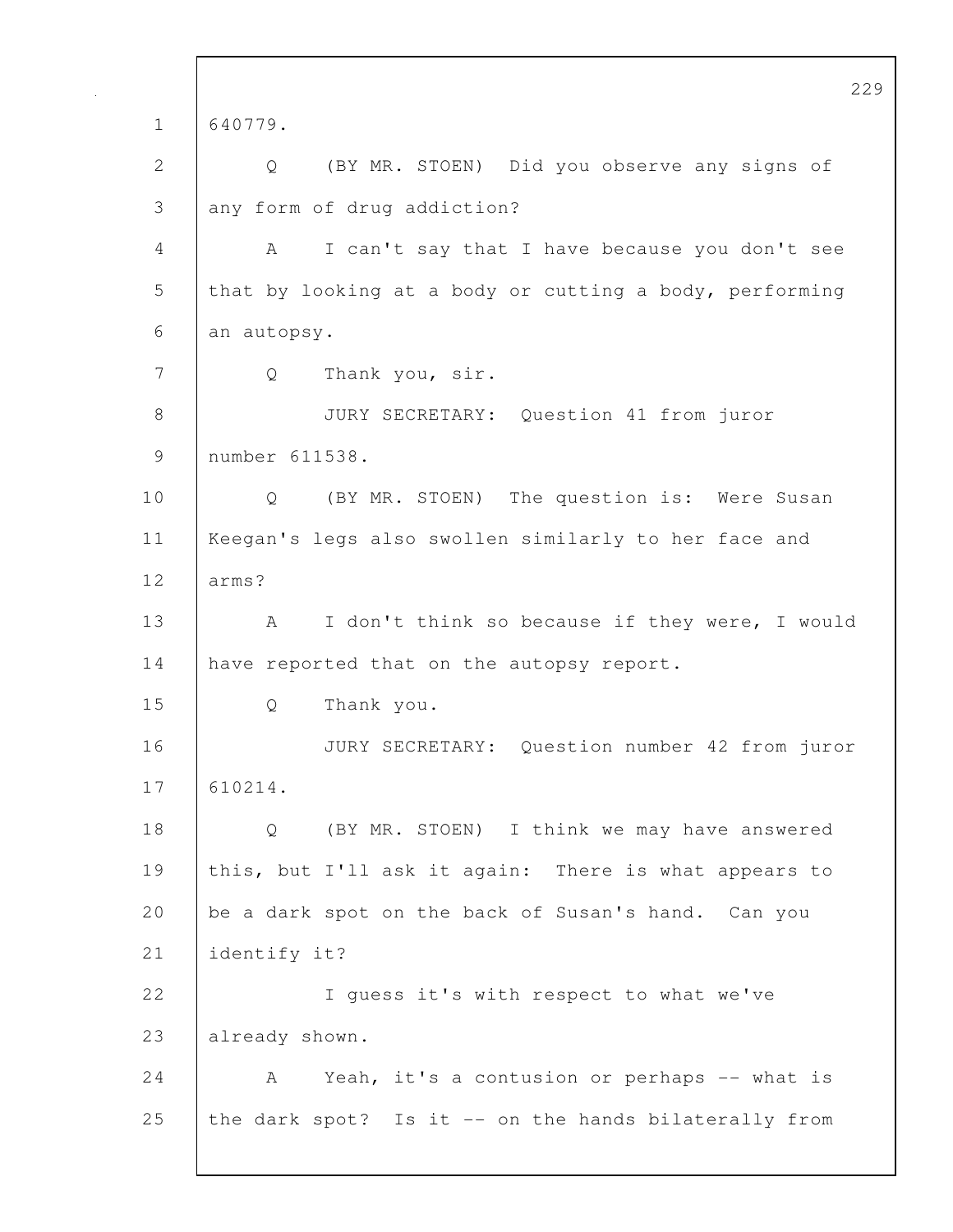640779.

Q (BY MR. STOEN) Did you observe any signs of any form of drug addiction?

A I can't say that I have because you don't see that by looking at a body or cutting a body, performing an autopsy.

Q Thank you, sir.

JURY SECRETARY: Question 41 from juror number 611538.

Q (BY MR. STOEN) The question is: Were Susan Keegan's legs also swollen similarly to her face and arms?

A I don't think so because if they were, I would have reported that on the autopsy report.

Q Thank you.

JURY SECRETARY: Question number 42 from juror 610214.

Q (BY MR. STOEN) I think we may have answered this, but I'll ask it again: There is what appears to be a dark spot on the back of Susan's hand. Can you identify it?

I guess it's with respect to what we've already shown.

A Yeah, it's a contusion or perhaps -- what is the dark spot? Is it -- on the hands bilaterally from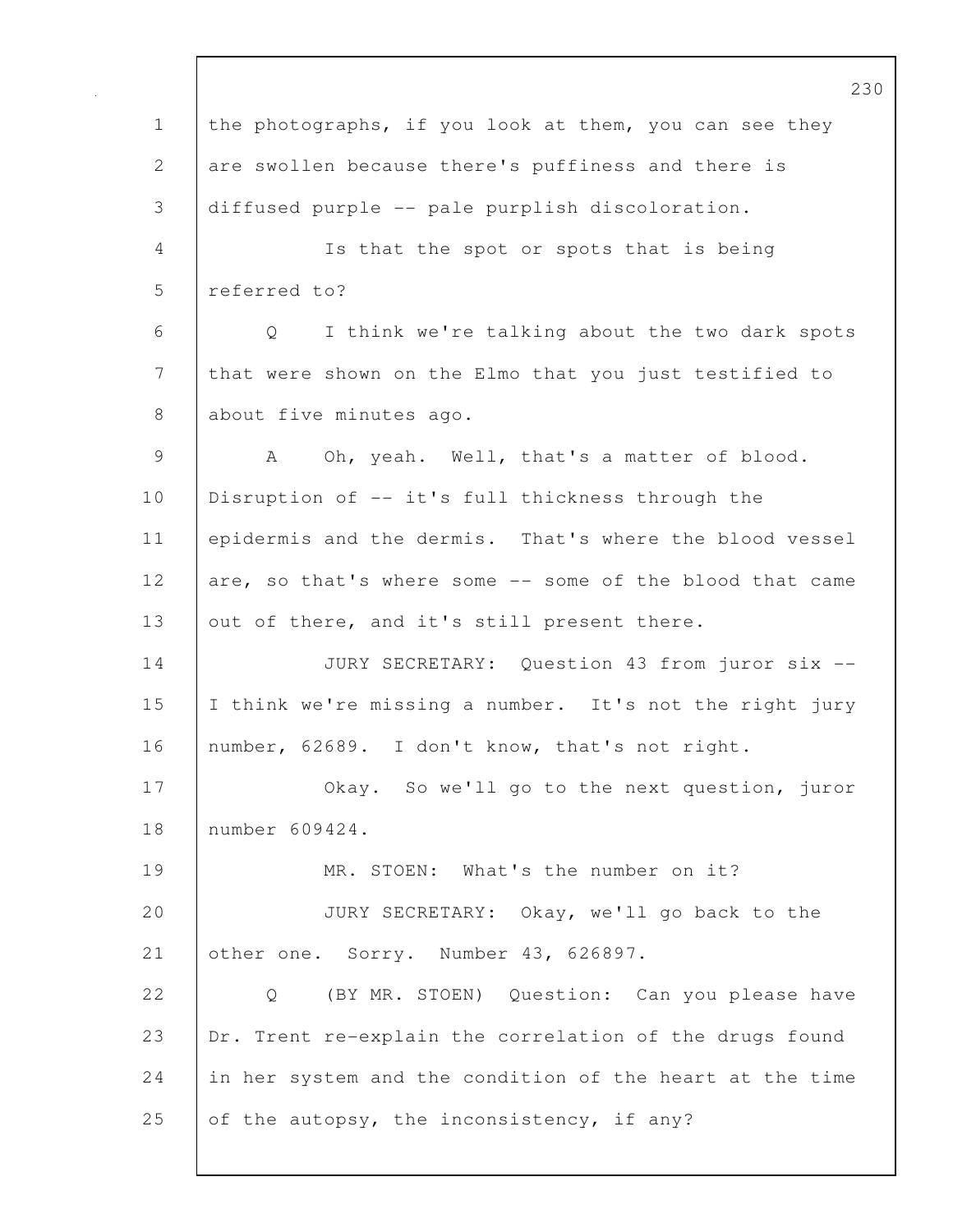the photographs, if you look at them, you can see they are swollen because there's puffiness and there is diffused purple -- pale purplish discoloration.

Is that the spot or spots that is being referred to?

Q I think we're talking about the two dark spots that were shown on the Elmo that you just testified to about five minutes ago.

A Oh, yeah. Well, that's a matter of blood. Disruption of -- it's full thickness through the epidermis and the dermis. That's where the blood vessel are, so that's where some -- some of the blood that came out of there, and it's still present there.

JURY SECRETARY: Question 43 from juror six -- I think we're missing a number. It's not the right jury number, 62689. I don't know, that's not right.

Okay. So we'll go to the next question, juror number 609424.

MR. STOEN: What's the number on it?

JURY SECRETARY: Okay, we'll go back to the other one. Sorry. Number 43, 626897.

Q (BY MR. STOEN) Question: Can you please have Dr. Trent re-explain the correlation of the drugs found in her system and the condition of the heart at the time of the autopsy, the inconsistency, if any?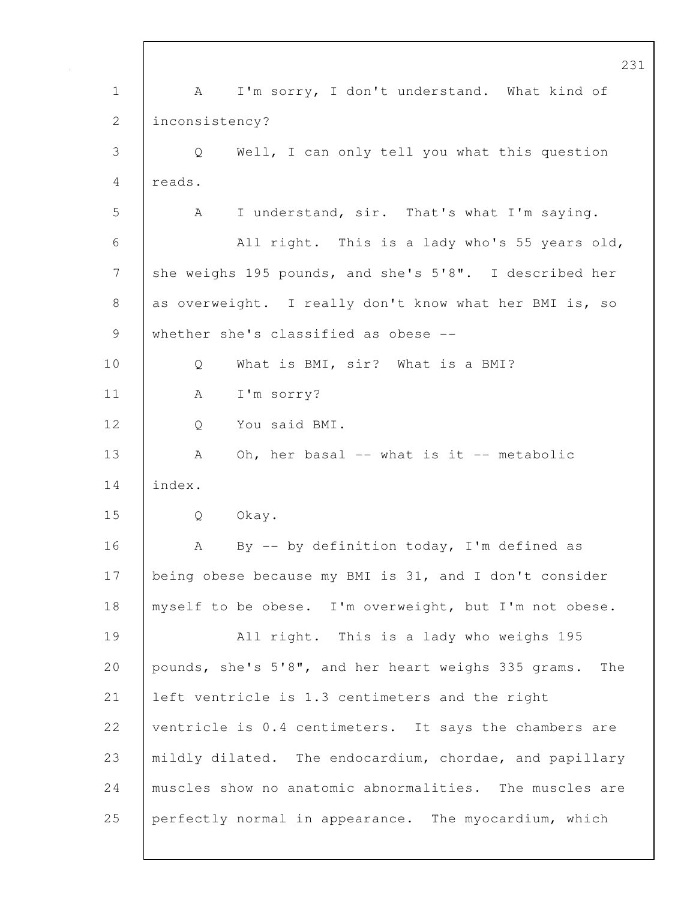A I'm sorry, I don't understand. What kind of inconsistency?

Q Well, I can only tell you what this question reads.

A I understand, sir. That's what I'm saying.

All right. This is a lady who's 55 years old, she weighs 195 pounds, and she's 5'8". I described her as overweight. I really don't know what her BMI is, so whether she's classified as obese --

Q What is BMI, sir? What is a BMI?

A I'm sorry?

Q You said BMI.

A Oh, her basal -- what is it -- metabolic index.

Q Okay.

A By -- by definition today, I'm defined as being obese because my BMI is 31, and I don't consider myself to be obese. I'm overweight, but I'm not obese.

All right. This is a lady who weighs 195 pounds, she's 5'8", and her heart weighs 335 grams. The left ventricle is 1.3 centimeters and the right ventricle is 0.4 centimeters. It says the chambers are mildly dilated. The endocardium, chordae, and papillary muscles show no anatomic abnormalities. The muscles are perfectly normal in appearance. The myocardium, which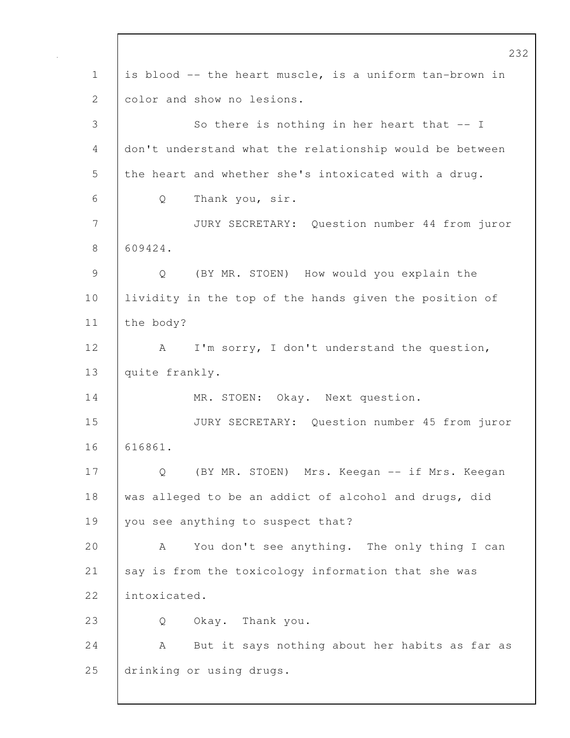is blood -- the heart muscle, is a uniform tan-brown in color and show no lesions.

So there is nothing in her heart that -- I don't understand what the relationship would be between the heart and whether she's intoxicated with a drug.

Q Thank you, sir.

JURY SECRETARY: Question number 44 from juror 609424.

Q (BY MR. STOEN) How would you explain the lividity in the top of the hands given the position of the body?

A I'm sorry, I don't understand the question, quite frankly.

MR. STOEN: Okay. Next question.

JURY SECRETARY: Question number 45 from juror 616861.

Q (BY MR. STOEN) Mrs. Keegan -- if Mrs. Keegan was alleged to be an addict of alcohol and drugs, did you see anything to suspect that?

A You don't see anything. The only thing I can say is from the toxicology information that she was intoxicated.

Q Okay. Thank you.

A But it says nothing about her habits as far as drinking or using drugs.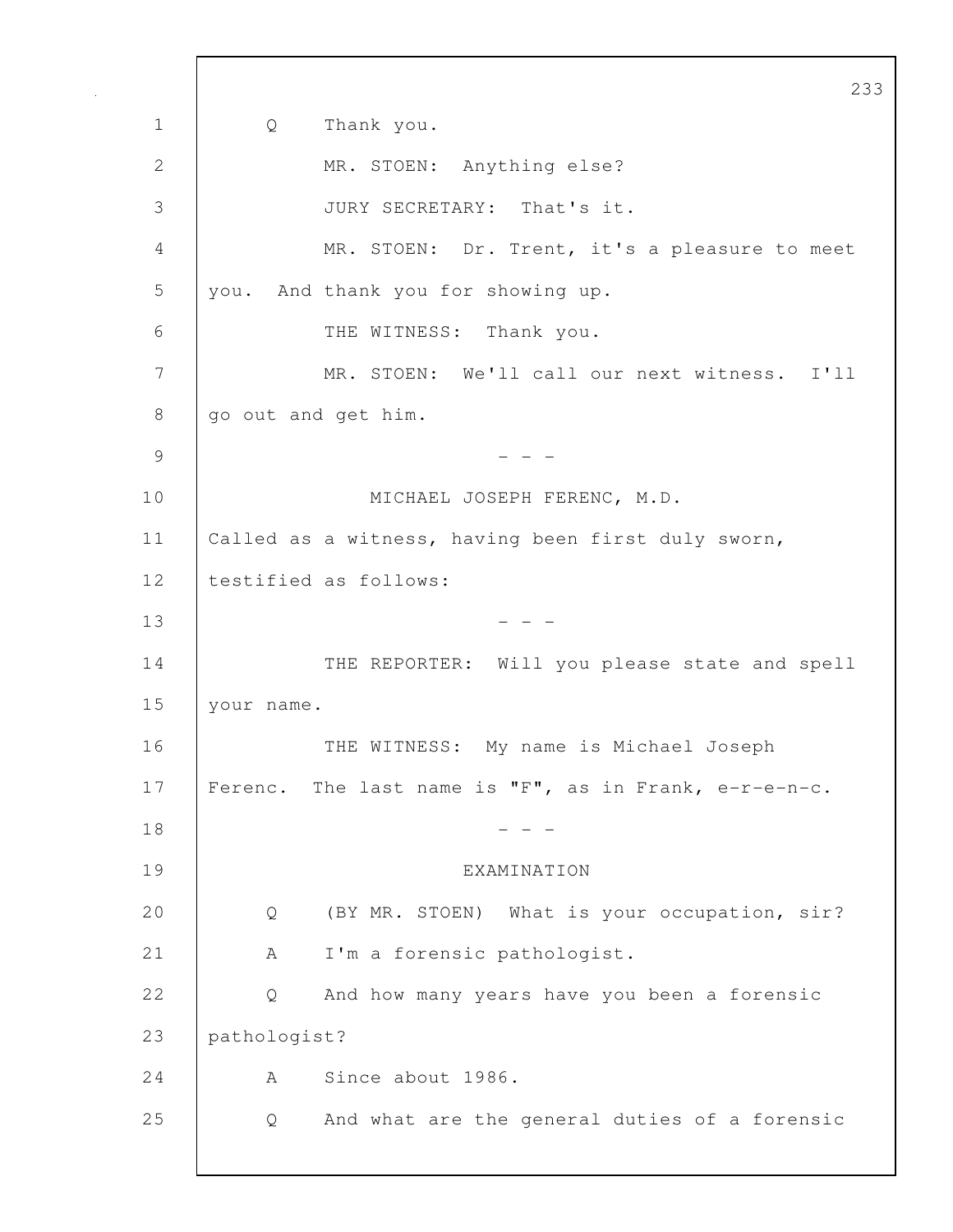Q Thank you.

MR. STOEN: Anything else?

JURY SECRETARY: That's it.

MR. STOEN: Dr. Trent, it's a pleasure to meet you. And thank you for showing up.

THE WITNESS: Thank you.

MR. STOEN: We'll call our next witness. I'll go out and get him.

\- - -

MICHAEL JOSEPH FERENC, M.D.

Called as a witness, having been first duly sworn, testified as follows:

\- - -

THE REPORTER: Will you please state and spell your name.

THE WITNESS: My name is Michael Joseph Ferenc. The last name is "F", as in Frank, e-r-e-n-c.

\- - -

EXAMINATION

Q (BY MR. STOEN) What is your occupation, sir?

A I'm a forensic pathologist.

Q And how many years have you been a forensic pathologist?

A Since about 1986.

Q And what are the general duties of a forensic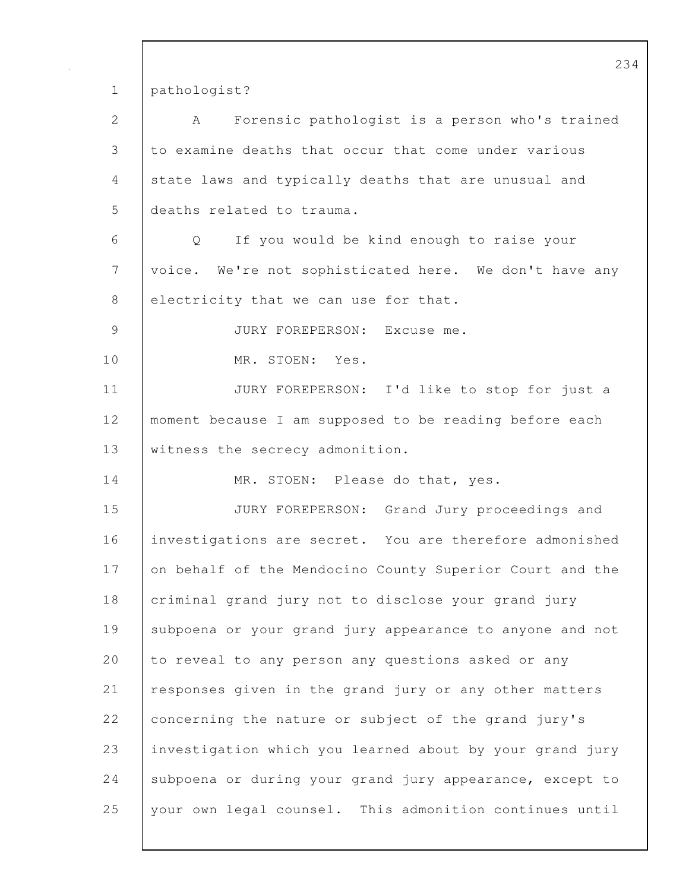pathologist?

A Forensic pathologist is a person who's trained to examine deaths that occur that come under various state laws and typically deaths that are unusual and deaths related to trauma.

Q If you would be kind enough to raise your voice. We're not sophisticated here. We don't have any electricity that we can use for that.

JURY FOREPERSON: Excuse me.

MR. STOEN: Yes.

JURY FOREPERSON: I'd like to stop for just a moment because I am supposed to be reading before each witness the secrecy admonition.

MR. STOEN: Please do that, yes.

JURY FOREPERSON: Grand Jury proceedings and investigations are secret. You are therefore admonished on behalf of the Mendocino County Superior Court and the criminal grand jury not to disclose your grand jury subpoena or your grand jury appearance to anyone and not to reveal to any person any questions asked or any responses given in the grand jury or any other matters concerning the nature or subject of the grand jury's investigation which you learned about by your grand jury subpoena or during your grand jury appearance, except to your own legal counsel. This admonition continues until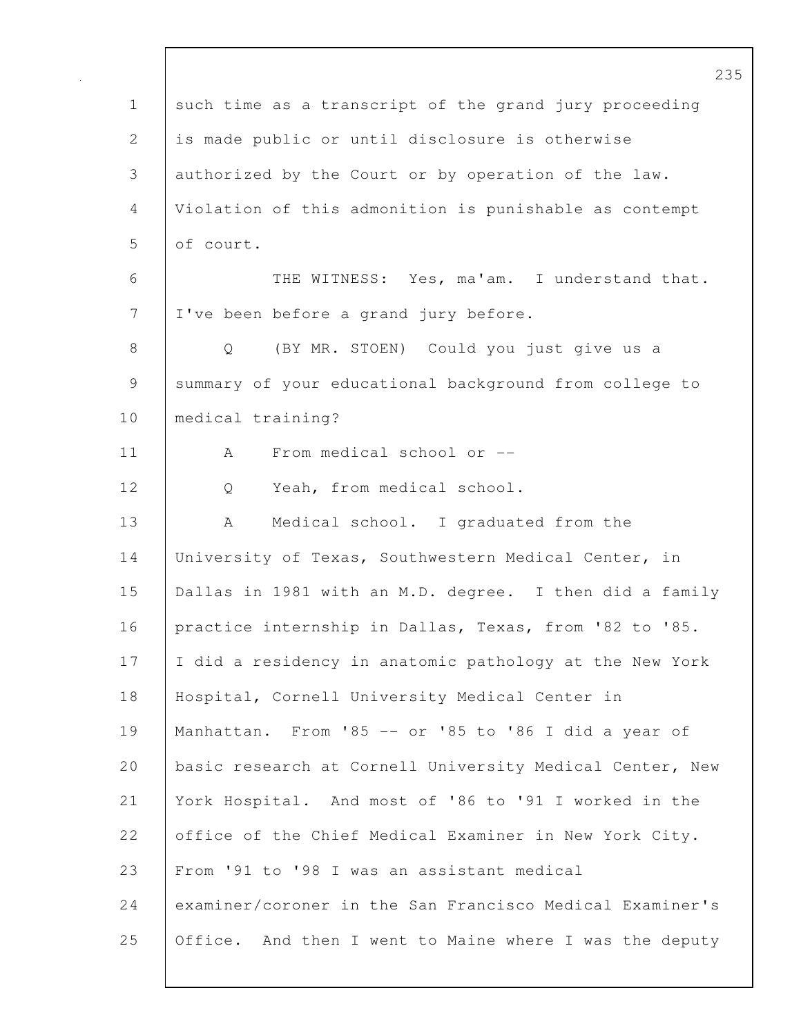such time as a transcript of the grand jury proceeding is made public or until disclosure is otherwise authorized by the Court or by operation of the law. Violation of this admonition is punishable as contempt of court.

THE WITNESS: Yes, ma'am. I understand that. I've been before a grand jury before.

Q (BY MR. STOEN) Could you just give us a summary of your educational background from college to medical training?

A From medical school or --

Q Yeah, from medical school.

A Medical school. I graduated from the University of Texas, Southwestern Medical Center, in Dallas in 1981 with an M.D. degree. I then did a family practice internship in Dallas, Texas, from '82 to '85. I did a residency in anatomic pathology at the New York Hospital, Cornell University Medical Center in Manhattan. From '85 -- or '85 to '86 I did a year of basic research at Cornell University Medical Center, New York Hospital. And most of '86 to '91 I worked in the office of the Chief Medical Examiner in New York City. From '91 to '98 I was an assistant medical examiner/coroner in the San Francisco Medical Examiner's Office. And then I went to Maine where I was the deputy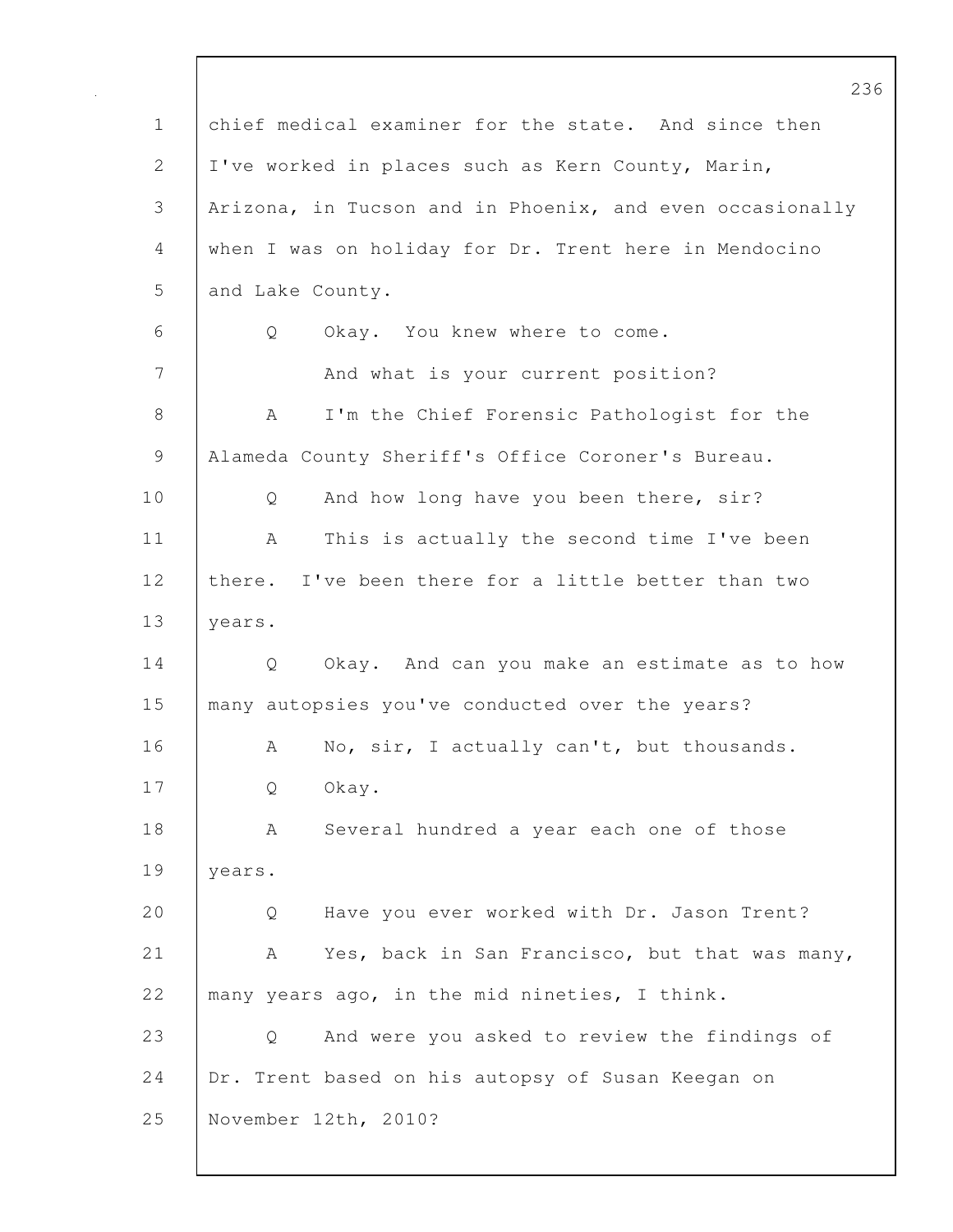chief medical examiner for the state. And since then I've worked in places such as Kern County, Marin, Arizona, in Tucson and in Phoenix, and even occasionally when I was on holiday for Dr. Trent here in Mendocino and Lake County.

Q Okay. You knew where to come.

And what is your current position?

A I'm the Chief Forensic Pathologist for the Alameda County Sheriff's Office Coroner's Bureau.

Q And how long have you been there, sir?

A This is actually the second time I've been there. I've been there for a little better than two years.

Q Okay. And can you make an estimate as to how many autopsies you've conducted over the years?

A No, sir, I actually can't, but thousands.

Q Okay.

A Several hundred a year each one of those years.

Q Have you ever worked with Dr. Jason Trent?

A Yes, back in San Francisco, but that was many, many years ago, in the mid nineties, I think.

Q And were you asked to review the findings of Dr. Trent based on his autopsy of Susan Keegan on November 12th, 2010?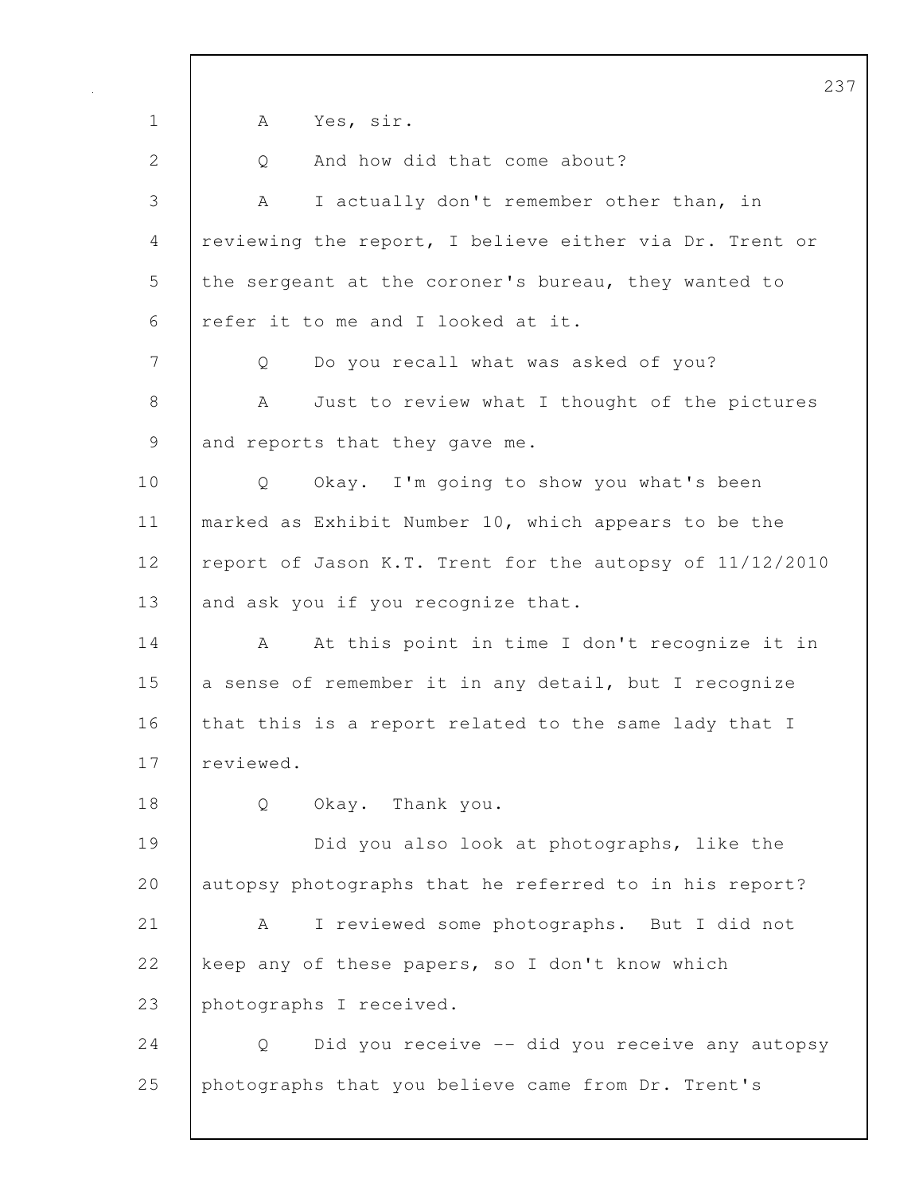A Yes, sir.

Q And how did that come about?

A I actually don't remember other than, in reviewing the report, I believe either via Dr. Trent or the sergeant at the coroner's bureau, they wanted to refer it to me and I looked at it.

Q Do you recall what was asked of you?

A Just to review what I thought of the pictures and reports that they gave me.

Q Okay. I'm going to show you what's been marked as Exhibit Number 10, which appears to be the report of Jason K.T. Trent for the autopsy of 11/12/2010 and ask you if you recognize that.

A At this point in time I don't recognize it in a sense of remember it in any detail, but I recognize that this is a report related to the same lady that I reviewed.

Q Okay. Thank you.

Did you also look at photographs, like the autopsy photographs that he referred to in his report?

A I reviewed some photographs. But I did not keep any of these papers, so I don't know which photographs I received.

Q Did you receive -- did you receive any autopsy photographs that you believe came from Dr. Trent's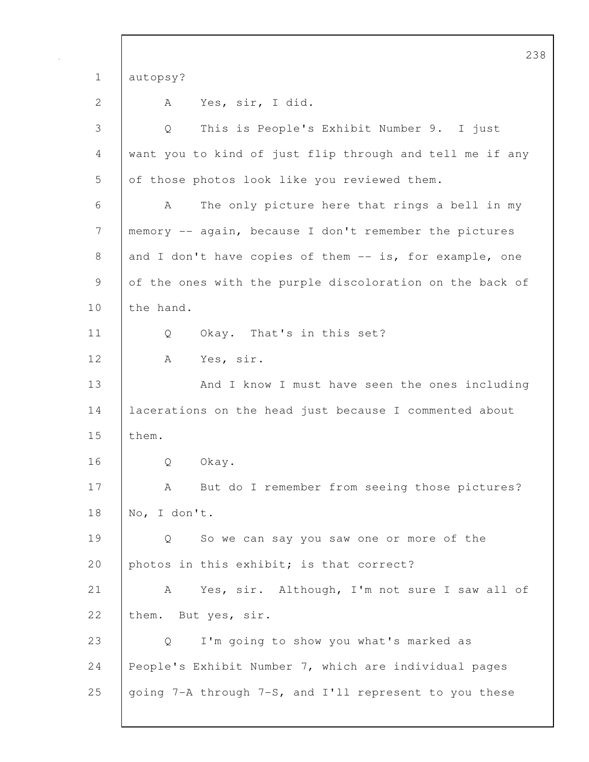autopsy?

A Yes, sir, I did.

Q This is People's Exhibit Number 9. I just want you to kind of just flip through and tell me if any of those photos look like you reviewed them.

A The only picture here that rings a bell in my memory -- again, because I don't remember the pictures and I don't have copies of them -- is, for example, one of the ones with the purple discoloration on the back of the hand.

Q Okay. That's in this set?

A Yes, sir.

And I know I must have seen the ones including lacerations on the head just because I commented about them.

Q Okay.

A But do I remember from seeing those pictures? No, I don't.

Q So we can say you saw one or more of the photos in this exhibit; is that correct?

A Yes, sir. Although, I'm not sure I saw all of them. But yes, sir.

Q I'm going to show you what's marked as People's Exhibit Number 7, which are individual pages going 7-A through 7-S, and I'll represent to you these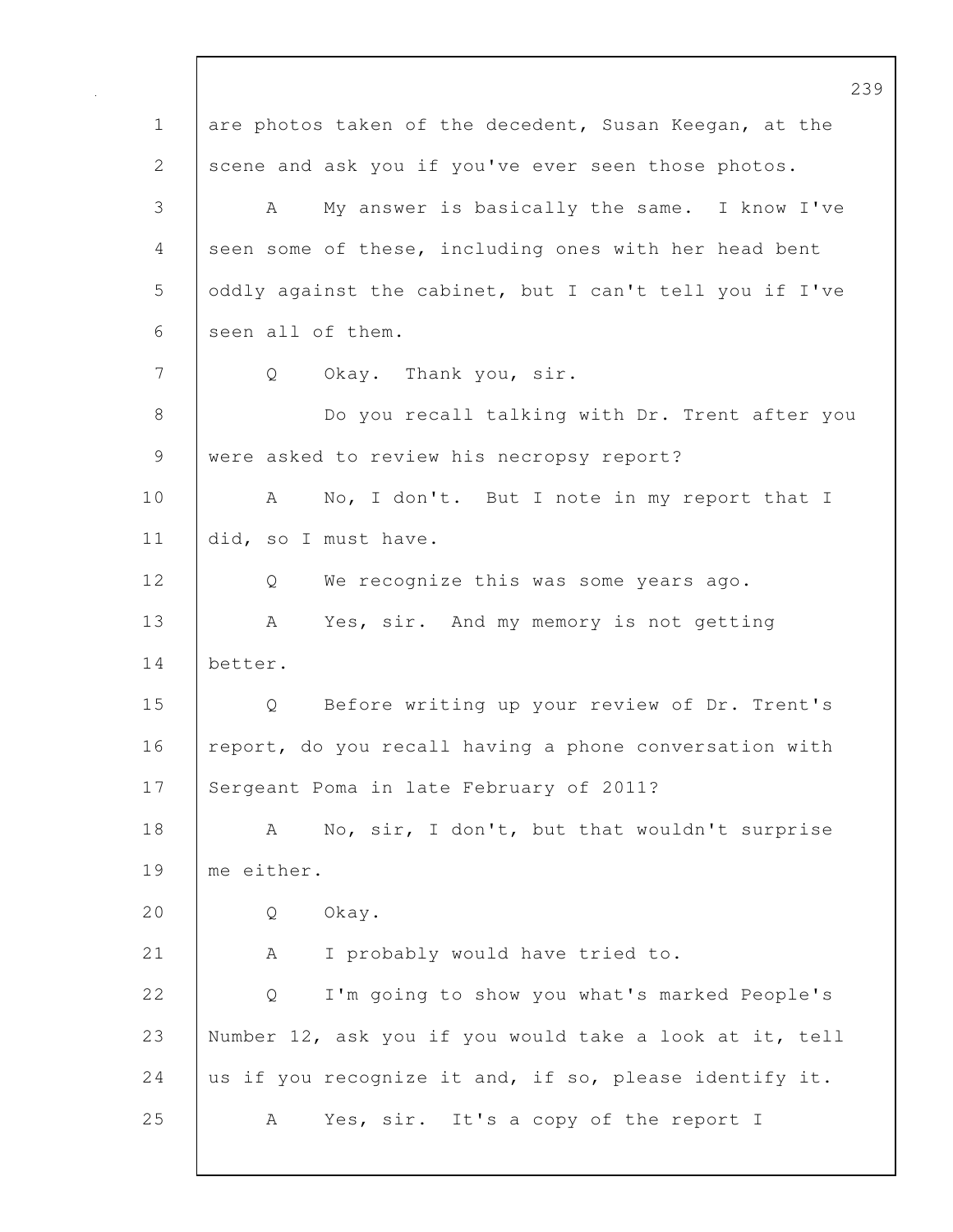are photos taken of the decedent, Susan Keegan, at the scene and ask you if you've ever seen those photos.

A My answer is basically the same. I know I've seen some of these, including ones with her head bent oddly against the cabinet, but I can't tell you if I've seen all of them.

Q Okay. Thank you, sir.

Do you recall talking with Dr. Trent after you were asked to review his necropsy report?

A No, I don't. But I note in my report that I did, so I must have.

Q We recognize this was some years ago.

A Yes, sir. And my memory is not getting better.

Q Before writing up your review of Dr. Trent's report, do you recall having a phone conversation with Sergeant Poma in late February of 2011?

A No, sir, I don't, but that wouldn't surprise me either.

Q Okay.

A I probably would have tried to.

Q I'm going to show you what's marked People's Number 12, ask you if you would take a look at it, tell us if you recognize it and, if so, please identify it.

A Yes, sir. It's a copy of the report I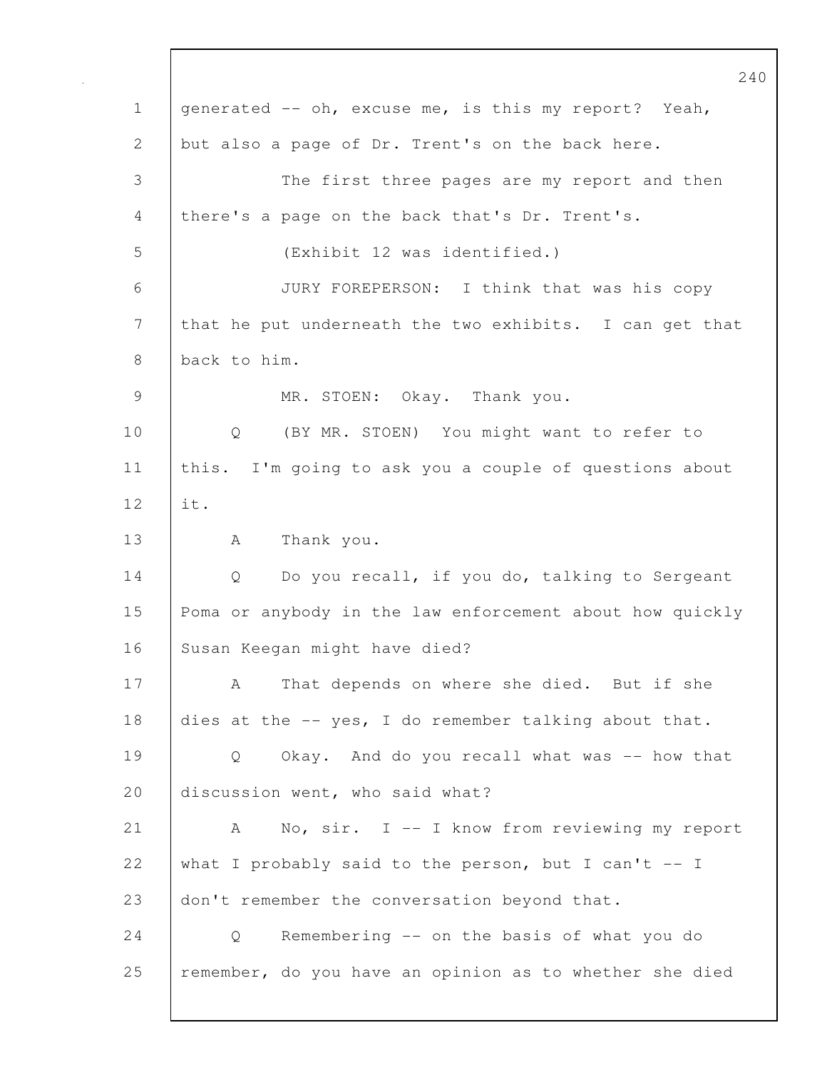generated -- oh, excuse me, is this my report? Yeah, but also a page of Dr. Trent's on the back here.

The first three pages are my report and then there's a page on the back that's Dr. Trent's.

(Exhibit 12 was identified.)

JURY FOREPERSON: I think that was his copy that he put underneath the two exhibits. I can get that back to him.

MR. STOEN: Okay. Thank you.

Q (BY MR. STOEN) You might want to refer to this. I'm going to ask you a couple of questions about it.

A Thank you.

Q Do you recall, if you do, talking to Sergeant Poma or anybody in the law enforcement about how quickly Susan Keegan might have died?

A That depends on where she died. But if she dies at the -- yes, I do remember talking about that.

Q Okay. And do you recall what was -- how that discussion went, who said what?

A No, sir. I -- I know from reviewing my report what I probably said to the person, but I can't -- I don't remember the conversation beyond that.

Q Remembering -- on the basis of what you do remember, do you have an opinion as to whether she died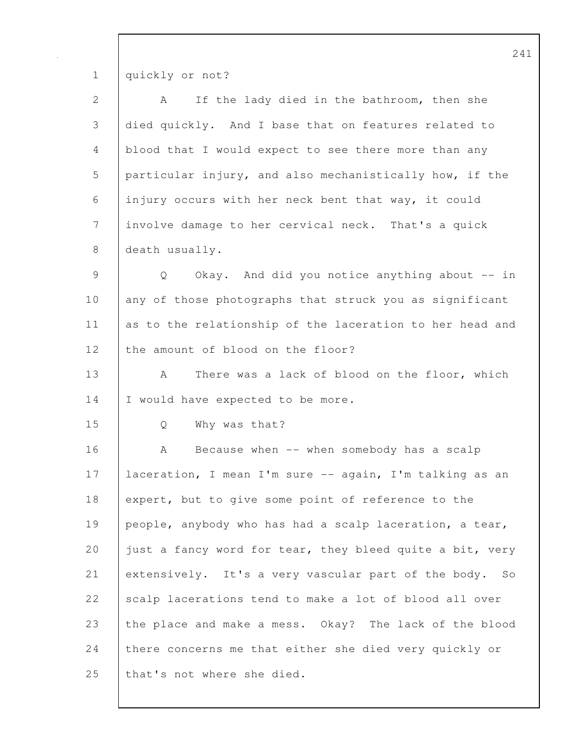quickly or not?

A If the lady died in the bathroom, then she died quickly. And I base that on features related to blood that I would expect to see there more than any particular injury, and also mechanistically how, if the injury occurs with her neck bent that way, it could involve damage to her cervical neck. That's a quick death usually.

Q Okay. And did you notice anything about -- in any of those photographs that struck you as significant as to the relationship of the laceration to her head and the amount of blood on the floor?

A There was a lack of blood on the floor, which I would have expected to be more.

Q Why was that?

A Because when -- when somebody has a scalp laceration, I mean I'm sure -- again, I'm talking as an expert, but to give some point of reference to the people, anybody who has had a scalp laceration, a tear, just a fancy word for tear, they bleed quite a bit, very extensively. It's a very vascular part of the body. So scalp lacerations tend to make a lot of blood all over the place and make a mess. Okay? The lack of the blood there concerns me that either she died very quickly or that's not where she died.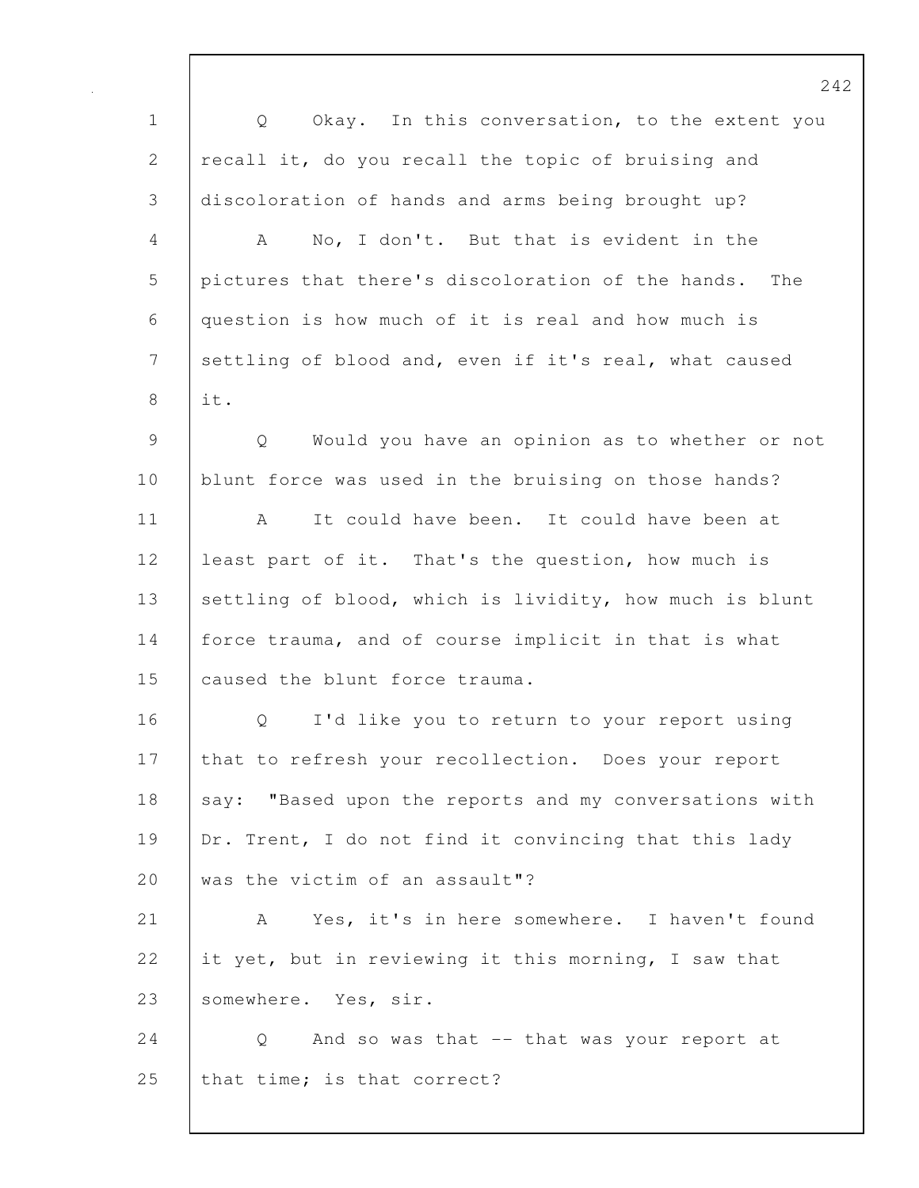Q Okay. In this conversation, to the extent you recall it, do you recall the topic of bruising and discoloration of hands and arms being brought up?

A No, I don't. But that is evident in the pictures that there's discoloration of the hands. The question is how much of it is real and how much is settling of blood and, even if it's real, what caused it.

Q Would you have an opinion as to whether or not blunt force was used in the bruising on those hands?

A It could have been. It could have been at least part of it. That's the question, how much is settling of blood, which is lividity, how much is blunt force trauma, and of course implicit in that is what caused the blunt force trauma.

Q I'd like you to return to your report using that to refresh your recollection. Does your report say: "Based upon the reports and my conversations with Dr. Trent, I do not find it convincing that this lady was the victim of an assault"?

A Yes, it's in here somewhere. I haven't found it yet, but in reviewing it this morning, I saw that somewhere. Yes, sir.

Q And so was that -- that was your report at that time; is that correct?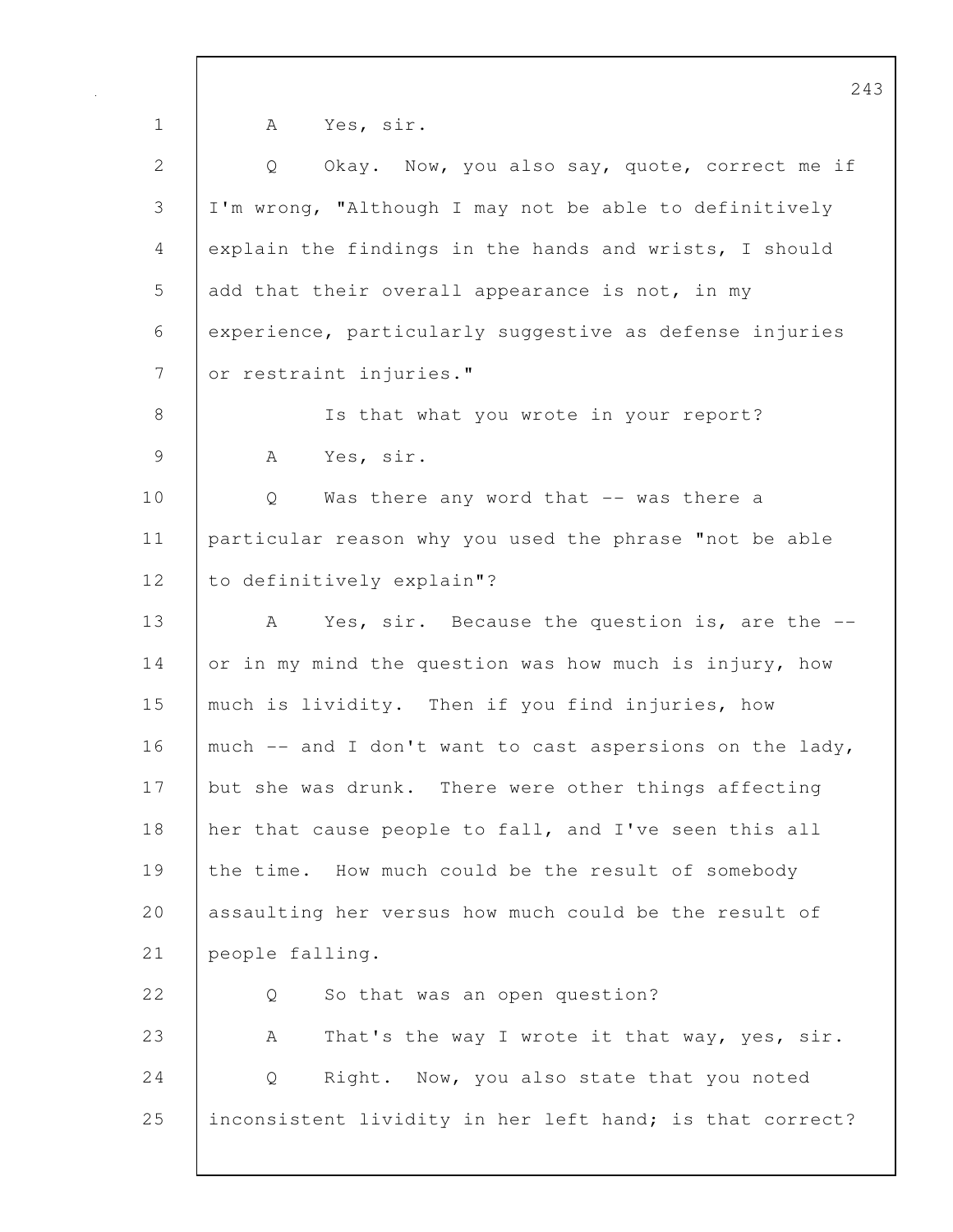A Yes, sir.

Q Okay. Now, you also say, quote, correct me if I'm wrong, "Although I may not be able to definitively explain the findings in the hands and wrists, I should add that their overall appearance is not, in my experience, particularly suggestive as defense injuries or restraint injuries."

Is that what you wrote in your report?

A Yes, sir.

Q Was there any word that -- was there a particular reason why you used the phrase "not be able to definitively explain"?

A Yes, sir. Because the question is, are the -- or in my mind the question was how much is injury, how much is lividity. Then if you find injuries, how much -- and I don't want to cast aspersions on the lady, but she was drunk. There were other things affecting her that cause people to fall, and I've seen this all the time. How much could be the result of somebody assaulting her versus how much could be the result of people falling.

Q So that was an open question?

A That's the way I wrote it that way, yes, sir.

Q Right. Now, you also state that you noted inconsistent lividity in her left hand; is that correct?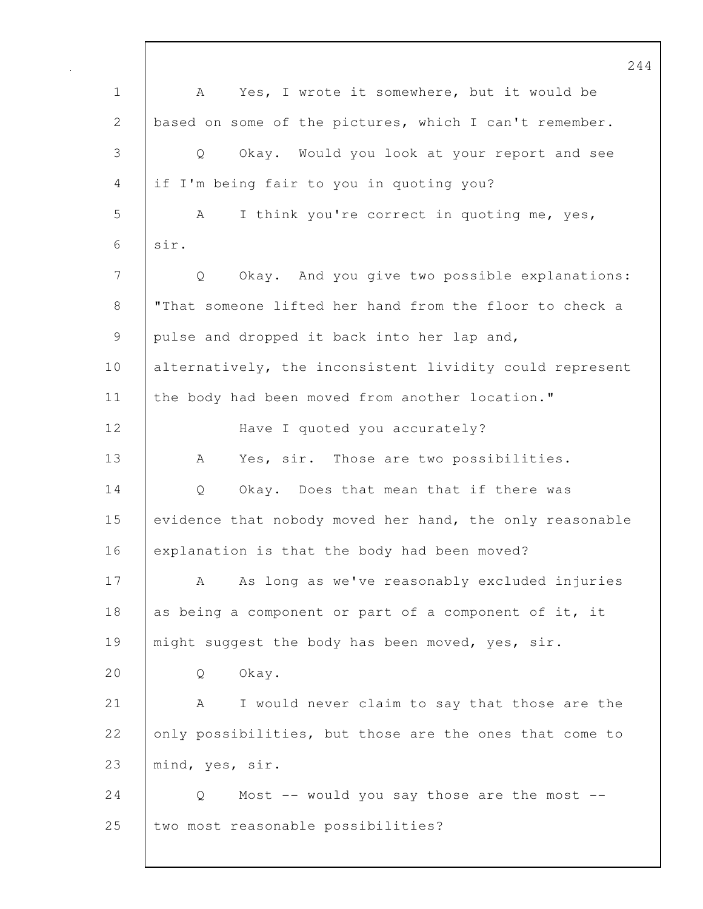A Yes, I wrote it somewhere, but it would be based on some of the pictures, which I can't remember.

Q Okay. Would you look at your report and see if I'm being fair to you in quoting you?

A I think you're correct in quoting me, yes, sir.

Q Okay. And you give two possible explanations: "That someone lifted her hand from the floor to check a pulse and dropped it back into her lap and, alternatively, the inconsistent lividity could represent the body had been moved from another location."

Have I quoted you accurately?

A Yes, sir. Those are two possibilities.

Q Okay. Does that mean that if there was evidence that nobody moved her hand, the only reasonable explanation is that the body had been moved?

A As long as we've reasonably excluded injuries as being a component or part of a component of it, it might suggest the body has been moved, yes, sir.

Q Okay.

A I would never claim to say that those are the only possibilities, but those are the ones that come to mind, yes, sir.

Q Most -- would you say those are the most -- two most reasonable possibilities?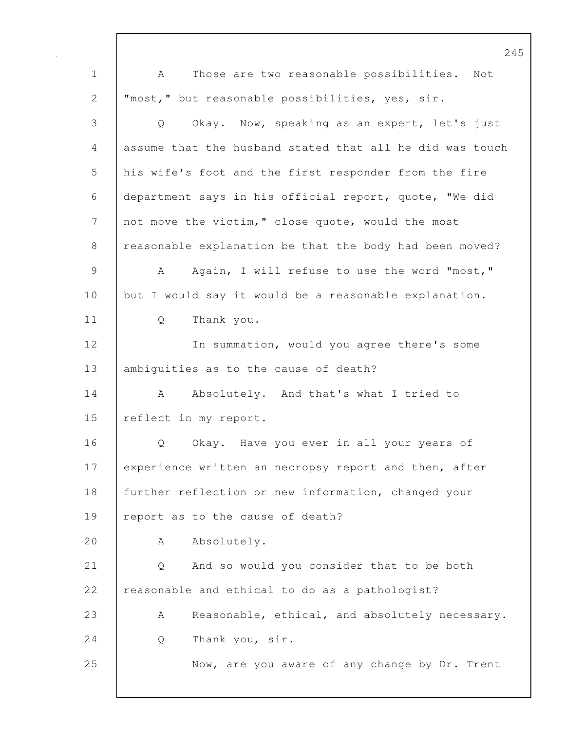A Those are two reasonable possibilities. Not "most," but reasonable possibilities, yes, sir.

Q Okay. Now, speaking as an expert, let's just assume that the husband stated that all he did was touch his wife's foot and the first responder from the fire department says in his official report, quote, "We did not move the victim," close quote, would the most reasonable explanation be that the body had been moved?

A Again, I will refuse to use the word "most," but I would say it would be a reasonable explanation.

Q Thank you.

In summation, would you agree there's some ambiguities as to the cause of death?

A Absolutely. And that's what I tried to reflect in my report.

Q Okay. Have you ever in all your years of experience written an necropsy report and then, after further reflection or new information, changed your report as to the cause of death?

A Absolutely.

Q And so would you consider that to be both reasonable and ethical to do as a pathologist?

A Reasonable, ethical, and absolutely necessary.

Q Thank you, sir.

Now, are you aware of any change by Dr. Trent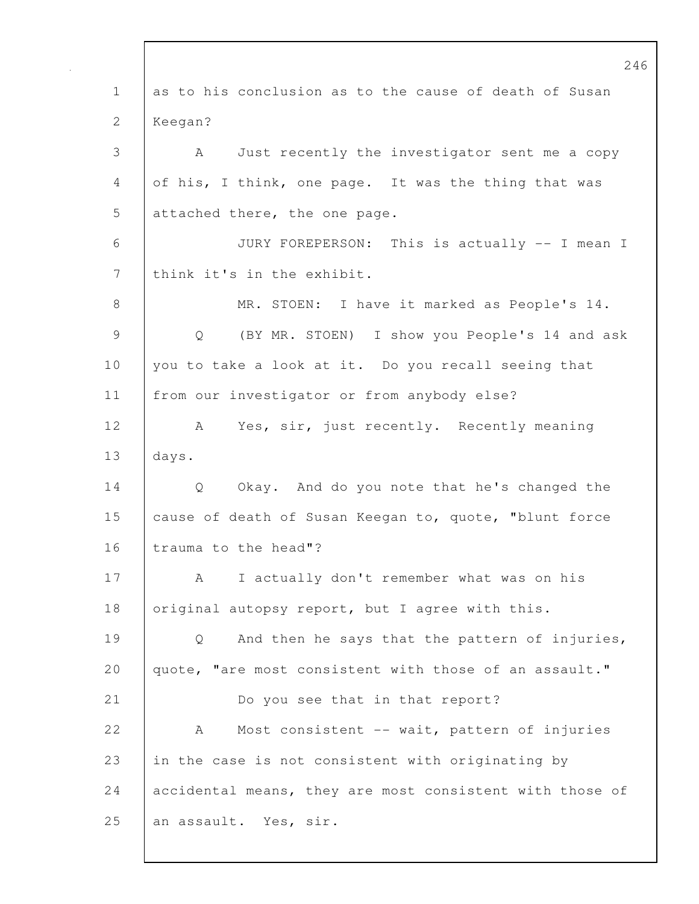as to his conclusion as to the cause of death of Susan Keegan?

A Just recently the investigator sent me a copy of his, I think, one page. It was the thing that was attached there, the one page.

JURY FOREPERSON: This is actually -- I mean I think it's in the exhibit.

MR. STOEN: I have it marked as People's 14.

Q (BY MR. STOEN) I show you People's 14 and ask you to take a look at it. Do you recall seeing that from our investigator or from anybody else?

A Yes, sir, just recently. Recently meaning days.

Q Okay. And do you note that he's changed the cause of death of Susan Keegan to, quote, "blunt force trauma to the head"?

A I actually don't remember what was on his original autopsy report, but I agree with this.

Q And then he says that the pattern of injuries, quote, "are most consistent with those of an assault."

Do you see that in that report?

A Most consistent -- wait, pattern of injuries in the case is not consistent with originating by accidental means, they are most consistent with those of an assault. Yes, sir.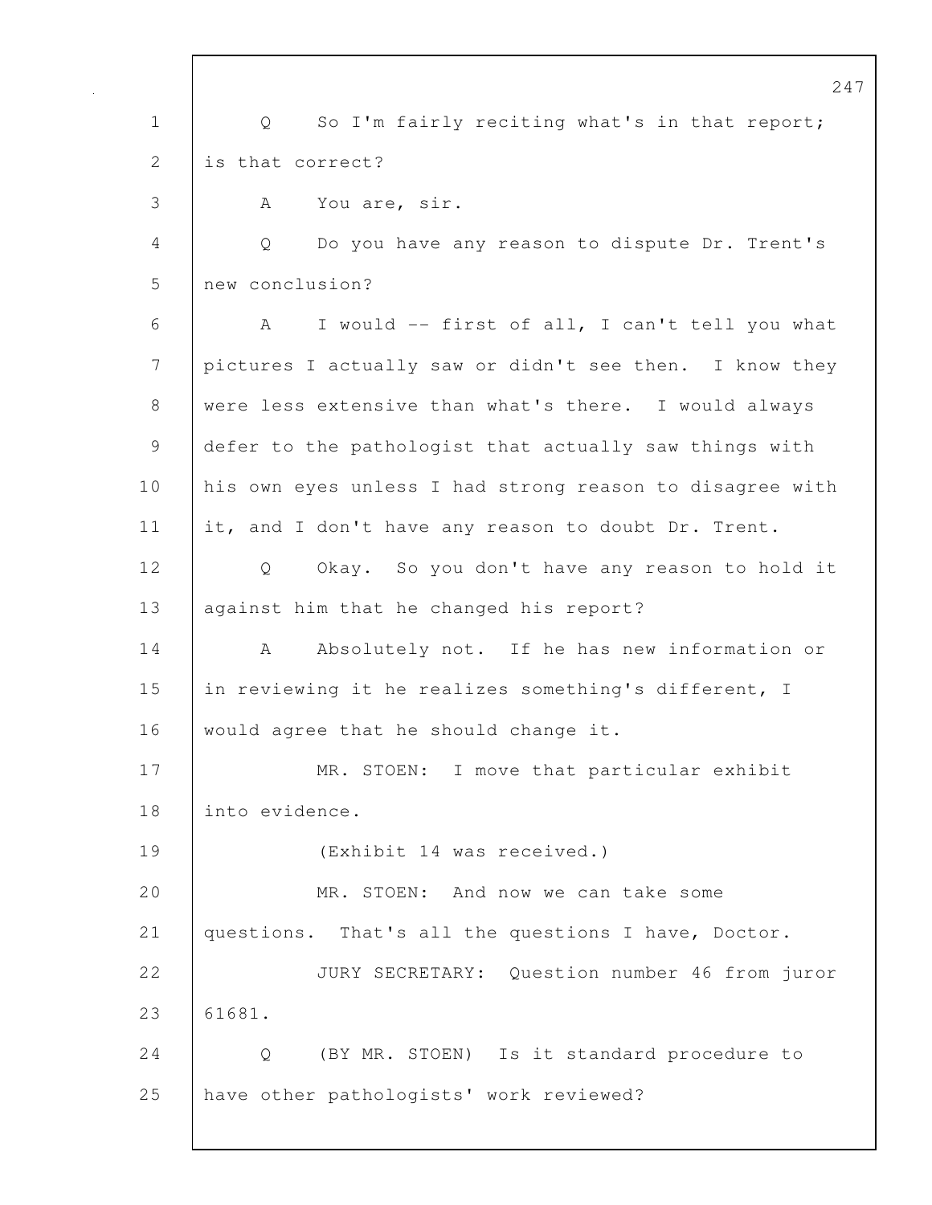Q So I'm fairly reciting what's in that report; is that correct?

A You are, sir.

Q Do you have any reason to dispute Dr. Trent's new conclusion?

A I would -- first of all, I can't tell you what pictures I actually saw or didn't see then. I know they were less extensive than what's there. I would always defer to the pathologist that actually saw things with his own eyes unless I had strong reason to disagree with it, and I don't have any reason to doubt Dr. Trent.

Q Okay. So you don't have any reason to hold it against him that he changed his report?

A Absolutely not. If he has new information or in reviewing it he realizes something's different, I would agree that he should change it.

MR. STOEN: I move that particular exhibit into evidence.

(Exhibit 14 was received.)

MR. STOEN: And now we can take some questions. That's all the questions I have, Doctor.

JURY SECRETARY: Question number 46 from juror 61681.

Q (BY MR. STOEN) Is it standard procedure to have other pathologists' work reviewed?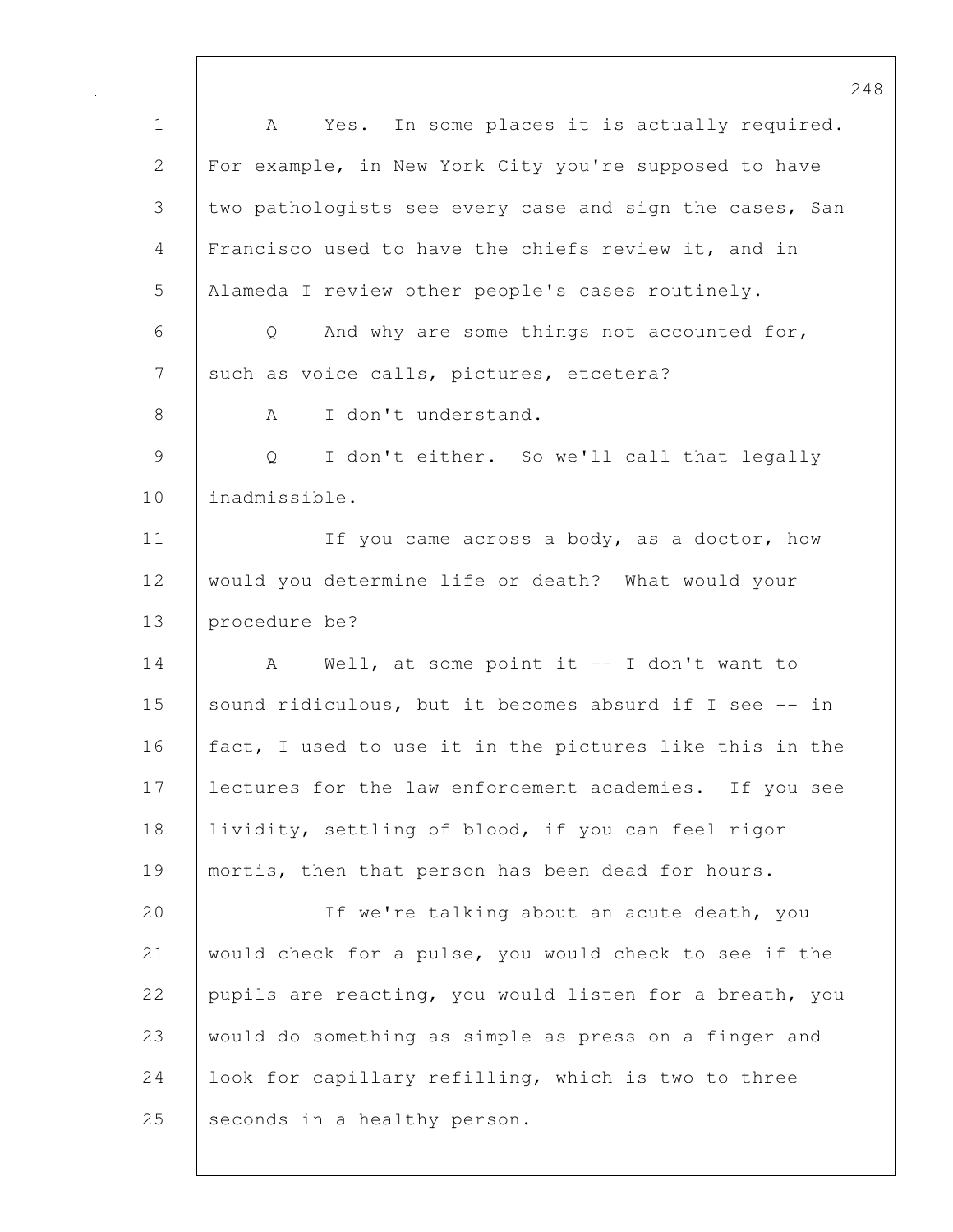A Yes. In some places it is actually required. For example, in New York City you're supposed to have two pathologists see every case and sign the cases, San Francisco used to have the chiefs review it, and in Alameda I review other people's cases routinely.

Q And why are some things not accounted for, such as voice calls, pictures, etcetera?

A I don't understand.

Q I don't either. So we'll call that legally inadmissible.

If you came across a body, as a doctor, how would you determine life or death? What would your procedure be?

A Well, at some point it -- I don't want to sound ridiculous, but it becomes absurd if I see -- in fact, I used to use it in the pictures like this in the lectures for the law enforcement academies. If you see lividity, settling of blood, if you can feel rigor mortis, then that person has been dead for hours.

If we're talking about an acute death, you would check for a pulse, you would check to see if the pupils are reacting, you would listen for a breath, you would do something as simple as press on a finger and look for capillary refilling, which is two to three seconds in a healthy person.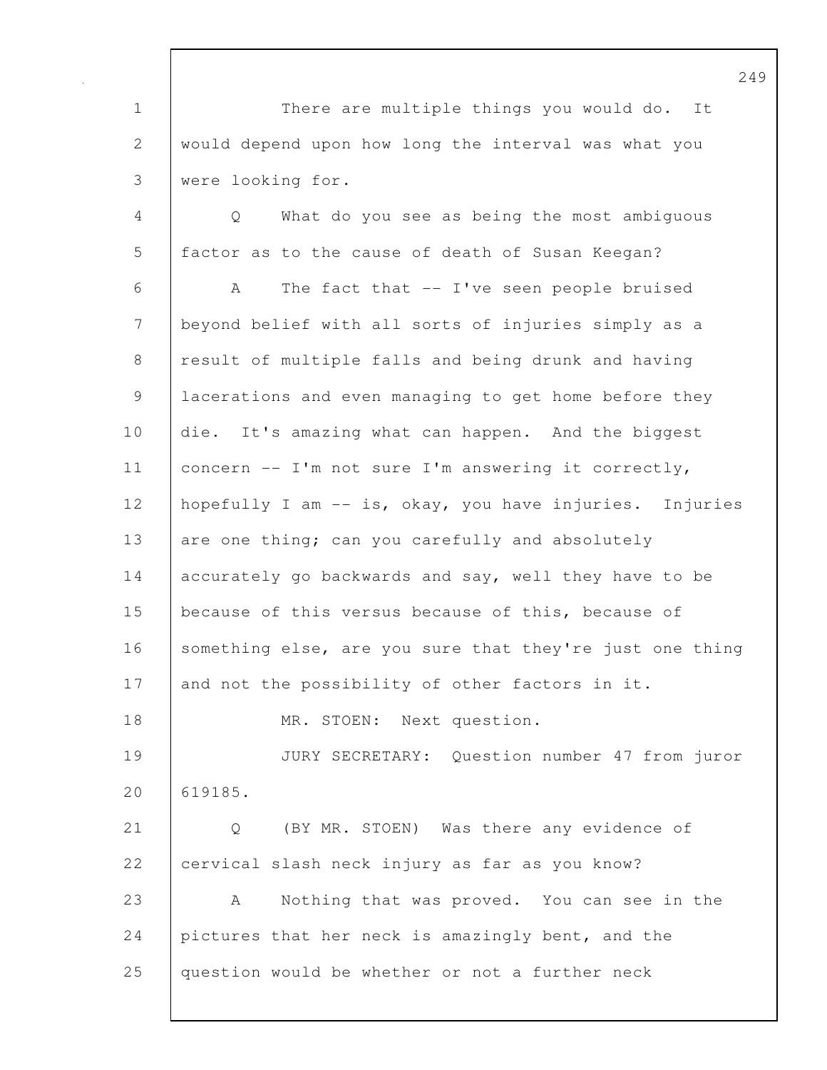There are multiple things you would do. It would depend upon how long the interval was what you were looking for.

Q What do you see as being the most ambiguous factor as to the cause of death of Susan Keegan?

A The fact that -- I've seen people bruised beyond belief with all sorts of injuries simply as a result of multiple falls and being drunk and having lacerations and even managing to get home before they die. It's amazing what can happen. And the biggest concern -- I'm not sure I'm answering it correctly, hopefully I am -- is, okay, you have injuries. Injuries are one thing; can you carefully and absolutely accurately go backwards and say, well they have to be because of this versus because of this, because of something else, are you sure that they're just one thing and not the possibility of other factors in it.

MR. STOEN: Next question.

JURY SECRETARY: Question number 47 from juror 619185.

Q (BY MR. STOEN) Was there any evidence of cervical slash neck injury as far as you know?

A Nothing that was proved. You can see in the pictures that her neck is amazingly bent, and the question would be whether or not a further neck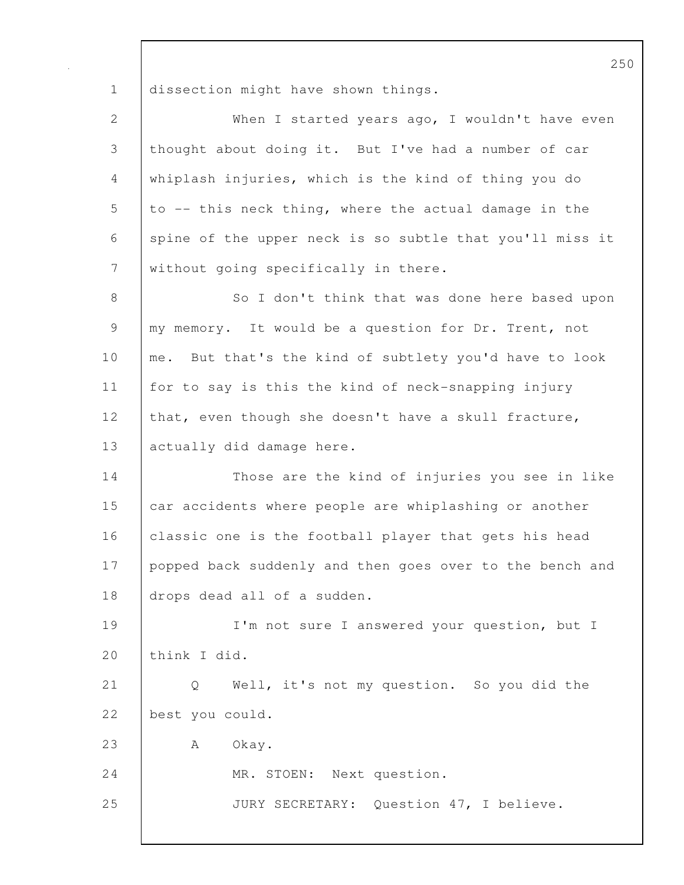dissection might have shown things.

When I started years ago, I wouldn't have even thought about doing it. But I've had a number of car whiplash injuries, which is the kind of thing you do to -- this neck thing, where the actual damage in the spine of the upper neck is so subtle that you'll miss it without going specifically in there.

So I don't think that was done here based upon my memory. It would be a question for Dr. Trent, not me. But that's the kind of subtlety you'd have to look for to say is this the kind of neck-snapping injury that, even though she doesn't have a skull fracture, actually did damage here.

Those are the kind of injuries you see in like car accidents where people are whiplashing or another classic one is the football player that gets his head popped back suddenly and then goes over to the bench and drops dead all of a sudden.

I'm not sure I answered your question, but I think I did.

Q Well, it's not my question. So you did the best you could.

A Okay.

MR. STOEN: Next question.

JURY SECRETARY: Question 47, I believe.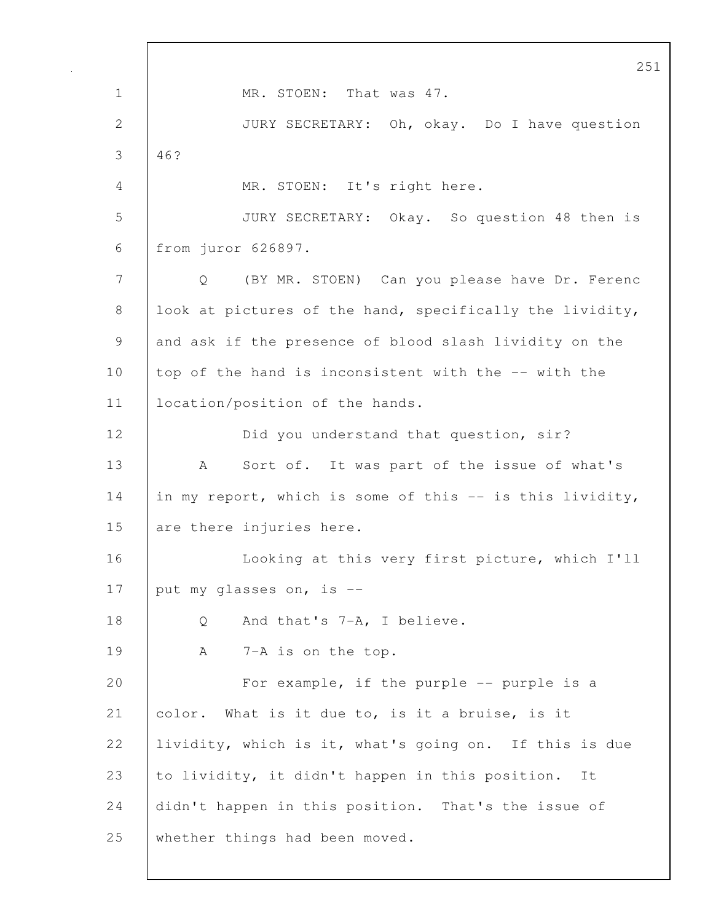MR. STOEN: That was 47.

JURY SECRETARY: Oh, okay. Do I have question 46?

MR. STOEN: It's right here.

JURY SECRETARY: Okay. So question 48 then is from juror 626897.

Q (BY MR. STOEN) Can you please have Dr. Ferenc look at pictures of the hand, specifically the lividity, and ask if the presence of blood slash lividity on the top of the hand is inconsistent with the -- with the location/position of the hands.

Did you understand that question, sir?

A Sort of. It was part of the issue of what's in my report, which is some of this -- is this lividity, are there injuries here.

Looking at this very first picture, which I'll put my glasses on, is --

Q And that's 7-A, I believe.

A 7-A is on the top.

For example, if the purple -- purple is a color. What is it due to, is it a bruise, is it lividity, which is it, what's going on. If this is due to lividity, it didn't happen in this position. It didn't happen in this position. That's the issue of whether things had been moved.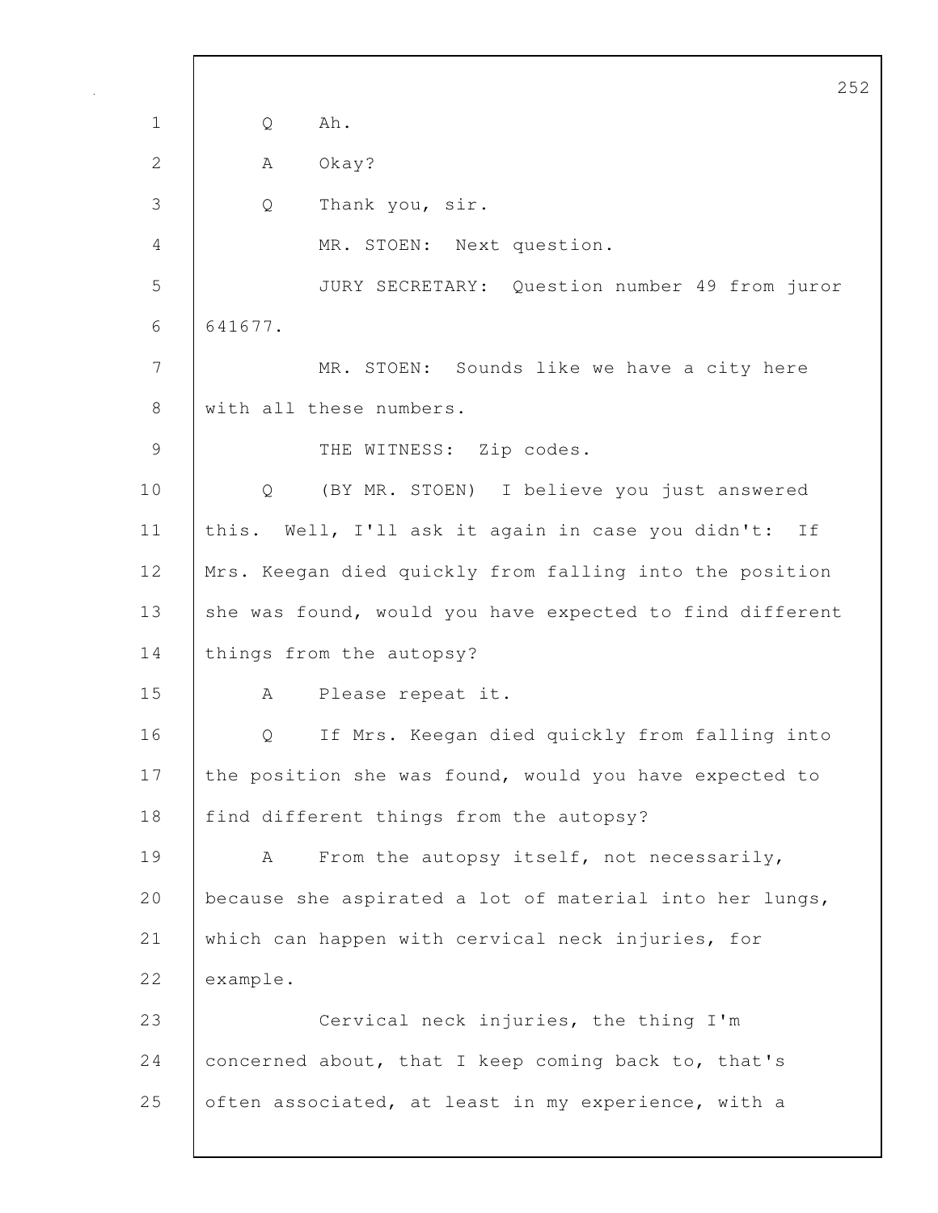Q Ah.

A Okay?

Q Thank you, sir.

MR. STOEN: Next question.

JURY SECRETARY: Question number 49 from juror 641677.

MR. STOEN: Sounds like we have a city here with all these numbers.

THE WITNESS: Zip codes.

Q (BY MR. STOEN) I believe you just answered this. Well, I'll ask it again in case you didn't: If Mrs. Keegan died quickly from falling into the position she was found, would you have expected to find different things from the autopsy?

A Please repeat it.

Q If Mrs. Keegan died quickly from falling into the position she was found, would you have expected to find different things from the autopsy?

A From the autopsy itself, not necessarily, because she aspirated a lot of material into her lungs, which can happen with cervical neck injuries, for example.

Cervical neck injuries, the thing I'm concerned about, that I keep coming back to, that's often associated, at least in my experience, with a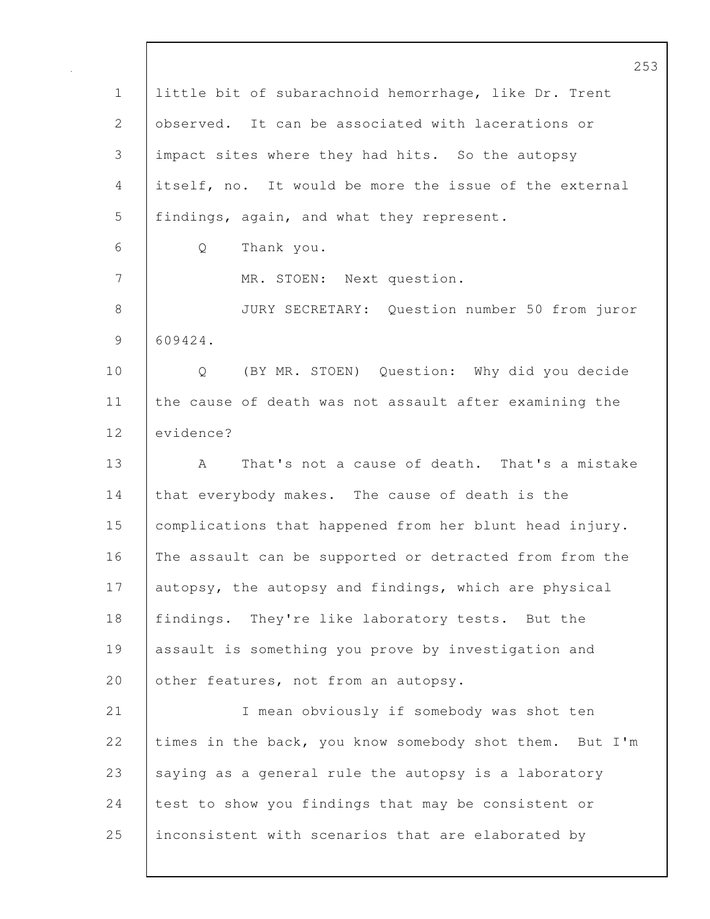little bit of subarachnoid hemorrhage, like Dr. Trent observed. It can be associated with lacerations or impact sites where they had hits. So the autopsy itself, no. It would be more the issue of the external findings, again, and what they represent.

Q Thank you.

MR. STOEN: Next question.

JURY SECRETARY: Question number 50 from juror 609424.

Q (BY MR. STOEN) Question: Why did you decide the cause of death was not assault after examining the evidence?

A That's not a cause of death. That's a mistake that everybody makes. The cause of death is the complications that happened from her blunt head injury. The assault can be supported or detracted from from the autopsy, the autopsy and findings, which are physical findings. They're like laboratory tests. But the assault is something you prove by investigation and other features, not from an autopsy.

I mean obviously if somebody was shot ten times in the back, you know somebody shot them. But I'm saying as a general rule the autopsy is a laboratory test to show you findings that may be consistent or inconsistent with scenarios that are elaborated by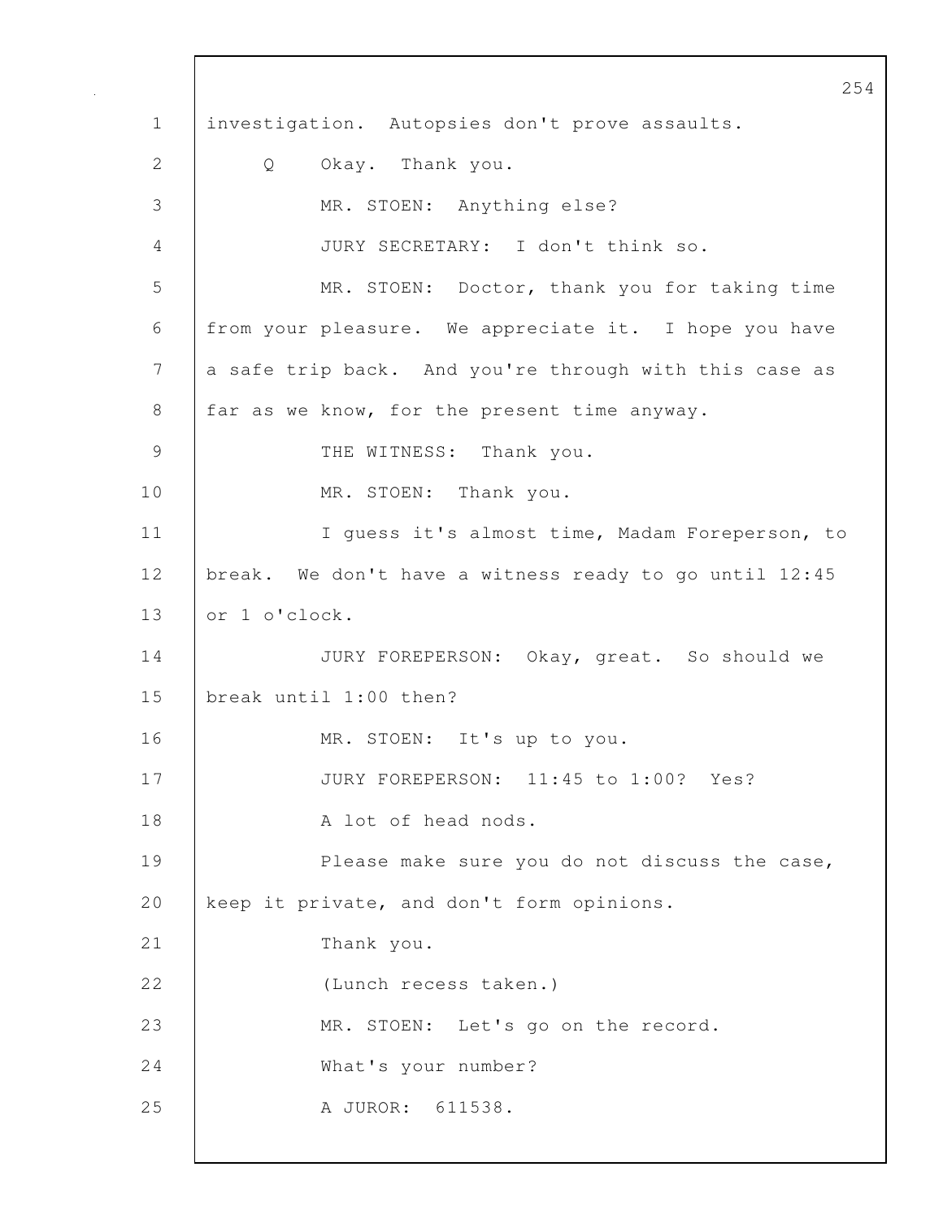investigation. Autopsies don't prove assaults.

Q Okay. Thank you.

MR. STOEN: Anything else?

JURY SECRETARY: I don't think so.

MR. STOEN: Doctor, thank you for taking time from your pleasure. We appreciate it. I hope you have a safe trip back. And you're through with this case as far as we know, for the present time anyway.

THE WITNESS: Thank you.

MR. STOEN: Thank you.

I guess it's almost time, Madam Foreperson, to break. We don't have a witness ready to go until 12:45 or 1 o'clock.

JURY FOREPERSON: Okay, great. So should we break until 1:00 then?

MR. STOEN: It's up to you.

JURY FOREPERSON: 11:45 to 1:00? Yes?

A lot of head nods.

Please make sure you do not discuss the case, keep it private, and don't form opinions.

Thank you.

(Lunch recess taken.)

MR. STOEN: Let's go on the record.

What's your number?

A JUROR: 611538.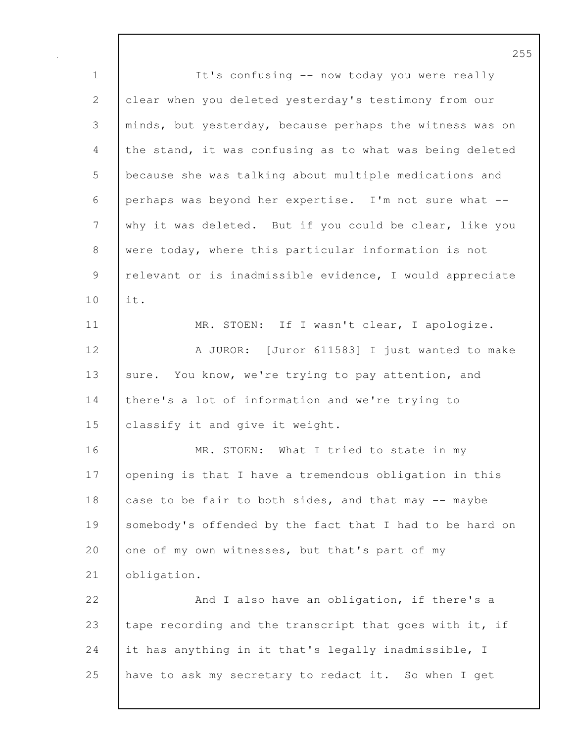It's confusing -- now today you were really clear when you deleted yesterday's testimony from our minds, but yesterday, because perhaps the witness was on the stand, it was confusing as to what was being deleted because she was talking about multiple medications and perhaps was beyond her expertise. I'm not sure what -- why it was deleted. But if you could be clear, like you were today, where this particular information is not relevant or is inadmissible evidence, I would appreciate it.

MR. STOEN: If I wasn't clear, I apologize.

A JUROR: [Juror 611583] I just wanted to make sure. You know, we're trying to pay attention, and there's a lot of information and we're trying to classify it and give it weight.

MR. STOEN: What I tried to state in my opening is that I have a tremendous obligation in this case to be fair to both sides, and that may -- maybe somebody's offended by the fact that I had to be hard on one of my own witnesses, but that's part of my obligation.

And I also have an obligation, if there's a tape recording and the transcript that goes with it, if it has anything in it that's legally inadmissible, I have to ask my secretary to redact it. So when I get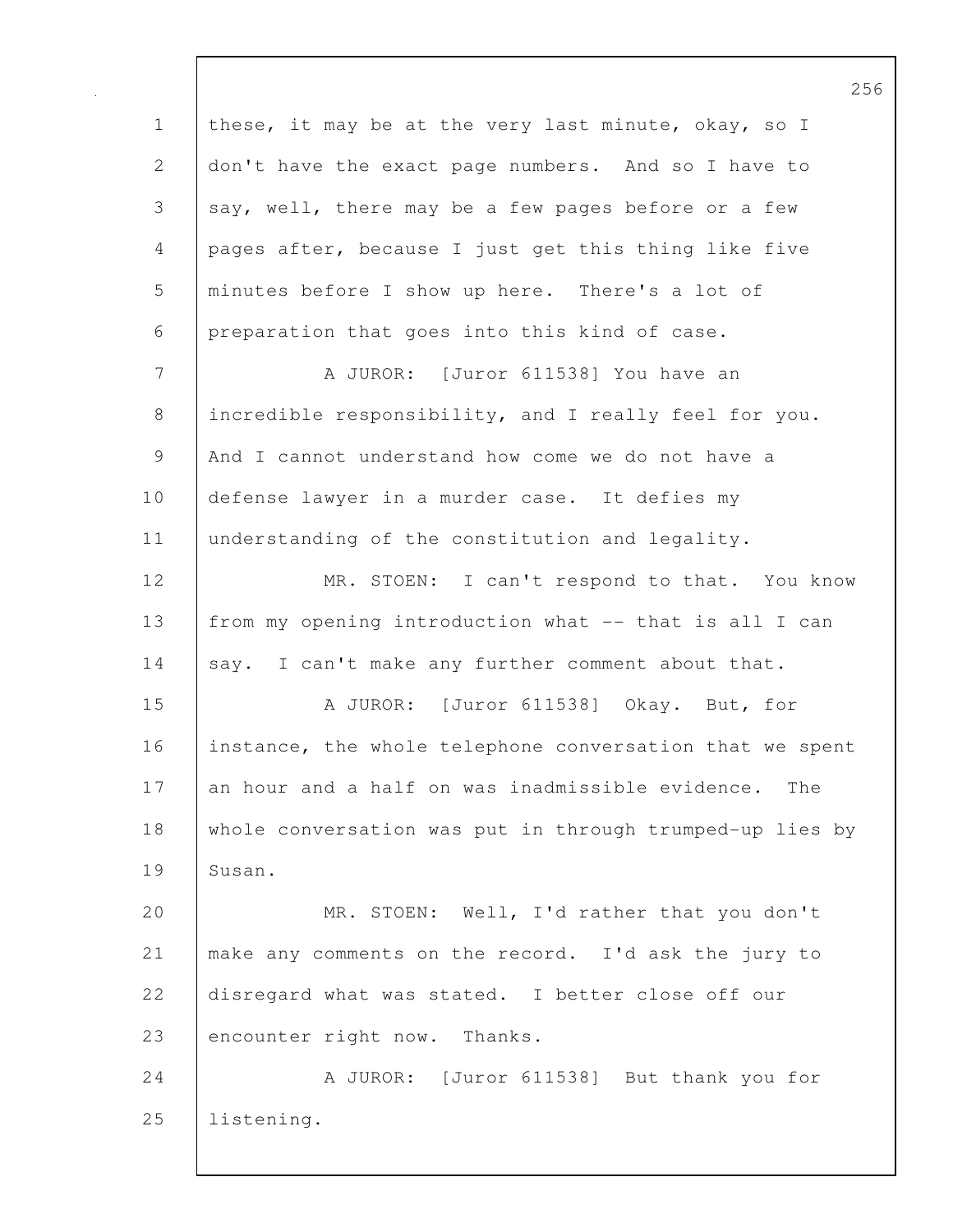these, it may be at the very last minute, okay, so I don't have the exact page numbers. And so I have to say, well, there may be a few pages before or a few pages after, because I just get this thing like five minutes before I show up here. There's a lot of preparation that goes into this kind of case.

A JUROR: [Juror 611538] You have an incredible responsibility, and I really feel for you. And I cannot understand how come we do not have a defense lawyer in a murder case. It defies my understanding of the constitution and legality.

MR. STOEN: I can't respond to that. You know from my opening introduction what -- that is all I can say. I can't make any further comment about that.

A JUROR: [Juror 611538] Okay. But, for instance, the whole telephone conversation that we spent an hour and a half on was inadmissible evidence. The whole conversation was put in through trumped-up lies by Susan.

MR. STOEN: Well, I'd rather that you don't make any comments on the record. I'd ask the jury to disregard what was stated. I better close off our encounter right now. Thanks.

A JUROR: [Juror 611538] But thank you for listening.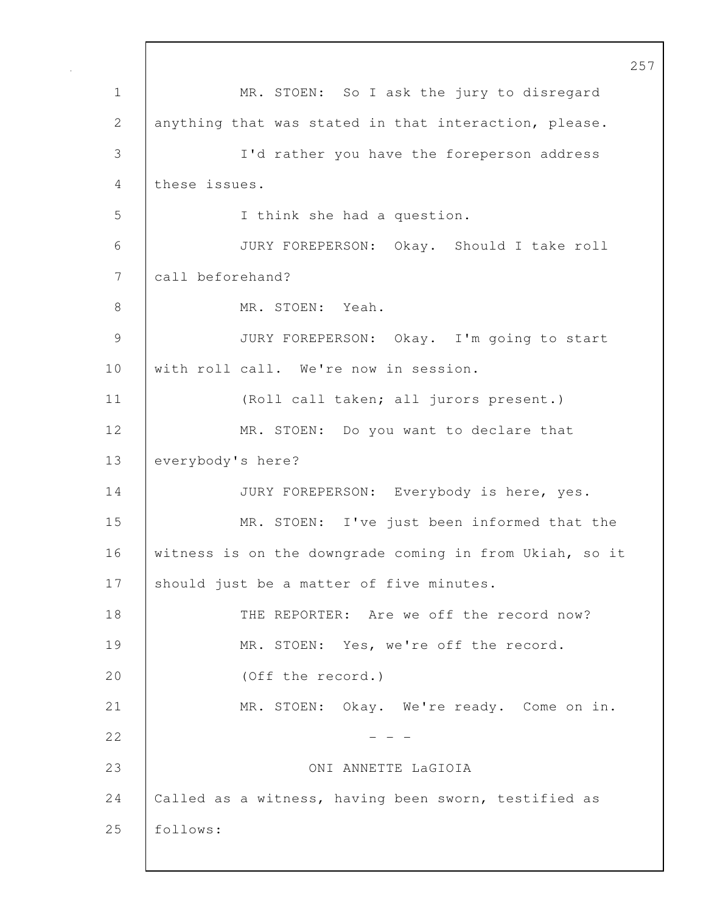MR. STOEN: So I ask the jury to disregard anything that was stated in that interaction, please.

I'd rather you have the foreperson address these issues.

I think she had a question.

JURY FOREPERSON: Okay. Should I take roll call beforehand?

MR. STOEN: Yeah.

JURY FOREPERSON: Okay. I'm going to start with roll call. We're now in session.

(Roll call taken; all jurors present.)

MR. STOEN: Do you want to declare that everybody's here?

JURY FOREPERSON: Everybody is here, yes.

MR. STOEN: I've just been informed that the witness is on the downgrade coming in from Ukiah, so it should just be a matter of five minutes.

THE REPORTER: Are we off the record now?

MR. STOEN: Yes, we're off the record.

(Off the record.)

MR. STOEN: Okay. We're ready. Come on in.

\- - -

ONI ANNETTE LaGIOIA

Called as a witness, having been sworn, testified as follows: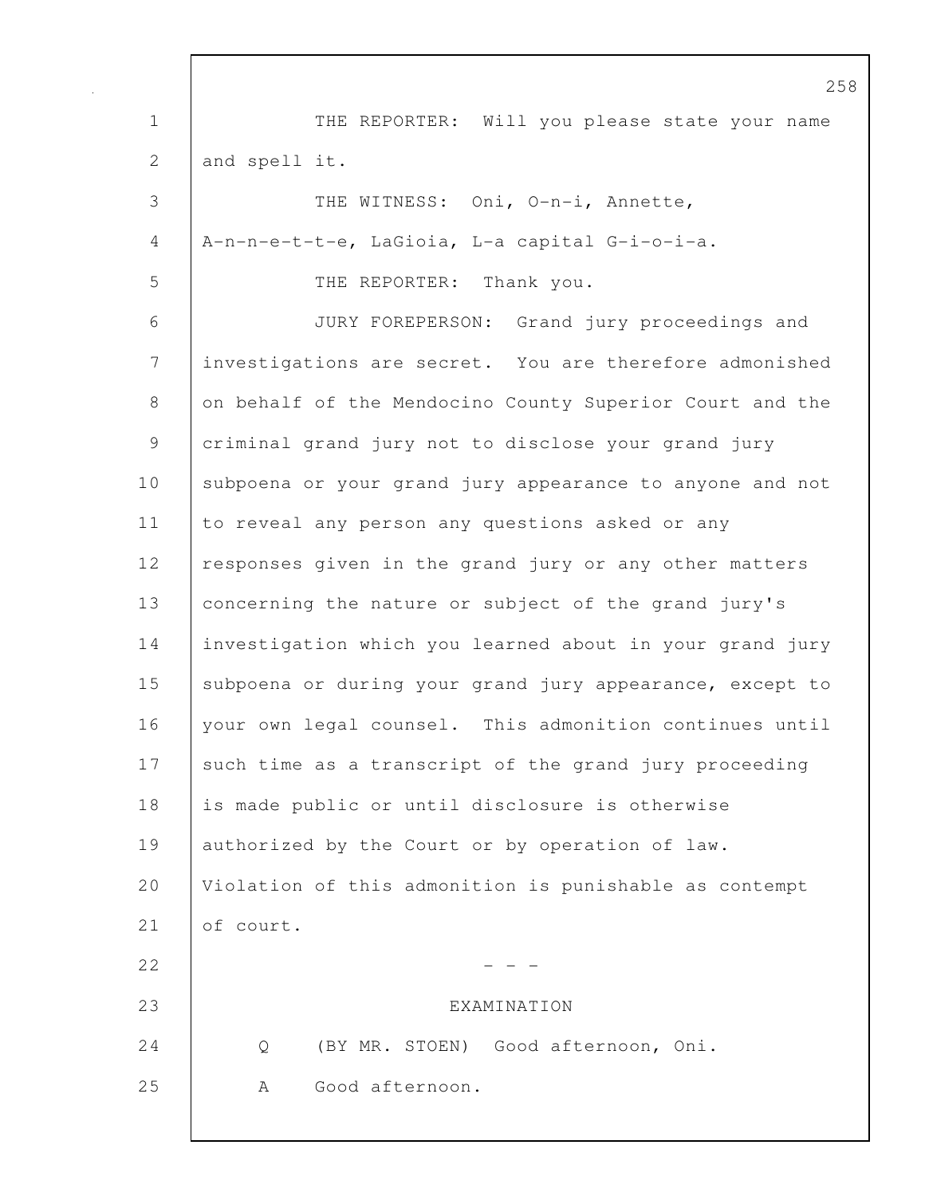THE REPORTER: Will you please state your name and spell it.

THE WITNESS: Oni, O-n-i, Annette, A-n-n-e-t-t-e, LaGioia, L-a capital G-i-o-i-a.

THE REPORTER: Thank you.

JURY FOREPERSON: Grand jury proceedings and investigations are secret. You are therefore admonished on behalf of the Mendocino County Superior Court and the criminal grand jury not to disclose your grand jury subpoena or your grand jury appearance to anyone and not to reveal any person any questions asked or any responses given in the grand jury or any other matters concerning the nature or subject of the grand jury's investigation which you learned about in your grand jury subpoena or during your grand jury appearance, except to your own legal counsel. This admonition continues until such time as a transcript of the grand jury proceeding is made public or until disclosure is otherwise authorized by the Court or by operation of law. Violation of this admonition is punishable as contempt of court.

- - -

EXAMINATION

Q (BY MR. STOEN) Good afternoon, Oni.

A Good afternoon.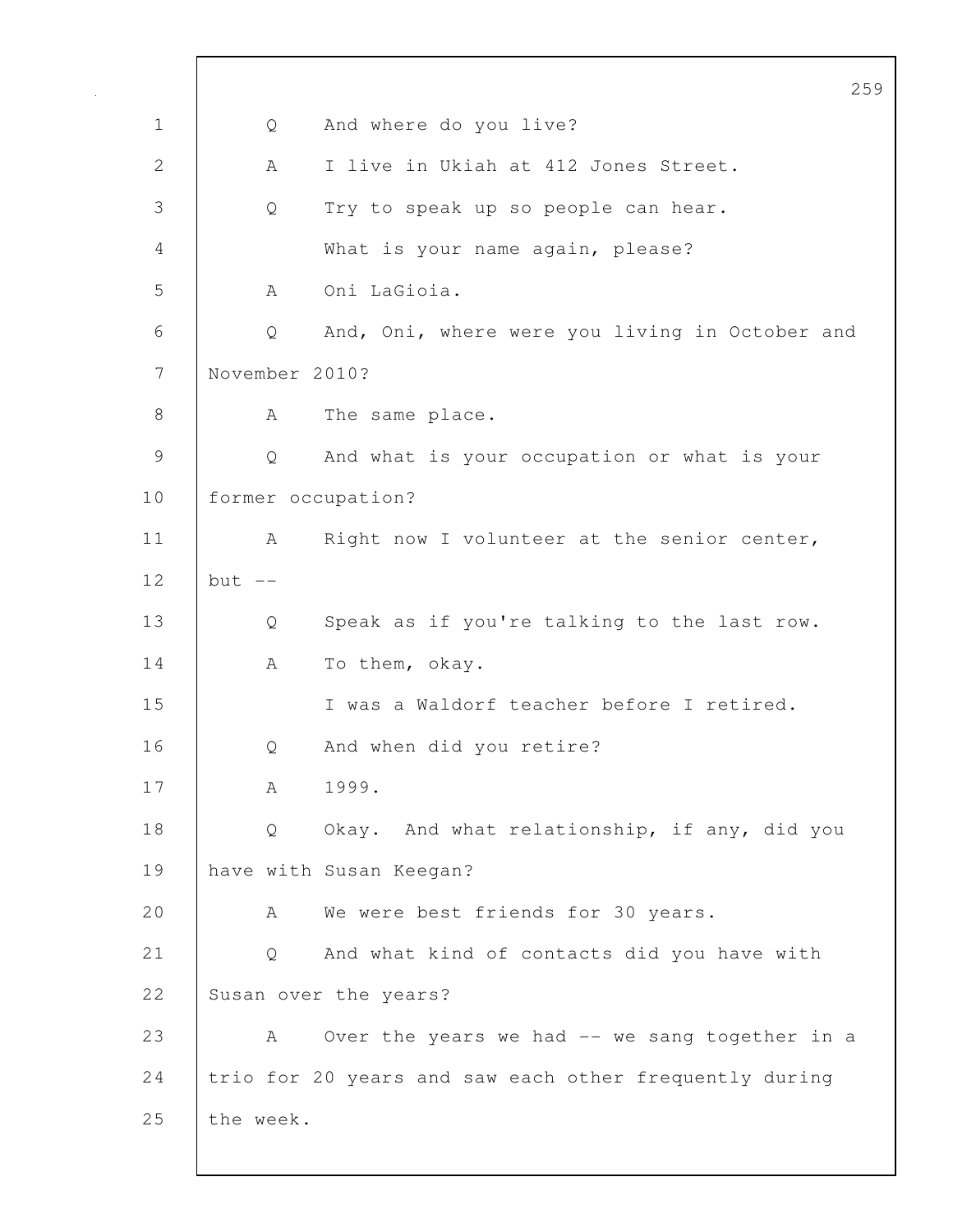Q And where do you live?

A I live in Ukiah at 412 Jones Street.

Q Try to speak up so people can hear.

What is your name again, please?

A Oni LaGioia.

Q And, Oni, where were you living in October and November 2010?

A The same place.

Q And what is your occupation or what is your former occupation?

A Right now I volunteer at the senior center, but --

Q Speak as if you're talking to the last row.

A To them, okay.

I was a Waldorf teacher before I retired.

Q And when did you retire?

A 1999.

Q Okay. And what relationship, if any, did you have with Susan Keegan?

A We were best friends for 30 years.

Q And what kind of contacts did you have with Susan over the years?

A Over the years we had -- we sang together in a trio for 20 years and saw each other frequently during the week.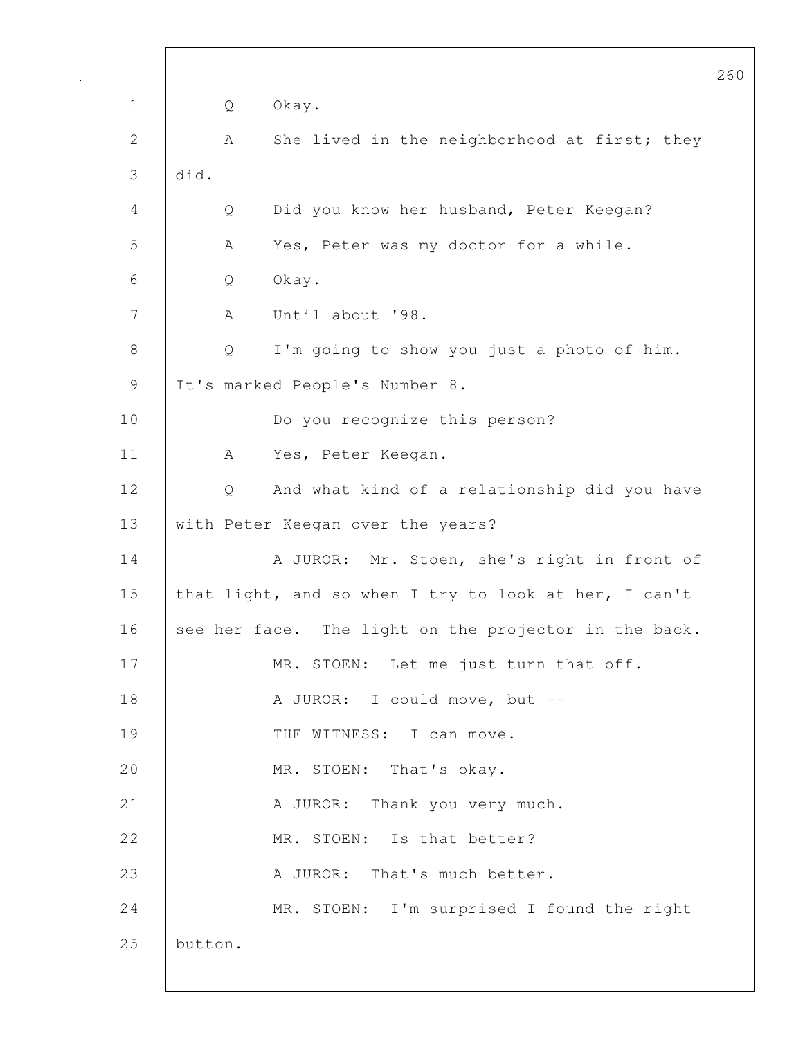Q Okay.

A She lived in the neighborhood at first; they did.

Q Did you know her husband, Peter Keegan?

A Yes, Peter was my doctor for a while.

Q Okay.

A Until about '98.

Q I'm going to show you just a photo of him. It's marked People's Number 8.

Do you recognize this person?

A Yes, Peter Keegan.

Q And what kind of a relationship did you have with Peter Keegan over the years?

A JUROR: Mr. Stoen, she's right in front of that light, and so when I try to look at her, I can't see her face. The light on the projector in the back.

MR. STOEN: Let me just turn that off.

A JUROR: I could move, but --

THE WITNESS: I can move.

MR. STOEN: That's okay.

A JUROR: Thank you very much.

MR. STOEN: Is that better?

A JUROR: That's much better.

MR. STOEN: I'm surprised I found the right button.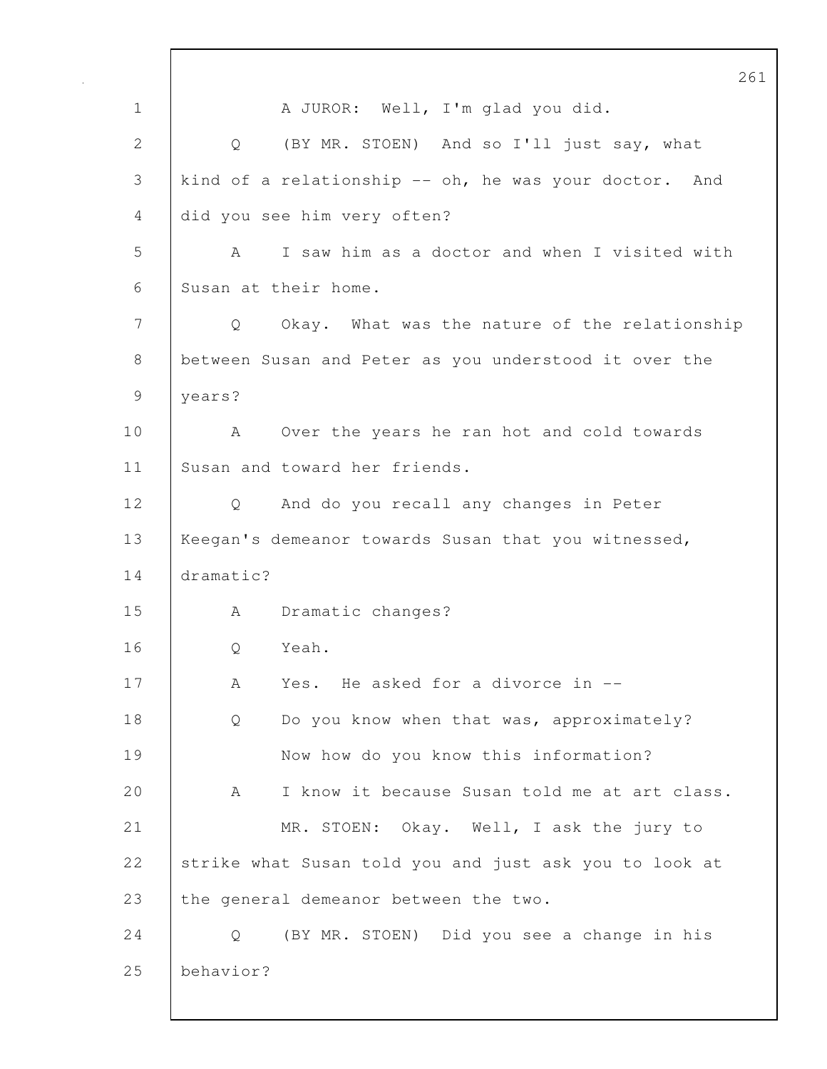A JUROR: Well, I'm glad you did.

Q (BY MR. STOEN) And so I'll just say, what kind of a relationship -- oh, he was your doctor. And did you see him very often?

A I saw him as a doctor and when I visited with Susan at their home.

Q Okay. What was the nature of the relationship between Susan and Peter as you understood it over the years?

A Over the years he ran hot and cold towards Susan and toward her friends.

Q And do you recall any changes in Peter Keegan's demeanor towards Susan that you witnessed, dramatic?

A Dramatic changes?

Q Yeah.

A Yes. He asked for a divorce in --

Q Do you know when that was, approximately?

Now how do you know this information?

A I know it because Susan told me at art class.

MR. STOEN: Okay. Well, I ask the jury to strike what Susan told you and just ask you to look at the general demeanor between the two.

Q (BY MR. STOEN) Did you see a change in his behavior?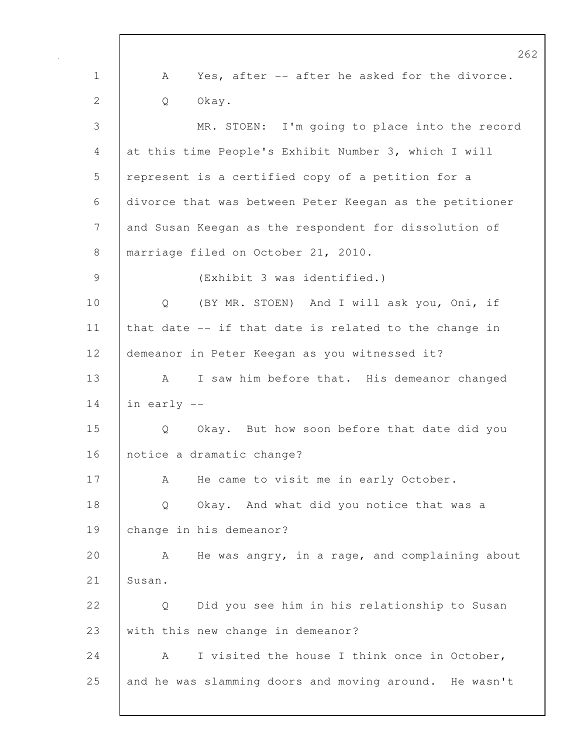A Yes, after -- after he asked for the divorce.

Q Okay.

MR. STOEN: I'm going to place into the record at this time People's Exhibit Number 3, which I will represent is a certified copy of a petition for a divorce that was between Peter Keegan as the petitioner and Susan Keegan as the respondent for dissolution of marriage filed on October 21, 2010.

(Exhibit 3 was identified.)

Q (BY MR. STOEN) And I will ask you, Oni, if that date -- if that date is related to the change in demeanor in Peter Keegan as you witnessed it?

A I saw him before that. His demeanor changed in early --

Q Okay. But how soon before that date did you notice a dramatic change?

A He came to visit me in early October.

Q Okay. And what did you notice that was a change in his demeanor?

A He was angry, in a rage, and complaining about Susan.

Q Did you see him in his relationship to Susan with this new change in demeanor?

A I visited the house I think once in October, and he was slamming doors and moving around. He wasn't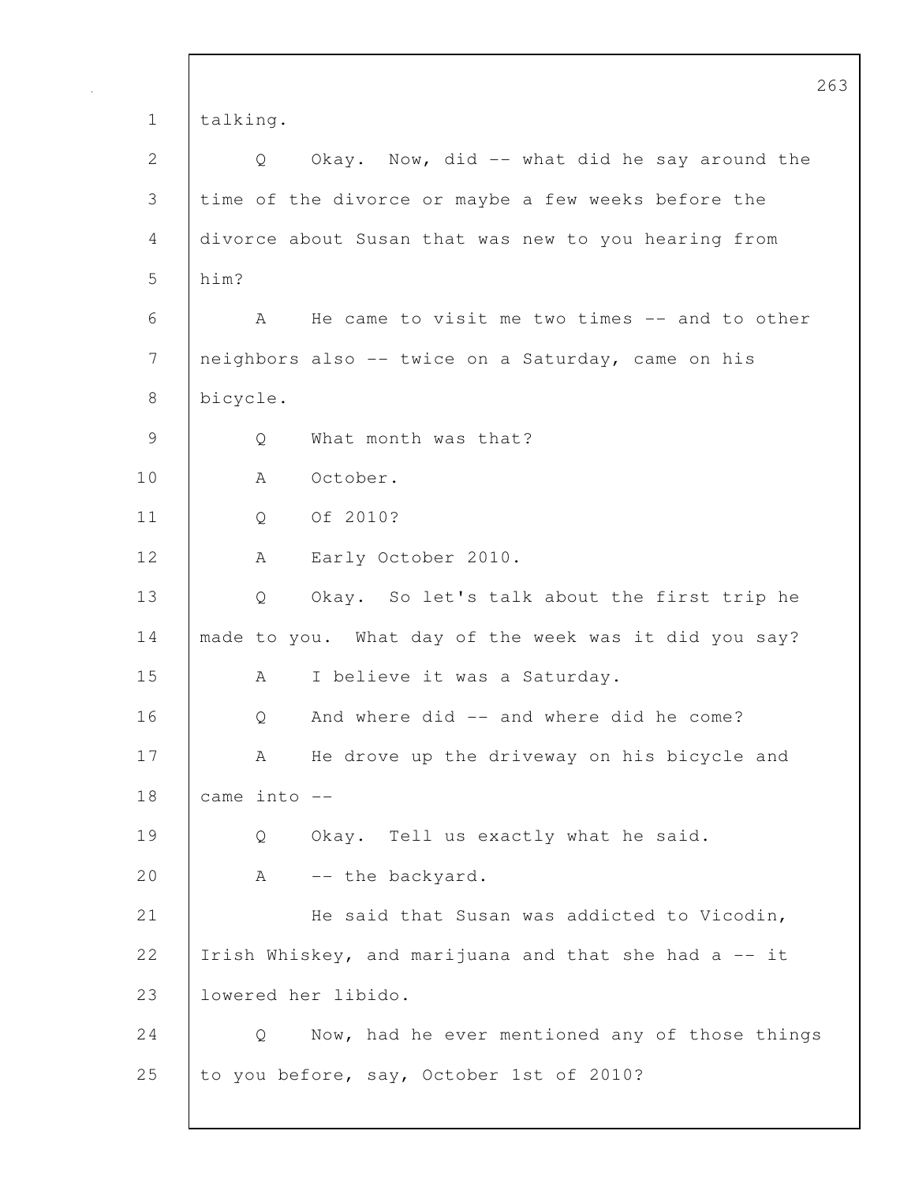talking.

Q Okay. Now, did -- what did he say around the time of the divorce or maybe a few weeks before the divorce about Susan that was new to you hearing from him?

A He came to visit me two times -- and to other neighbors also -- twice on a Saturday, came on his bicycle.

Q What month was that?

A October.

Q Of 2010?

A Early October 2010.

Q Okay. So let's talk about the first trip he made to you. What day of the week was it did you say?

A I believe it was a Saturday.

Q And where did -- and where did he come?

A He drove up the driveway on his bicycle and came into --

Q Okay. Tell us exactly what he said.

A -- the backyard.

He said that Susan was addicted to Vicodin, Irish Whiskey, and marijuana and that she had a -- it lowered her libido.

Q Now, had he ever mentioned any of those things to you before, say, October 1st of 2010?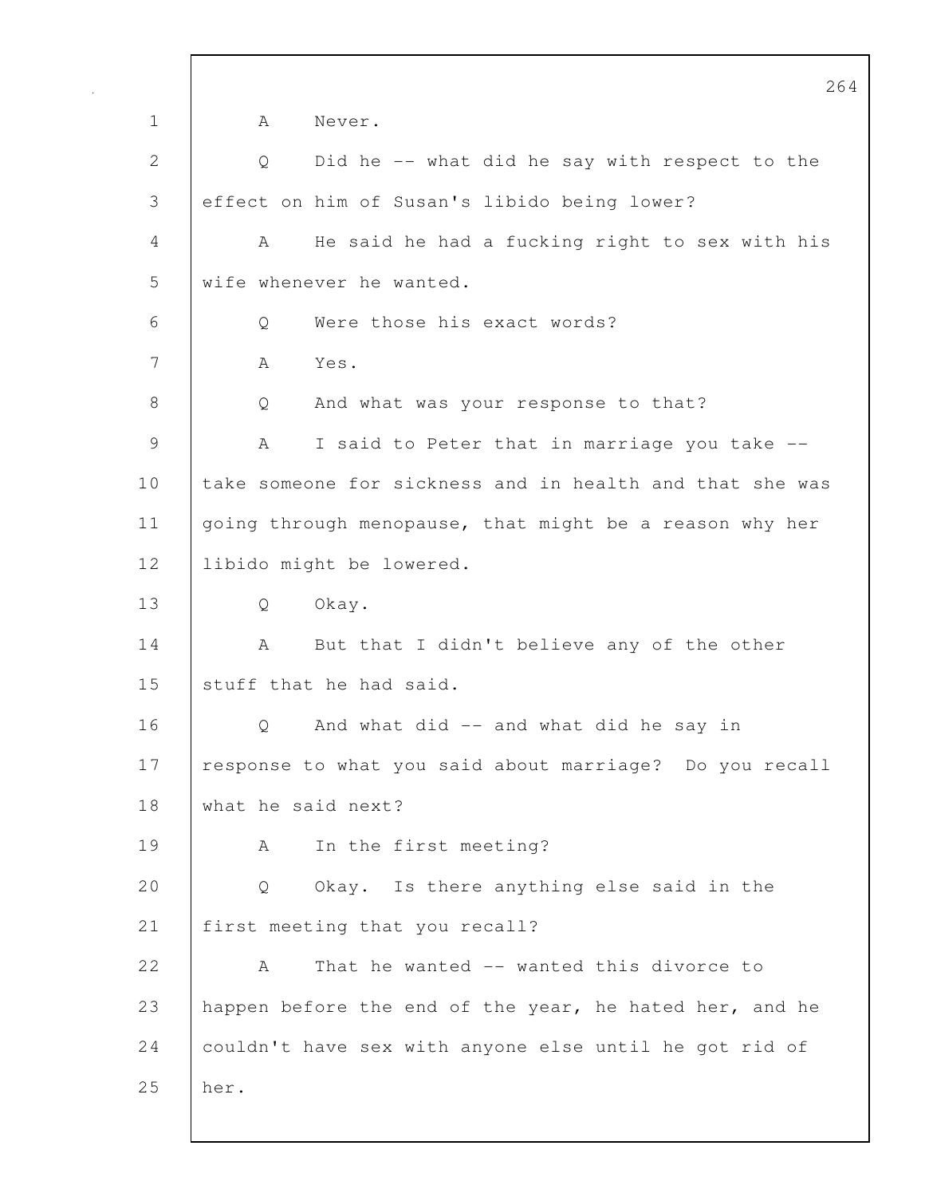A Never.

Q Did he -- what did he say with respect to the effect on him of Susan's libido being lower?

A He said he had a fucking right to sex with his wife whenever he wanted.

Q Were those his exact words?

A Yes.

Q And what was your response to that?

A I said to Peter that in marriage you take -- take someone for sickness and in health and that she was going through menopause, that might be a reason why her libido might be lowered.

Q Okay.

A But that I didn't believe any of the other stuff that he had said.

Q And what did -- and what did he say in response to what you said about marriage? Do you recall what he said next?

A In the first meeting?

Q Okay. Is there anything else said in the first meeting that you recall?

A That he wanted -- wanted this divorce to happen before the end of the year, he hated her, and he couldn't have sex with anyone else until he got rid of her.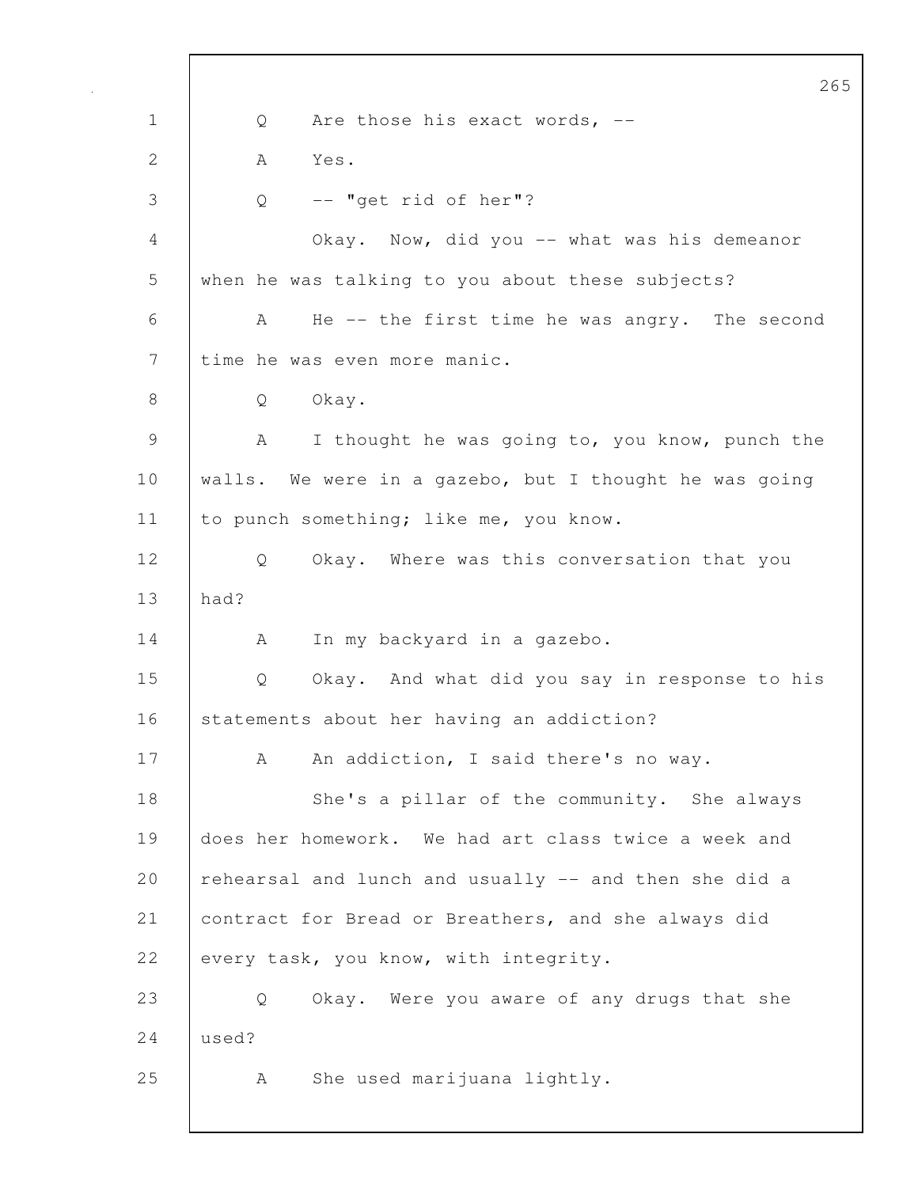Q Are those his exact words, --

A Yes.

Q -- "get rid of her"?

Okay. Now, did you -- what was his demeanor when he was talking to you about these subjects?

A He -- the first time he was angry. The second time he was even more manic.

Q Okay.

A I thought he was going to, you know, punch the walls. We were in a gazebo, but I thought he was going to punch something; like me, you know.

Q Okay. Where was this conversation that you had?

A In my backyard in a gazebo.

Q Okay. And what did you say in response to his statements about her having an addiction?

A An addiction, I said there's no way.

She's a pillar of the community. She always does her homework. We had art class twice a week and rehearsal and lunch and usually -- and then she did a contract for Bread or Breathers, and she always did every task, you know, with integrity.

Q Okay. Were you aware of any drugs that she used?

A She used marijuana lightly.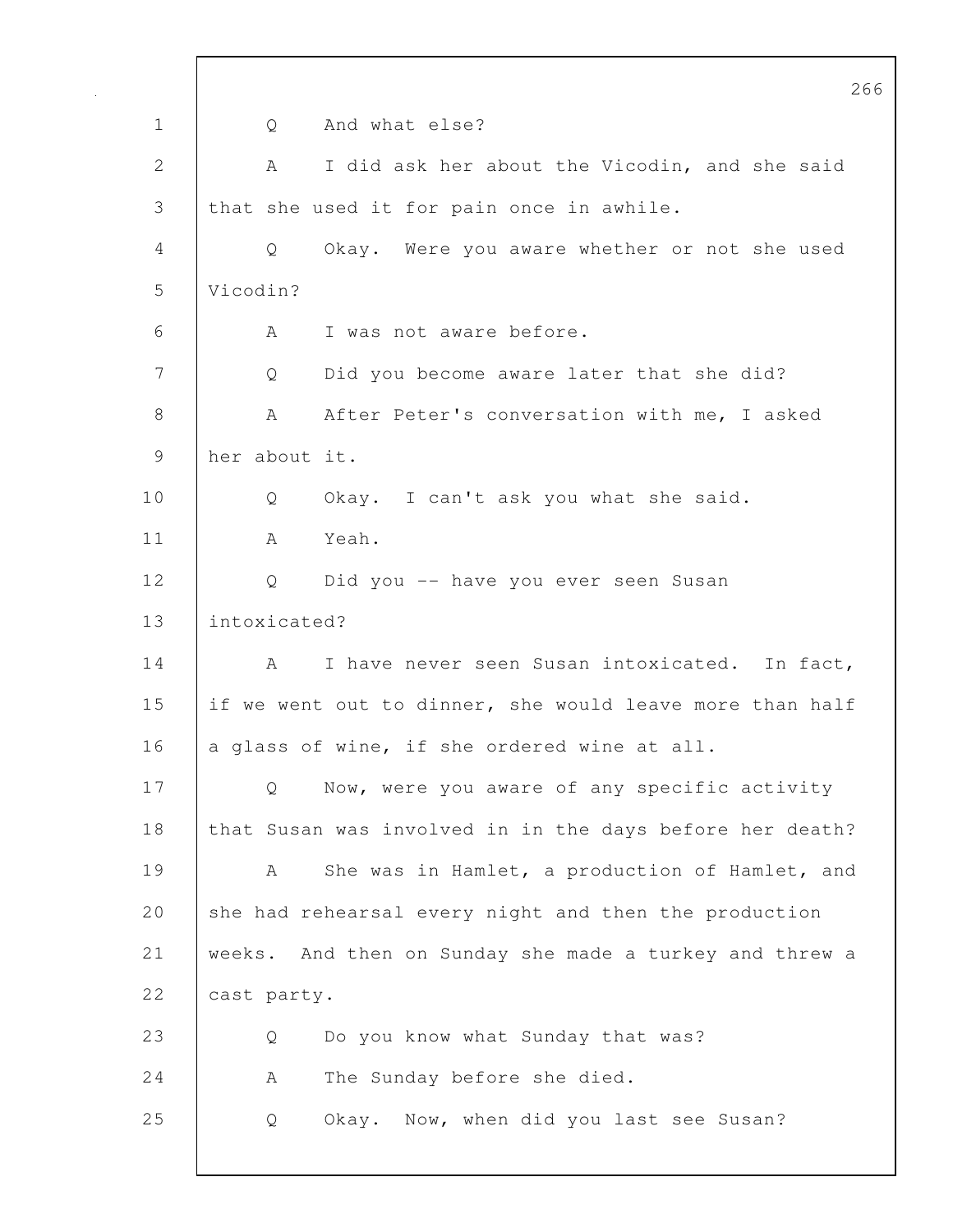Q And what else?

A I did ask her about the Vicodin, and she said that she used it for pain once in awhile.

Q Okay. Were you aware whether or not she used Vicodin?

A I was not aware before.

Q Did you become aware later that she did?

A After Peter's conversation with me, I asked her about it.

Q Okay. I can't ask you what she said.

A Yeah.

Q Did you -- have you ever seen Susan intoxicated?

A I have never seen Susan intoxicated. In fact, if we went out to dinner, she would leave more than half a glass of wine, if she ordered wine at all.

Q Now, were you aware of any specific activity that Susan was involved in in the days before her death?

A She was in Hamlet, a production of Hamlet, and she had rehearsal every night and then the production weeks. And then on Sunday she made a turkey and threw a cast party.

Q Do you know what Sunday that was?

A The Sunday before she died.

Q Okay. Now, when did you last see Susan?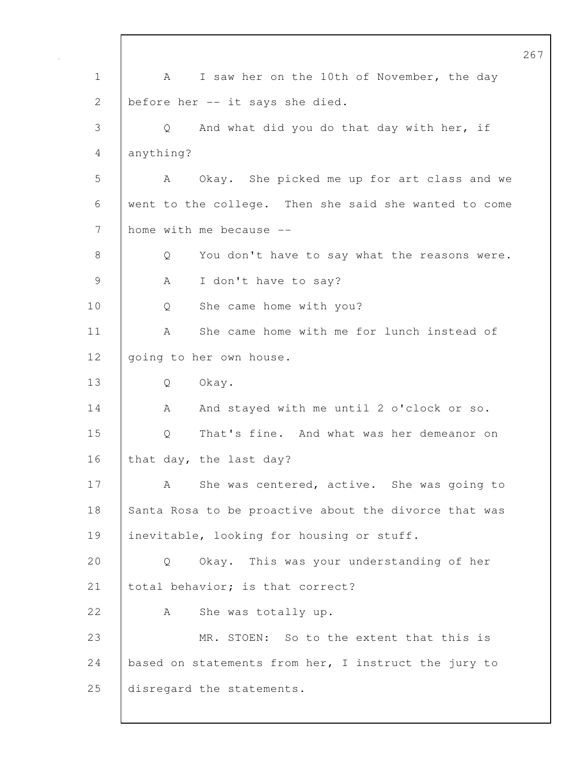A I saw her on the 10th of November, the day before her -- it says she died.

Q And what did you do that day with her, if anything?

A Okay. She picked me up for art class and we went to the college. Then she said she wanted to come home with me because --

Q You don't have to say what the reasons were.

A I don't have to say?

Q She came home with you?

A She came home with me for lunch instead of going to her own house.

Q Okay.

A And stayed with me until 2 o'clock or so.

Q That's fine. And what was her demeanor on that day, the last day?

A She was centered, active. She was going to Santa Rosa to be proactive about the divorce that was inevitable, looking for housing or stuff.

Q Okay. This was your understanding of her total behavior; is that correct?

A She was totally up.

MR. STOEN: So to the extent that this is based on statements from her, I instruct the jury to disregard the statements.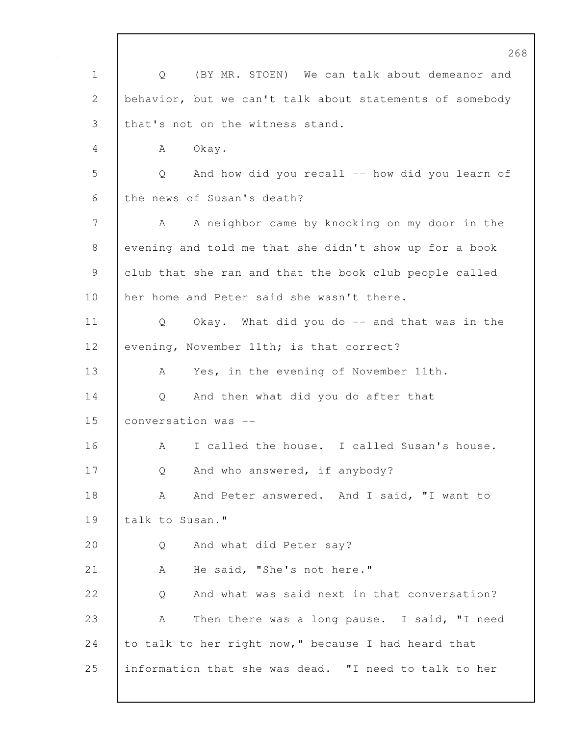Q (BY MR. STOEN) We can talk about demeanor and behavior, but we can't talk about statements of somebody that's not on the witness stand.

A Okay.

Q And how did you recall -- how did you learn of the news of Susan's death?

A A neighbor came by knocking on my door in the evening and told me that she didn't show up for a book club that she ran and that the book club people called her home and Peter said she wasn't there.

Q Okay. What did you do -- and that was in the evening, November 11th; is that correct?

A Yes, in the evening of November 11th.

Q And then what did you do after that conversation was --

A I called the house. I called Susan's house.

Q And who answered, if anybody?

A And Peter answered. And I said, "I want to talk to Susan."

Q And what did Peter say?

A He said, "She's not here."

Q And what was said next in that conversation?

A Then there was a long pause. I said, "I need to talk to her right now," because I had heard that information that she was dead. "I need to talk to her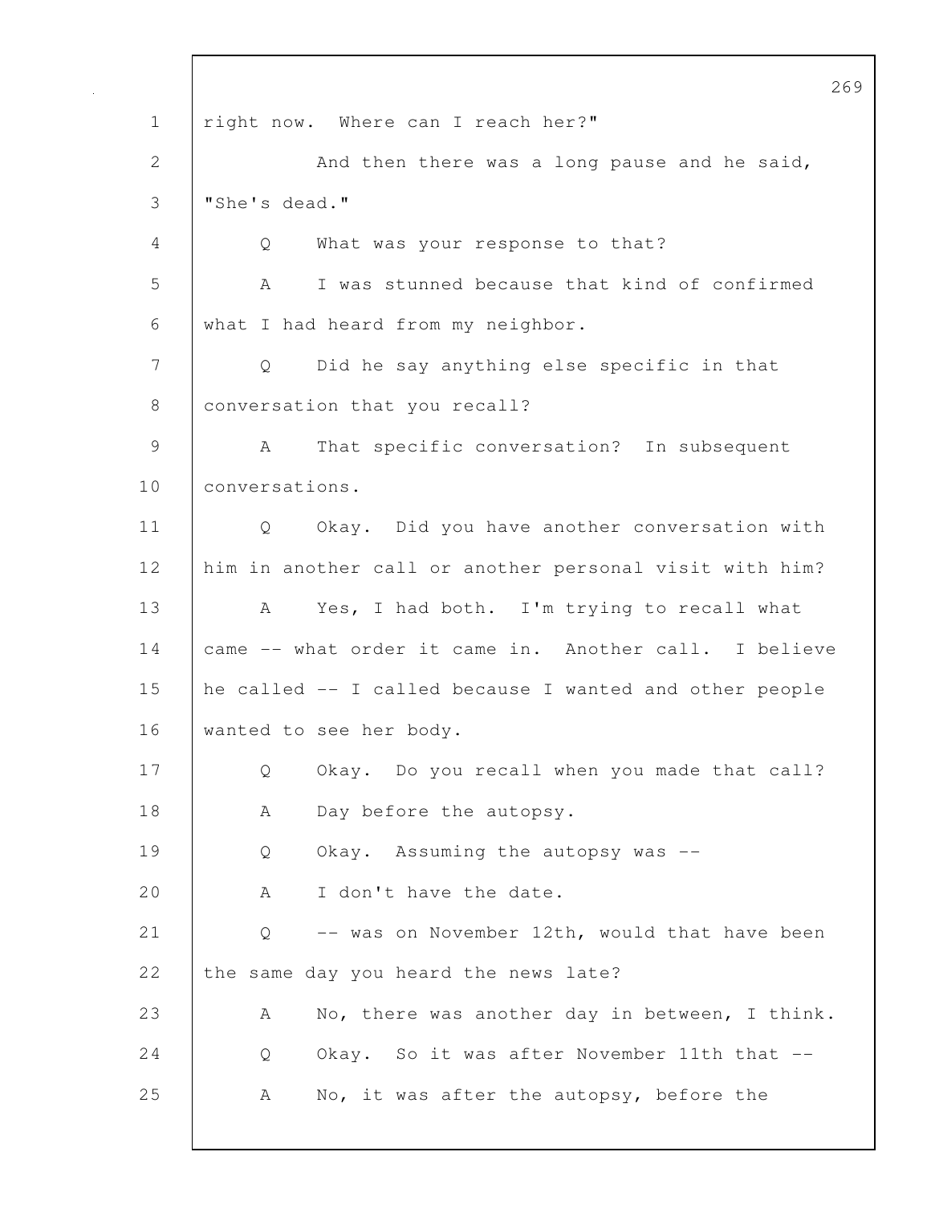right now. Where can I reach her?"

And then there was a long pause and he said, "She's dead."

Q What was your response to that?

A I was stunned because that kind of confirmed what I had heard from my neighbor.

Q Did he say anything else specific in that conversation that you recall?

A That specific conversation? In subsequent conversations.

Q Okay. Did you have another conversation with him in another call or another personal visit with him?

A Yes, I had both. I'm trying to recall what came -- what order it came in. Another call. I believe he called -- I called because I wanted and other people wanted to see her body.

Q Okay. Do you recall when you made that call?

A Day before the autopsy.

Q Okay. Assuming the autopsy was --

A I don't have the date.

Q -- was on November 12th, would that have been the same day you heard the news late?

A No, there was another day in between, I think.

Q Okay. So it was after November 11th that --

A No, it was after the autopsy, before the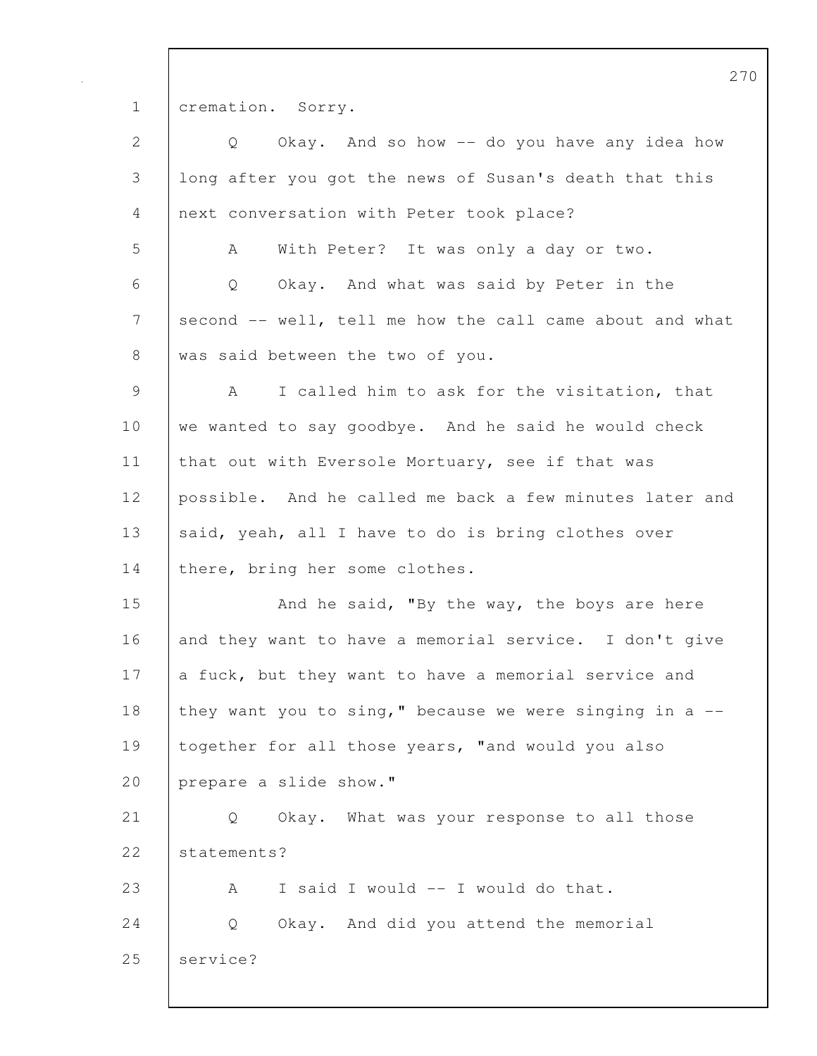cremation. Sorry.

Q Okay. And so how -- do you have any idea how long after you got the news of Susan's death that this next conversation with Peter took place?

A With Peter? It was only a day or two.

Q Okay. And what was said by Peter in the second -- well, tell me how the call came about and what was said between the two of you.

A I called him to ask for the visitation, that we wanted to say goodbye. And he said he would check that out with Eversole Mortuary, see if that was possible. And he called me back a few minutes later and said, yeah, all I have to do is bring clothes over there, bring her some clothes.

And he said, "By the way, the boys are here and they want to have a memorial service. I don't give a fuck, but they want to have a memorial service and they want you to sing," because we were singing in a -- together for all those years, "and would you also prepare a slide show."

Q Okay. What was your response to all those statements?

A I said I would -- I would do that.

Q Okay. And did you attend the memorial service?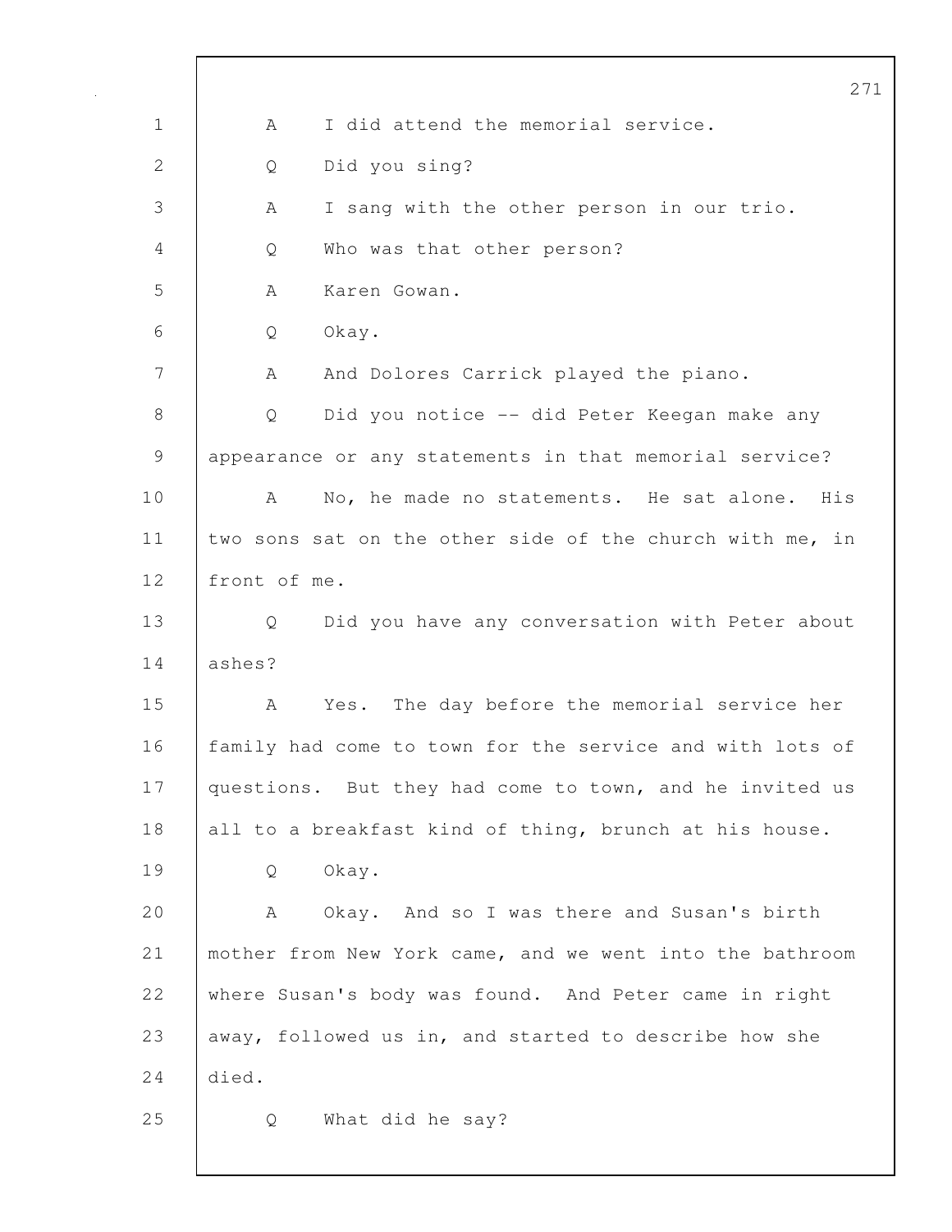A I did attend the memorial service.

Q Did you sing?

A I sang with the other person in our trio.

Q Who was that other person?

A Karen Gowan.

Q Okay.

A And Dolores Carrick played the piano.

Q Did you notice -- did Peter Keegan make any appearance or any statements in that memorial service?

A No, he made no statements. He sat alone. His two sons sat on the other side of the church with me, in front of me.

Q Did you have any conversation with Peter about ashes?

A Yes. The day before the memorial service her family had come to town for the service and with lots of questions. But they had come to town, and he invited us all to a breakfast kind of thing, brunch at his house.

Q Okay.

A Okay. And so I was there and Susan's birth mother from New York came, and we went into the bathroom where Susan's body was found. And Peter came in right away, followed us in, and started to describe how she died.

Q What did he say?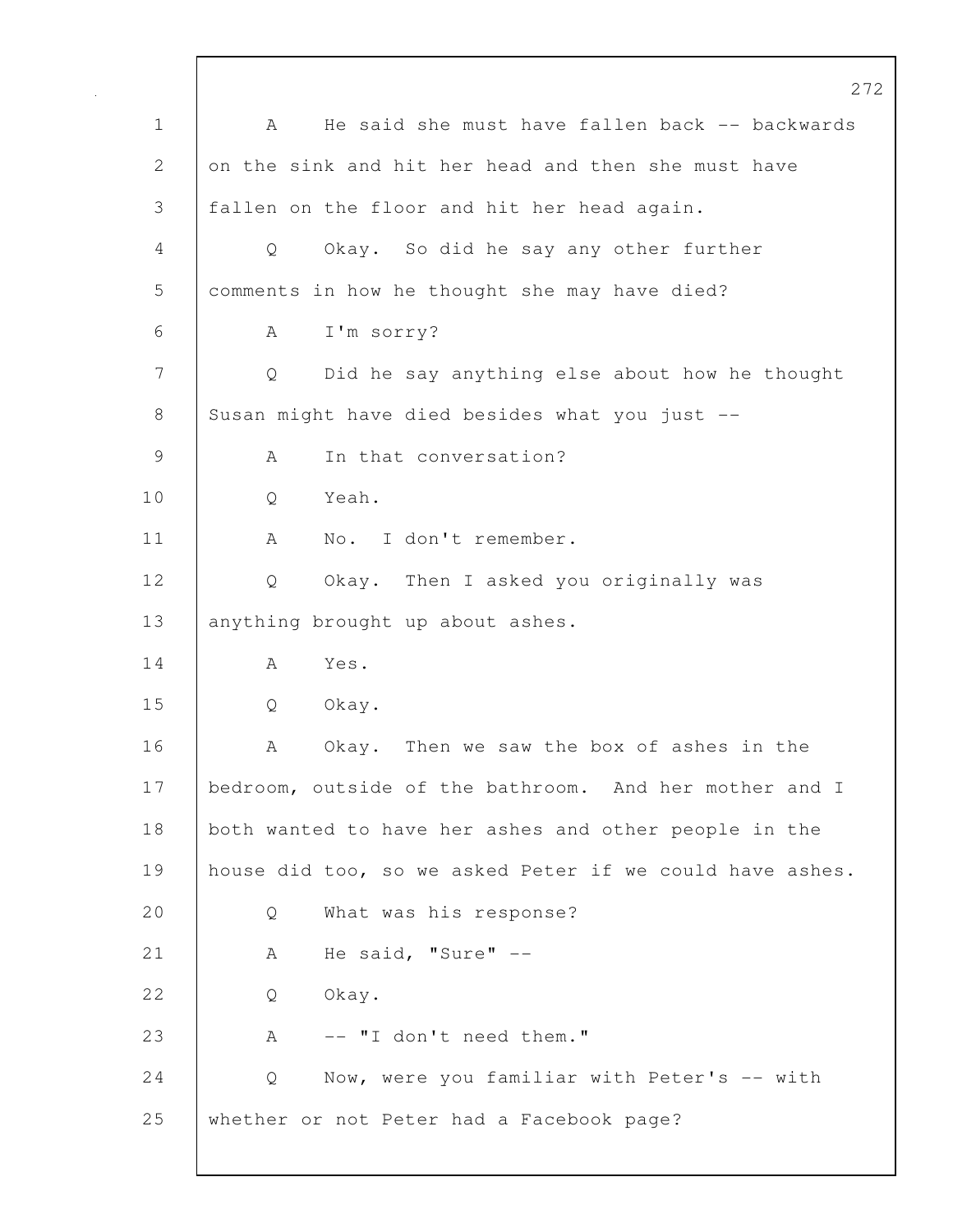A He said she must have fallen back -- backwards on the sink and hit her head and then she must have fallen on the floor and hit her head again.

Q Okay. So did he say any other further comments in how he thought she may have died?

A I'm sorry?

Q Did he say anything else about how he thought Susan might have died besides what you just --

A In that conversation?

Q Yeah.

A No. I don't remember.

Q Okay. Then I asked you originally was anything brought up about ashes.

A Yes.

Q Okay.

A Okay. Then we saw the box of ashes in the bedroom, outside of the bathroom. And her mother and I both wanted to have her ashes and other people in the house did too, so we asked Peter if we could have ashes.

Q What was his response?

A He said, "Sure" --

Q Okay.

A -- "I don't need them."

Q Now, were you familiar with Peter's -- with whether or not Peter had a Facebook page?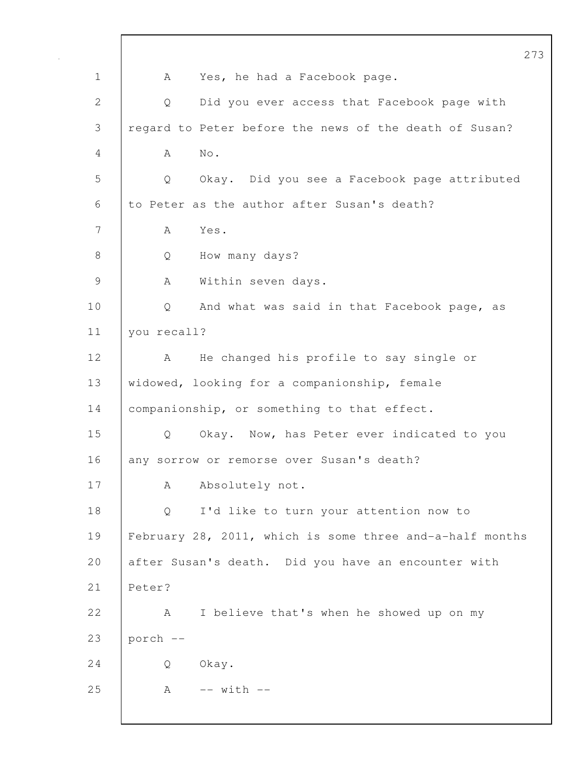1 A Yes, he had a Facebook page.

2 Q Did you ever access that Facebook page with

3 regard to Peter before the news of the death of Susan?

4 A No.

5 Q Okay. Did you see a Facebook page attributed

6 to Peter as the author after Susan's death?

7 A Yes.

8 Q How many days?

9 A Within seven days.

10 Q And what was said in that Facebook page, as

11 you recall?

12 A He changed his profile to say single or

13 widowed, looking for a companionship, female

14 companionship, or something to that effect.

15 Q Okay. Now, has Peter ever indicated to you

16 any sorrow or remorse over Susan's death?

17 A Absolutely not.

18 Q I'd like to turn your attention now to

19 February 28, 2011, which is some three and-a-half months

20 after Susan's death. Did you have an encounter with

21 Peter?

22 A I believe that's when he showed up on my

23 porch --

24 Q Okay.

25 A -- with --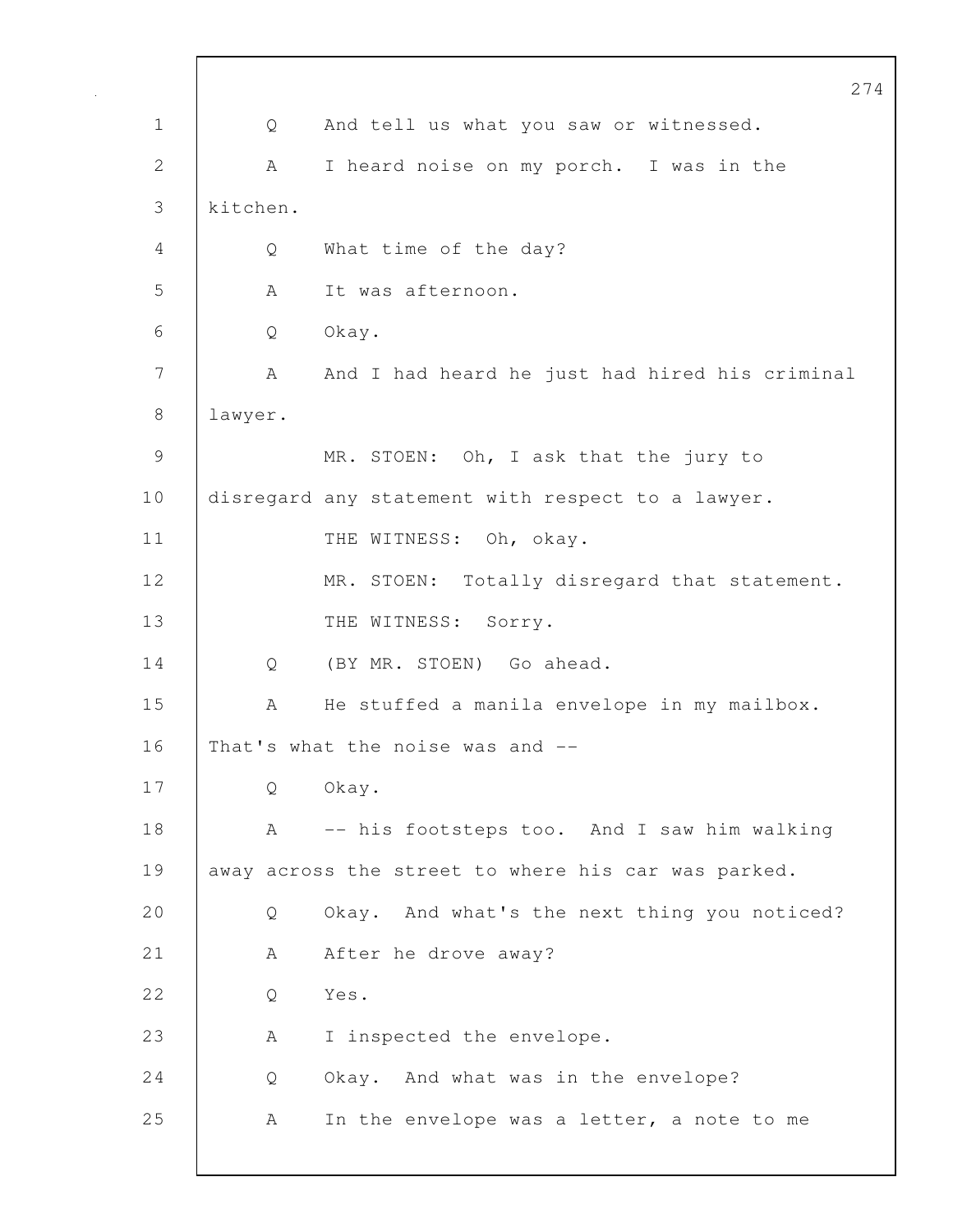Q And tell us what you saw or witnessed.

A I heard noise on my porch. I was in the kitchen.

Q What time of the day?

A It was afternoon.

Q Okay.

A And I had heard he just had hired his criminal lawyer.

MR. STOEN: Oh, I ask that the jury to disregard any statement with respect to a lawyer.

THE WITNESS: Oh, okay.

MR. STOEN: Totally disregard that statement.

THE WITNESS: Sorry.

Q (BY MR. STOEN) Go ahead.

A He stuffed a manila envelope in my mailbox. That's what the noise was and --

Q Okay.

A -- his footsteps too. And I saw him walking away across the street to where his car was parked.

Q Okay. And what's the next thing you noticed?

A After he drove away?

Q Yes.

A I inspected the envelope.

Q Okay. And what was in the envelope?

A In the envelope was a letter, a note to me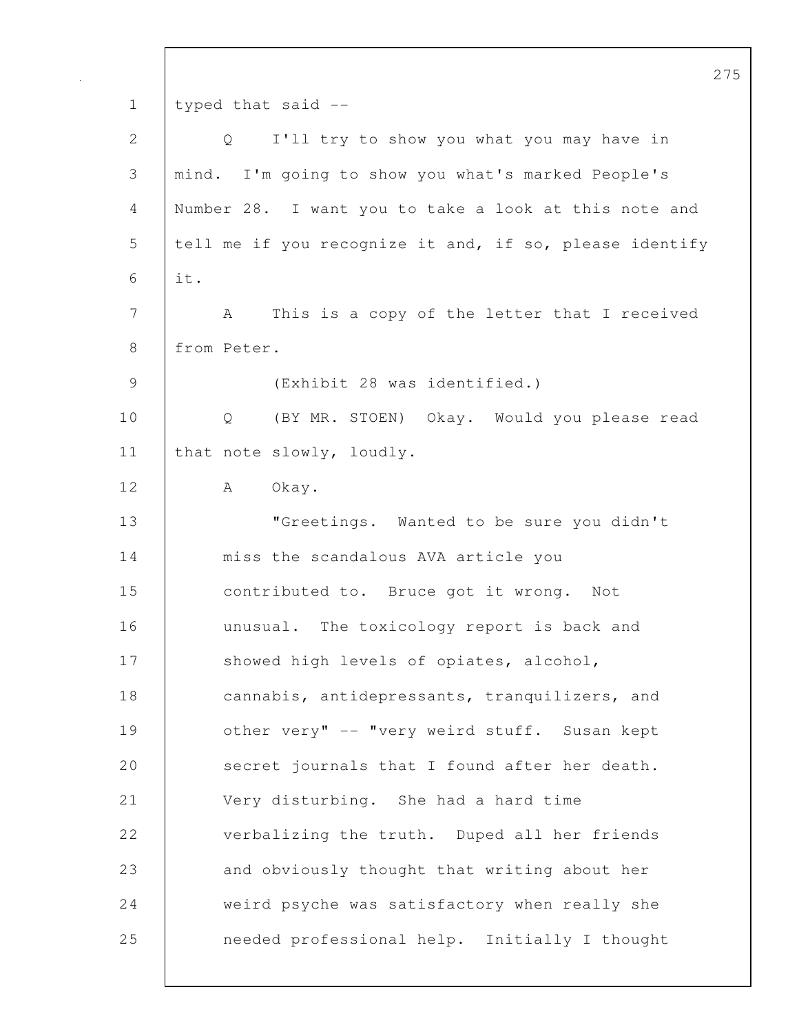typed that said --

Q I'll try to show you what you may have in mind. I'm going to show you what's marked People's Number 28. I want you to take a look at this note and tell me if you recognize it and, if so, please identify it.

A This is a copy of the letter that I received from Peter.

(Exhibit 28 was identified.)

Q (BY MR. STOEN) Okay. Would you please read that note slowly, loudly.

A Okay.

"Greetings. Wanted to be sure you didn't miss the scandalous AVA article you contributed to. Bruce got it wrong. Not unusual. The toxicology report is back and showed high levels of opiates, alcohol, cannabis, antidepressants, tranquilizers, and other very" -- "very weird stuff. Susan kept secret journals that I found after her death. Very disturbing. She had a hard time verbalizing the truth. Duped all her friends and obviously thought that writing about her weird psyche was satisfactory when really she needed professional help. Initially I thought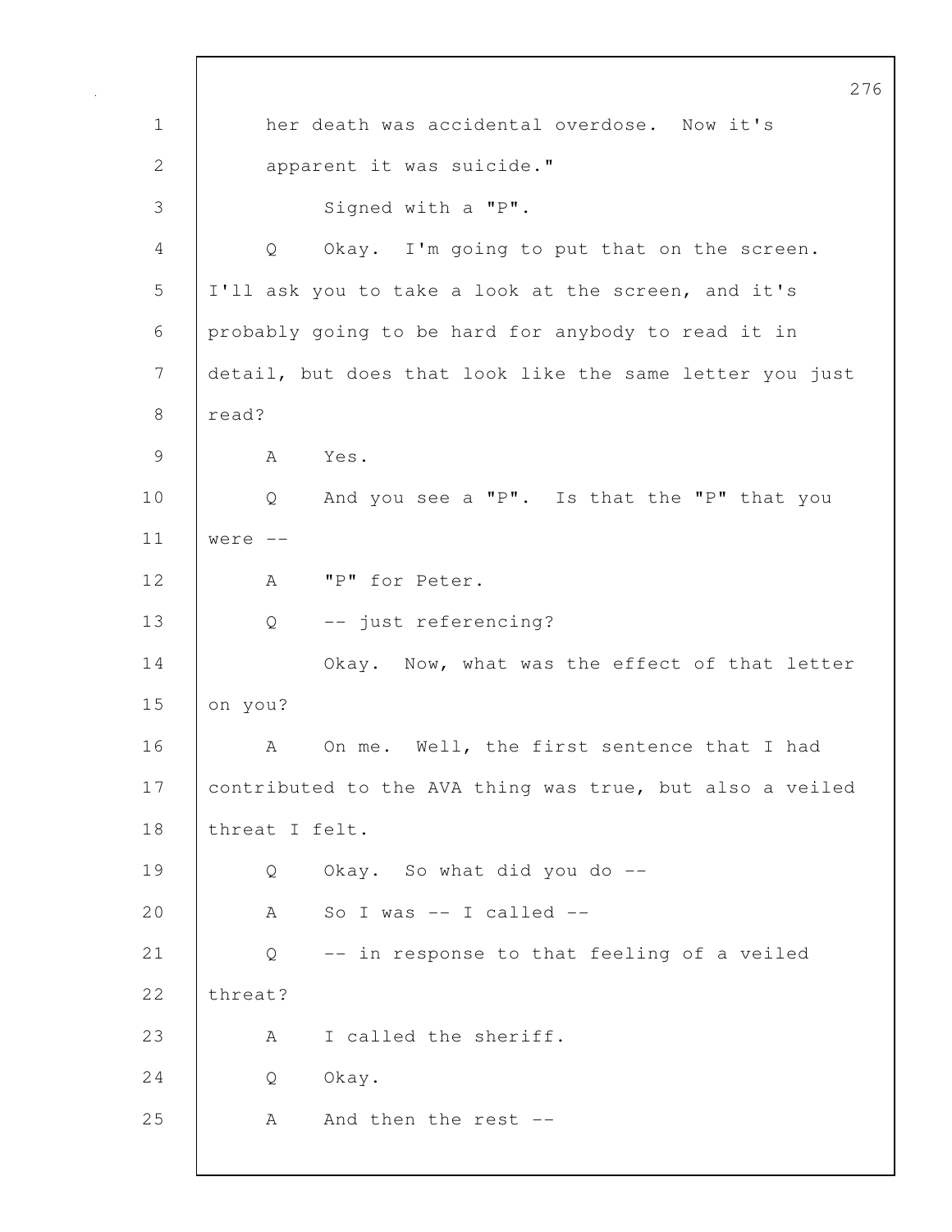her death was accidental overdose. Now it's apparent it was suicide."

Signed with a "P".

Q Okay. I'm going to put that on the screen. I'll ask you to take a look at the screen, and it's probably going to be hard for anybody to read it in detail, but does that look like the same letter you just read?

A Yes.

Q And you see a "P". Is that the "P" that you were --

A "P" for Peter.

Q -- just referencing?

Okay. Now, what was the effect of that letter on you?

A On me. Well, the first sentence that I had contributed to the AVA thing was true, but also a veiled threat I felt.

Q Okay. So what did you do --

A So I was -- I called --

Q -- in response to that feeling of a veiled threat?

A I called the sheriff.

Q Okay.

A And then the rest --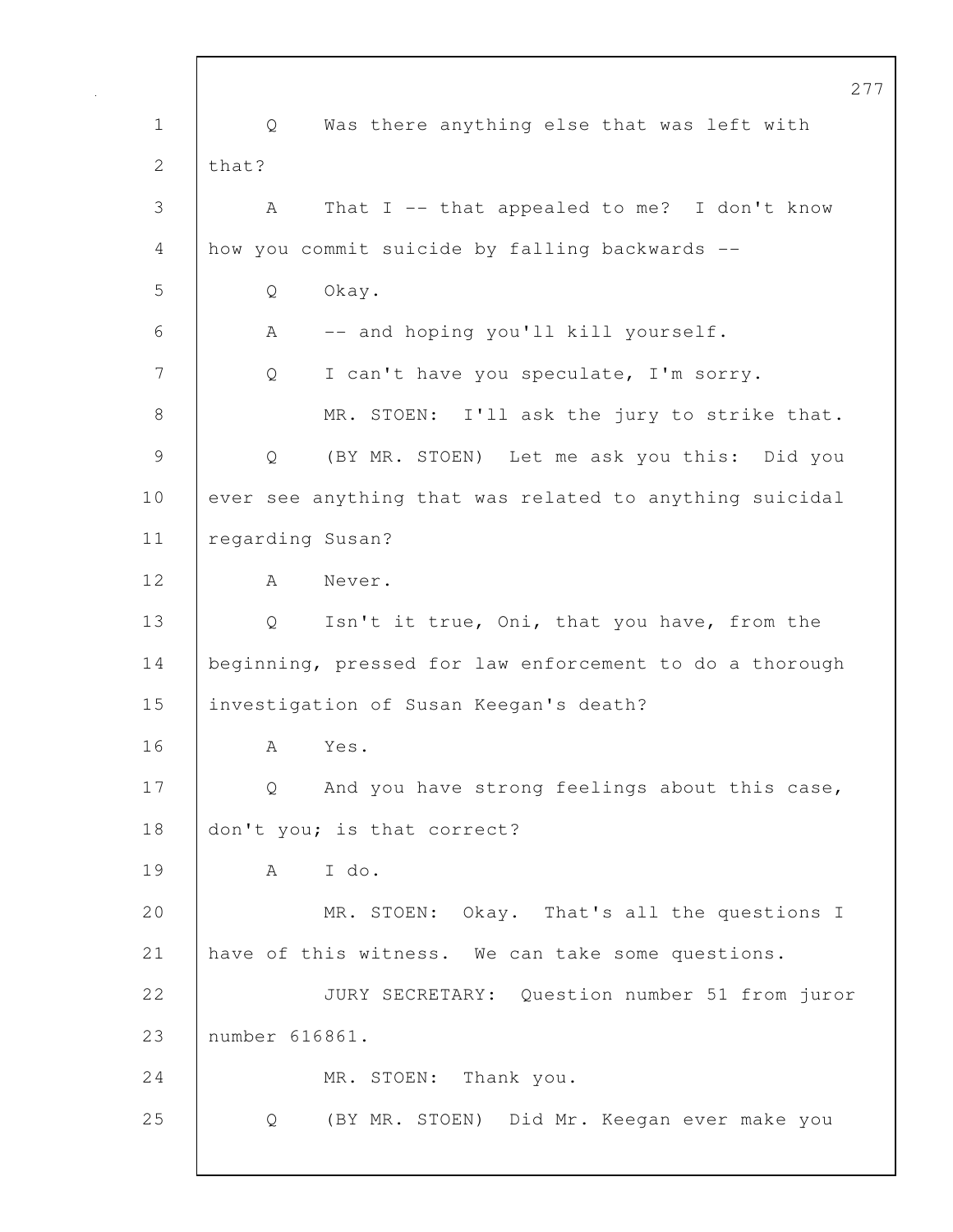Q Was there anything else that was left with that?

A That I -- that appealed to me? I don't know how you commit suicide by falling backwards --

Q Okay.

A -- and hoping you'll kill yourself.

Q I can't have you speculate, I'm sorry.

MR. STOEN: I'll ask the jury to strike that.

Q (BY MR. STOEN) Let me ask you this: Did you ever see anything that was related to anything suicidal regarding Susan?

A Never.

Q Isn't it true, Oni, that you have, from the beginning, pressed for law enforcement to do a thorough investigation of Susan Keegan's death?

A Yes.

Q And you have strong feelings about this case, don't you; is that correct?

A I do.

MR. STOEN: Okay. That's all the questions I have of this witness. We can take some questions.

JURY SECRETARY: Question number 51 from juror number 616861.

MR. STOEN: Thank you.

Q (BY MR. STOEN) Did Mr. Keegan ever make you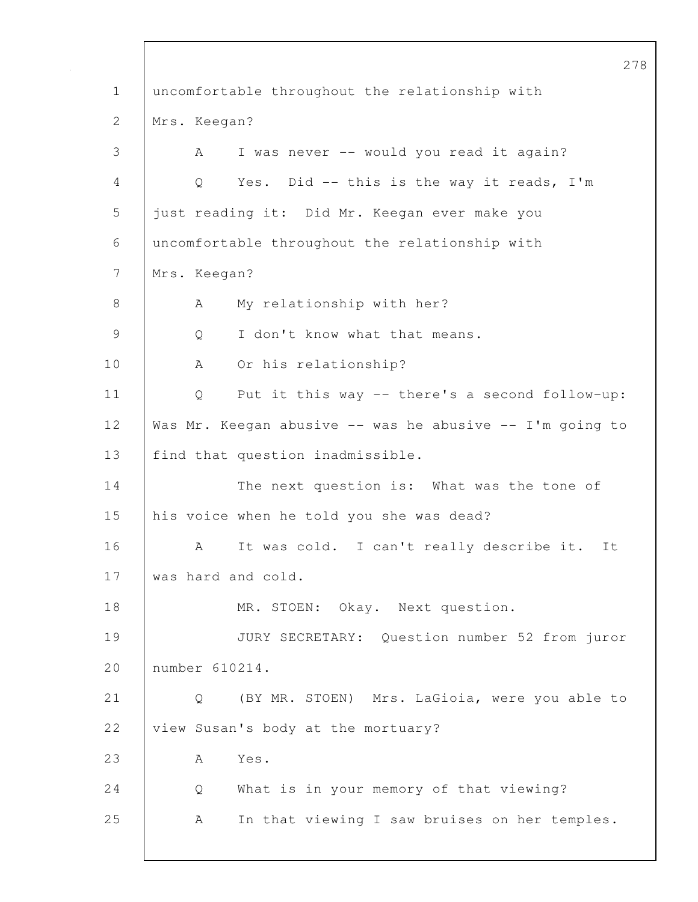uncomfortable throughout the relationship with Mrs. Keegan?

A I was never -- would you read it again?

Q Yes. Did -- this is the way it reads, I'm just reading it: Did Mr. Keegan ever make you uncomfortable throughout the relationship with Mrs. Keegan?

A My relationship with her?

Q I don't know what that means.

A Or his relationship?

Q Put it this way -- there's a second follow-up: Was Mr. Keegan abusive -- was he abusive -- I'm going to find that question inadmissible.

The next question is: What was the tone of his voice when he told you she was dead?

A It was cold. I can't really describe it. It was hard and cold.

MR. STOEN: Okay. Next question.

JURY SECRETARY: Question number 52 from juror number 610214.

Q (BY MR. STOEN) Mrs. LaGioia, were you able to view Susan's body at the mortuary?

A Yes.

Q What is in your memory of that viewing?

A In that viewing I saw bruises on her temples.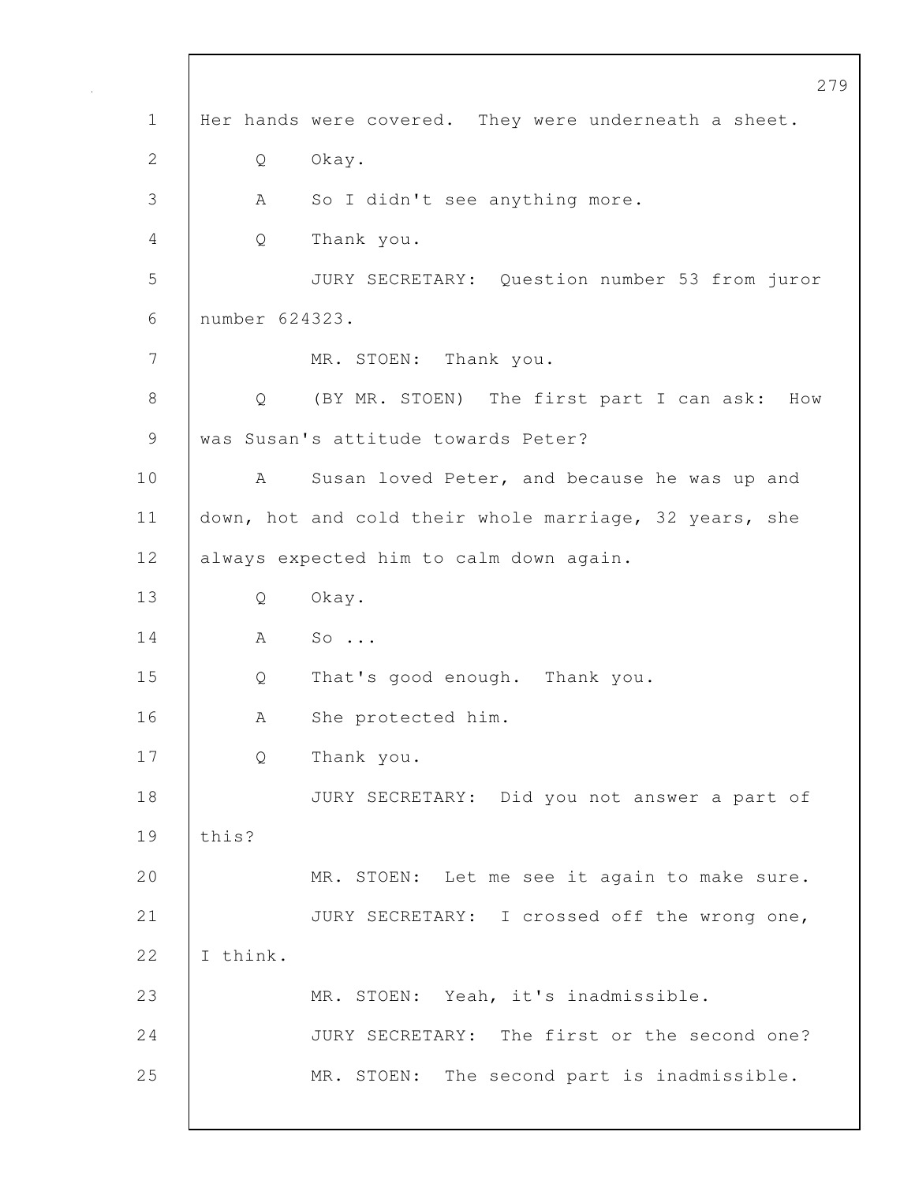Her hands were covered. They were underneath a sheet.

Q Okay.

A So I didn't see anything more.

Q Thank you.

JURY SECRETARY: Question number 53 from juror number 624323.

MR. STOEN: Thank you.

Q (BY MR. STOEN) The first part I can ask: How was Susan's attitude towards Peter?

A Susan loved Peter, and because he was up and down, hot and cold their whole marriage, 32 years, she always expected him to calm down again.

Q Okay.

A So ...

Q That's good enough. Thank you.

A She protected him.

Q Thank you.

JURY SECRETARY: Did you not answer a part of this?

MR. STOEN: Let me see it again to make sure.

JURY SECRETARY: I crossed off the wrong one, I think.

MR. STOEN: Yeah, it's inadmissible.

JURY SECRETARY: The first or the second one?

MR. STOEN: The second part is inadmissible.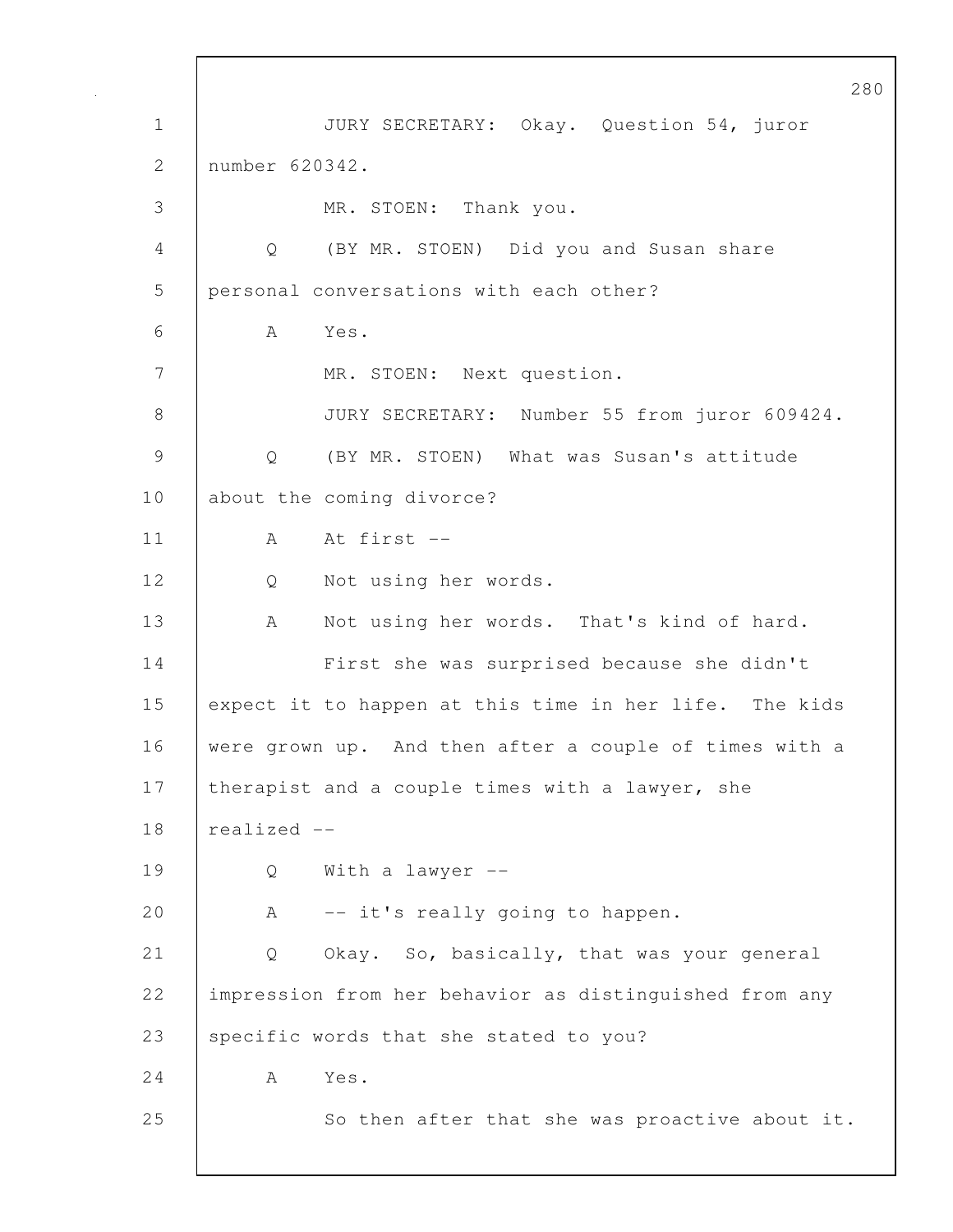JURY SECRETARY: Okay. Question 54, juror number 620342.

MR. STOEN: Thank you.

Q (BY MR. STOEN) Did you and Susan share personal conversations with each other?

A Yes.

MR. STOEN: Next question.

JURY SECRETARY: Number 55 from juror 609424.

Q (BY MR. STOEN) What was Susan's attitude about the coming divorce?

A At first --

Q Not using her words.

A Not using her words. That's kind of hard.

First she was surprised because she didn't expect it to happen at this time in her life. The kids were grown up. And then after a couple of times with a therapist and a couple times with a lawyer, she realized --

Q With a lawyer --

A -- it's really going to happen.

Q Okay. So, basically, that was your general impression from her behavior as distinguished from any specific words that she stated to you?

A Yes.

So then after that she was proactive about it.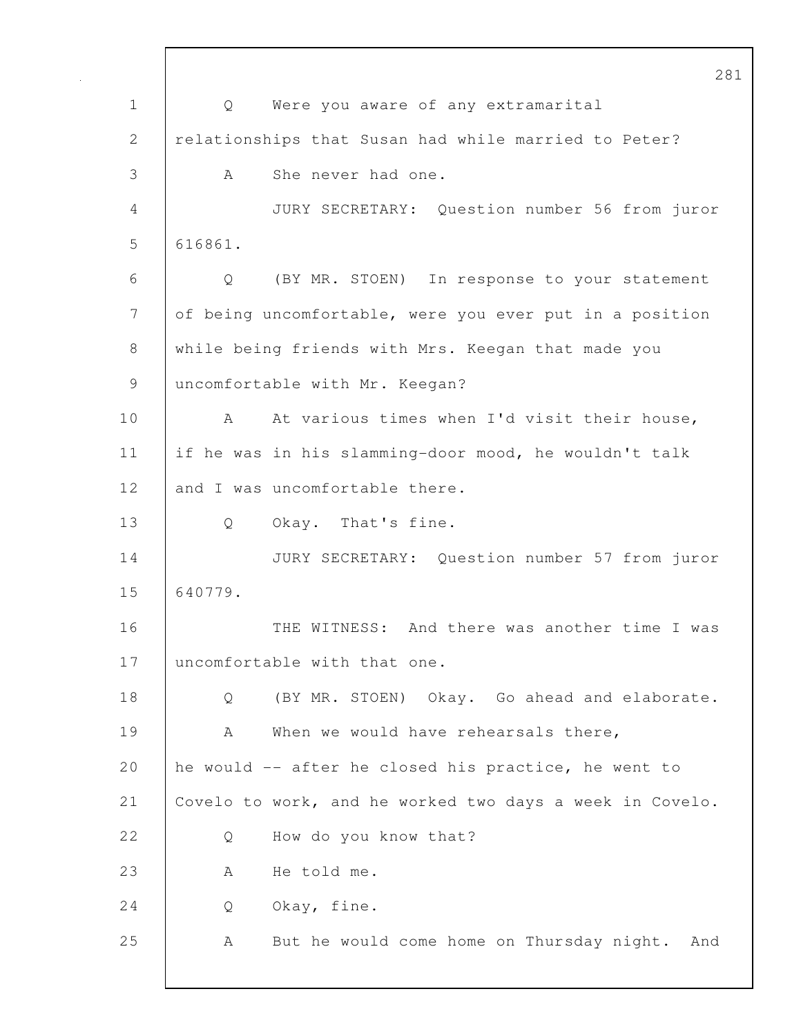Q Were you aware of any extramarital relationships that Susan had while married to Peter?

A She never had one.

JURY SECRETARY: Question number 56 from juror 616861.

Q (BY MR. STOEN) In response to your statement of being uncomfortable, were you ever put in a position while being friends with Mrs. Keegan that made you uncomfortable with Mr. Keegan?

A At various times when I'd visit their house, if he was in his slamming-door mood, he wouldn't talk and I was uncomfortable there.

Q Okay. That's fine.

JURY SECRETARY: Question number 57 from juror 640779.

THE WITNESS: And there was another time I was uncomfortable with that one.

Q (BY MR. STOEN) Okay. Go ahead and elaborate.

A When we would have rehearsals there, he would -- after he closed his practice, he went to Covelo to work, and he worked two days a week in Covelo.

Q How do you know that?

A He told me.

Q Okay, fine.

A But he would come home on Thursday night. And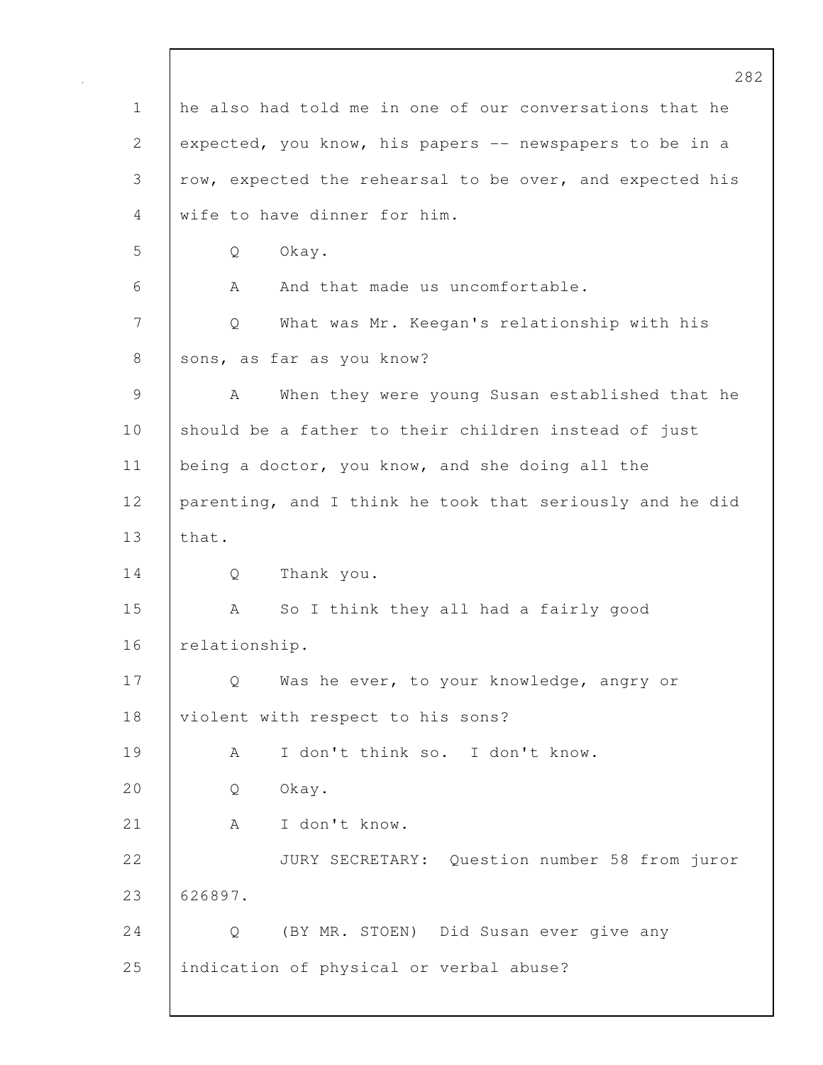he also had told me in one of our conversations that he expected, you know, his papers -- newspapers to be in a row, expected the rehearsal to be over, and expected his wife to have dinner for him.

Q Okay.

A And that made us uncomfortable.

Q What was Mr. Keegan's relationship with his sons, as far as you know?

A When they were young Susan established that he should be a father to their children instead of just being a doctor, you know, and she doing all the parenting, and I think he took that seriously and he did that.

Q Thank you.

A So I think they all had a fairly good relationship.

Q Was he ever, to your knowledge, angry or violent with respect to his sons?

A I don't think so. I don't know.

Q Okay.

A I don't know.

JURY SECRETARY: Question number 58 from juror 626897.

Q (BY MR. STOEN) Did Susan ever give any indication of physical or verbal abuse?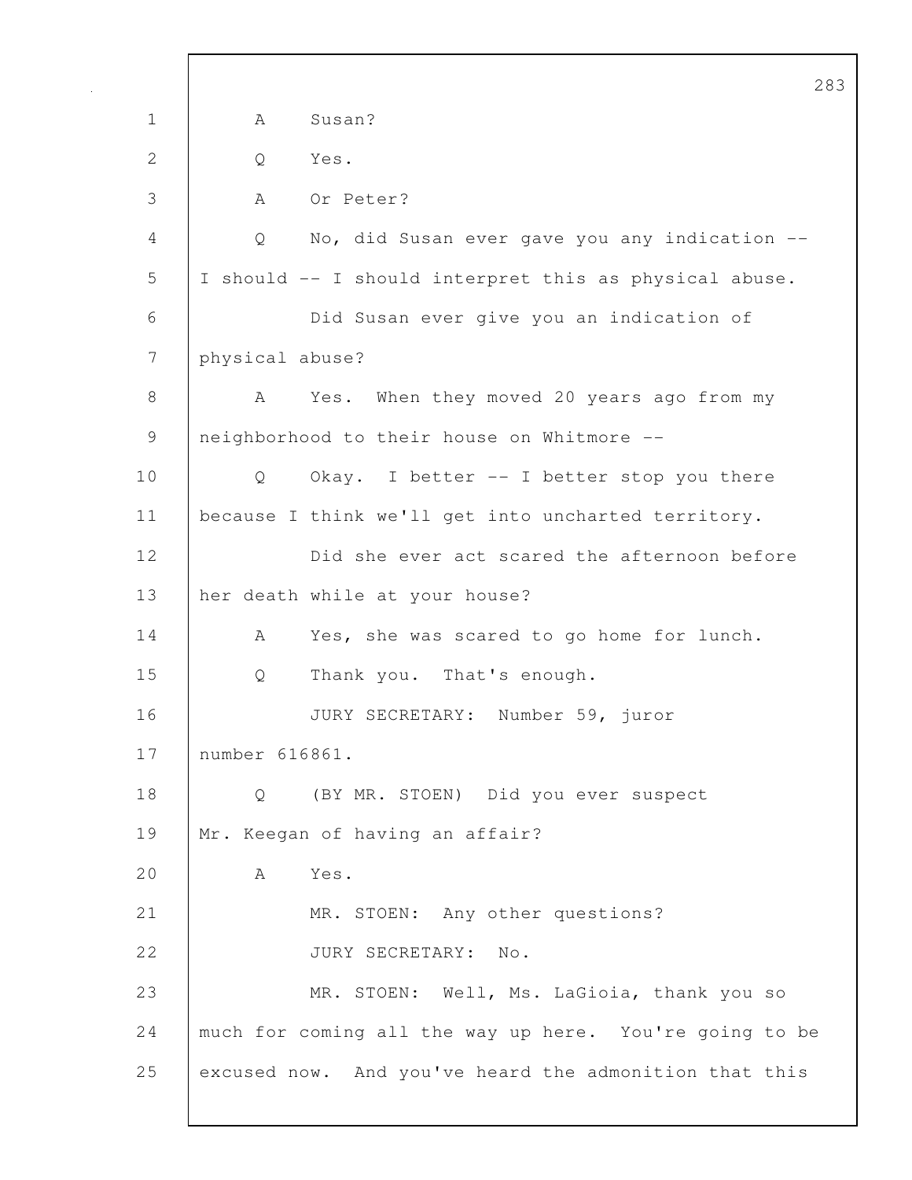A Susan?

Q Yes.

A Or Peter?

Q No, did Susan ever gave you any indication -- I should -- I should interpret this as physical abuse.

Did Susan ever give you an indication of physical abuse?

A Yes. When they moved 20 years ago from my neighborhood to their house on Whitmore --

Q Okay. I better -- I better stop you there because I think we'll get into uncharted territory.

Did she ever act scared the afternoon before her death while at your house?

A Yes, she was scared to go home for lunch.

Q Thank you. That's enough.

JURY SECRETARY: Number 59, juror number 616861.

Q (BY MR. STOEN) Did you ever suspect Mr. Keegan of having an affair?

A Yes.

MR. STOEN: Any other questions?

JURY SECRETARY: No.

MR. STOEN: Well, Ms. LaGioia, thank you so much for coming all the way up here. You're going to be excused now. And you've heard the admonition that this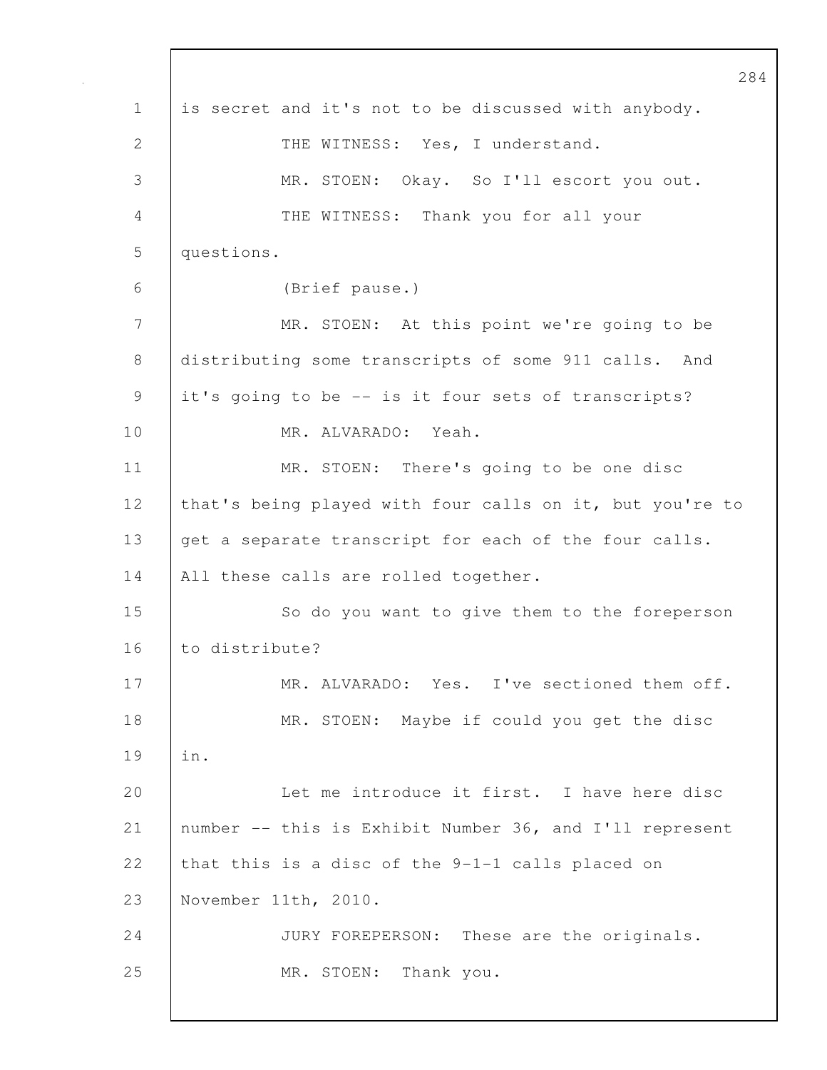is secret and it's not to be discussed with anybody.

THE WITNESS: Yes, I understand.

MR. STOEN: Okay. So I'll escort you out.

THE WITNESS: Thank you for all your questions.

(Brief pause.)

MR. STOEN: At this point we're going to be distributing some transcripts of some 911 calls. And it's going to be -- is it four sets of transcripts?

MR. ALVARADO: Yeah.

MR. STOEN: There's going to be one disc that's being played with four calls on it, but you're to get a separate transcript for each of the four calls. All these calls are rolled together.

So do you want to give them to the foreperson to distribute?

MR. ALVARADO: Yes. I've sectioned them off.

MR. STOEN: Maybe if could you get the disc in.

Let me introduce it first. I have here disc number -- this is Exhibit Number 36, and I'll represent that this is a disc of the 9-1-1 calls placed on November 11th, 2010.

JURY FOREPERSON: These are the originals.

MR. STOEN: Thank you.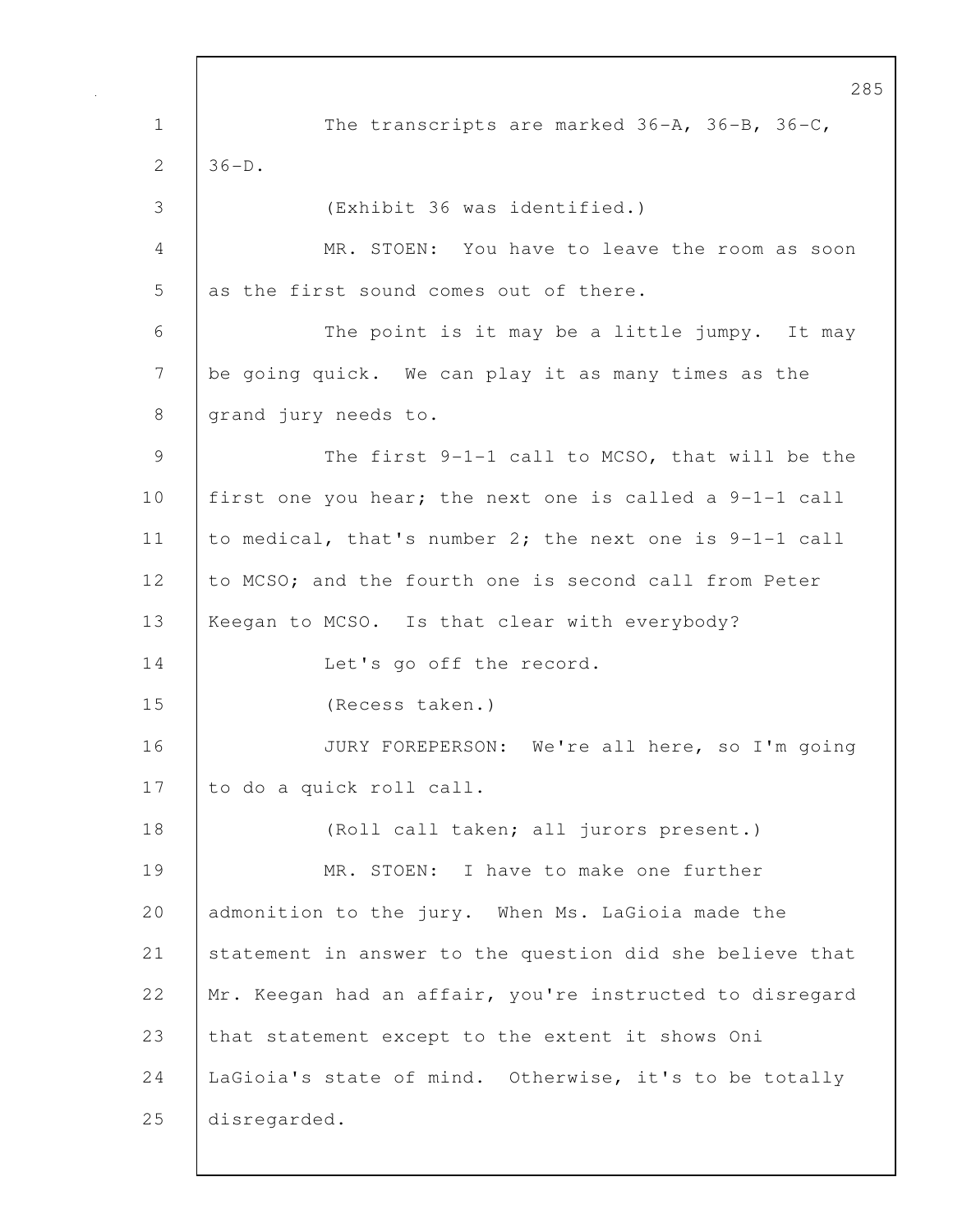The transcripts are marked 36-A, 36-B, 36-C, 36-D.

(Exhibit 36 was identified.)

MR. STOEN: You have to leave the room as soon as the first sound comes out of there.

The point is it may be a little jumpy. It may be going quick. We can play it as many times as the grand jury needs to.

The first 9-1-1 call to MCSO, that will be the first one you hear; the next one is called a 9-1-1 call to medical, that's number 2; the next one is 9-1-1 call to MCSO; and the fourth one is second call from Peter Keegan to MCSO. Is that clear with everybody?

Let's go off the record.

(Recess taken.)

JURY FOREPERSON: We're all here, so I'm going to do a quick roll call.

(Roll call taken; all jurors present.)

MR. STOEN: I have to make one further admonition to the jury. When Ms. LaGioia made the statement in answer to the question did she believe that Mr. Keegan had an affair, you're instructed to disregard that statement except to the extent it shows Oni LaGioia's state of mind. Otherwise, it's to be totally disregarded.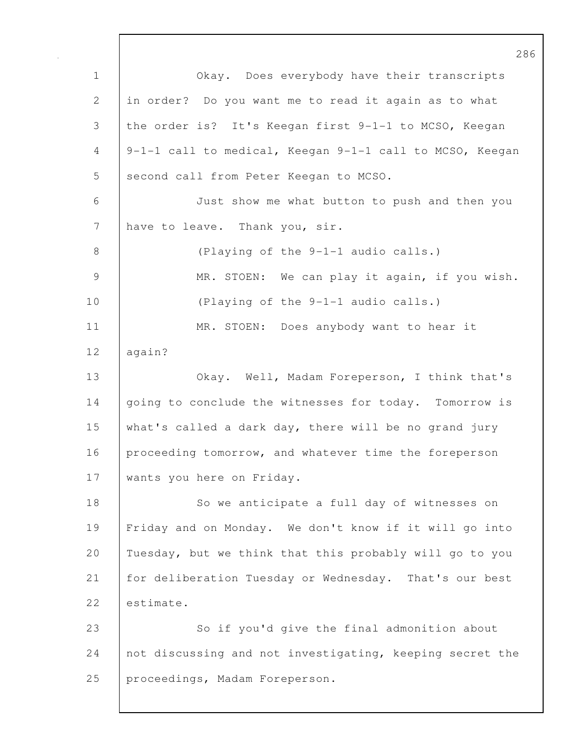Okay. Does everybody have their transcripts in order? Do you want me to read it again as to what the order is? It's Keegan first 9-1-1 to MCSO, Keegan 9-1-1 call to medical, Keegan 9-1-1 call to MCSO, Keegan second call from Peter Keegan to MCSO.

Just show me what button to push and then you have to leave. Thank you, sir.

(Playing of the 9-1-1 audio calls.)

MR. STOEN: We can play it again, if you wish.

(Playing of the 9-1-1 audio calls.)

MR. STOEN: Does anybody want to hear it again?

Okay. Well, Madam Foreperson, I think that's going to conclude the witnesses for today. Tomorrow is what's called a dark day, there will be no grand jury proceeding tomorrow, and whatever time the foreperson wants you here on Friday.

So we anticipate a full day of witnesses on Friday and on Monday. We don't know if it will go into Tuesday, but we think that this probably will go to you for deliberation Tuesday or Wednesday. That's our best estimate.

So if you'd give the final admonition about not discussing and not investigating, keeping secret the proceedings, Madam Foreperson.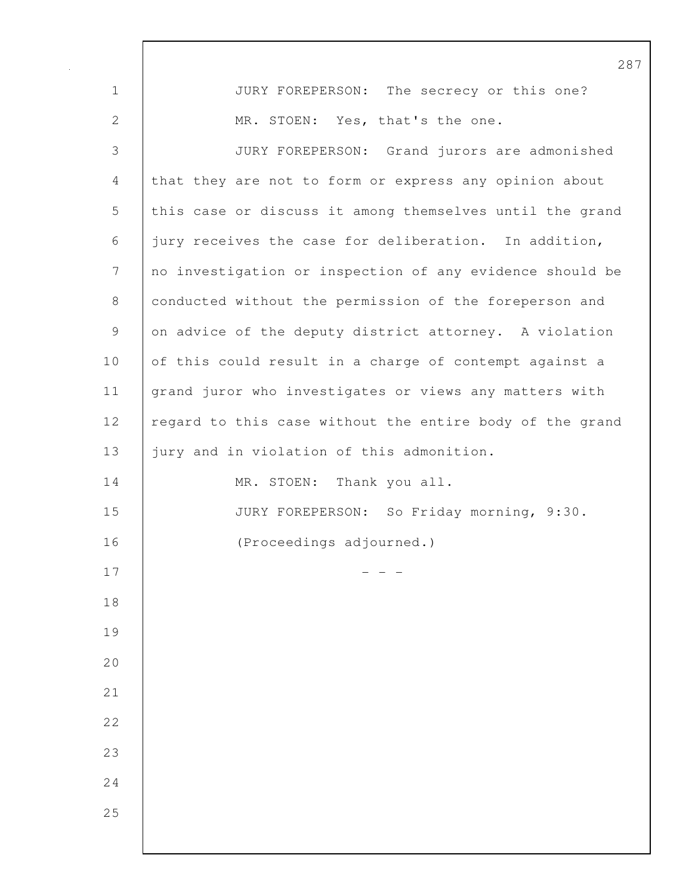JURY FOREPERSON: The secrecy or this one?

MR. STOEN: Yes, that's the one.

JURY FOREPERSON: Grand jurors are admonished that they are not to form or express any opinion about this case or discuss it among themselves until the grand jury receives the case for deliberation. In addition, no investigation or inspection of any evidence should be conducted without the permission of the foreperson and on advice of the deputy district attorney. A violation of this could result in a charge of contempt against a grand juror who investigates or views any matters with regard to this case without the entire body of the grand jury and in violation of this admonition.

MR. STOEN: Thank you all.

JURY FOREPERSON: So Friday morning, 9:30.

(Proceedings adjourned.)

\- - -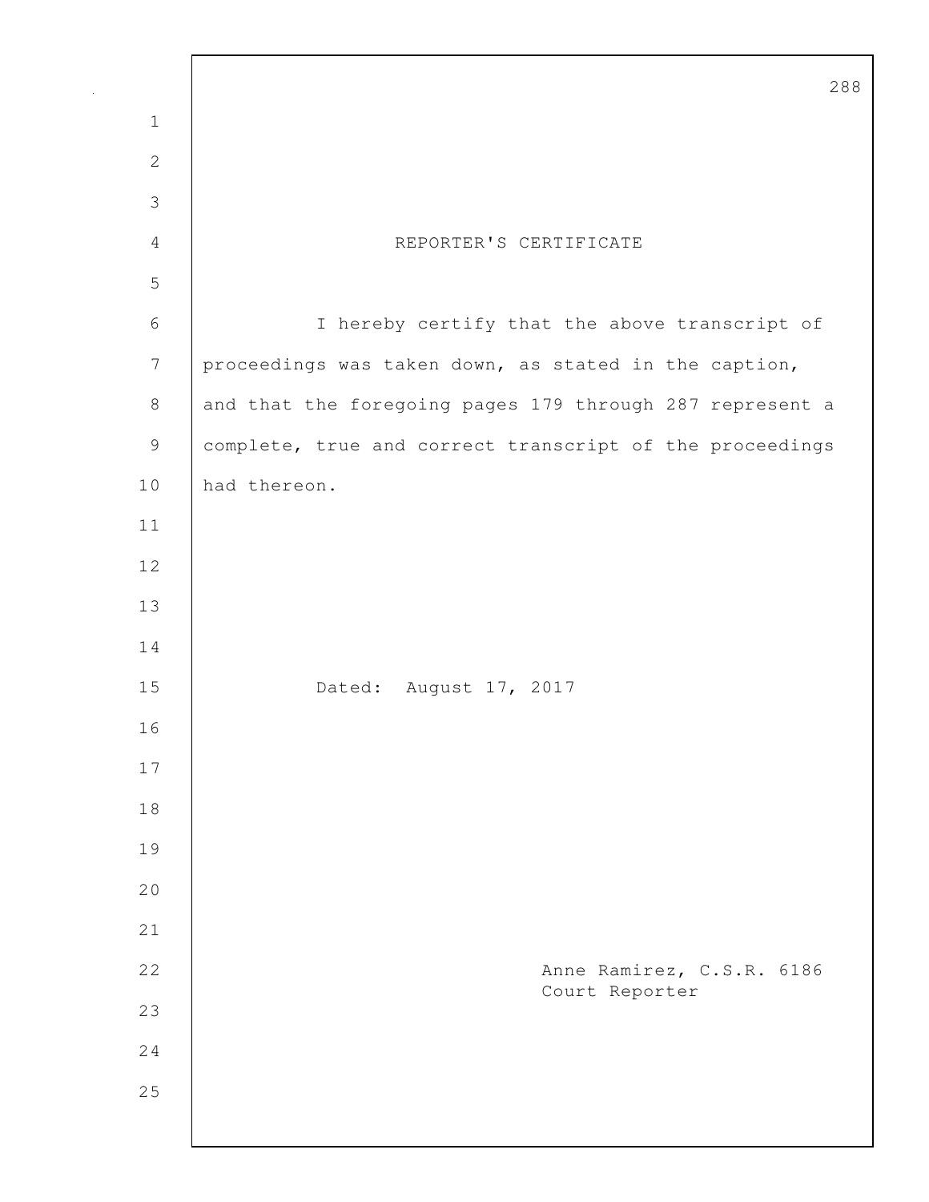# REPORTER'S CERTIFICATE

I hereby certify that the above transcript of proceedings was taken down, as stated in the caption, and that the foregoing pages 179 through 287 represent a complete, true and correct transcript of the proceedings had thereon.

Dated: August 17, 2017

Anne Ramirez, C.S.R. 6186
Court Reporter